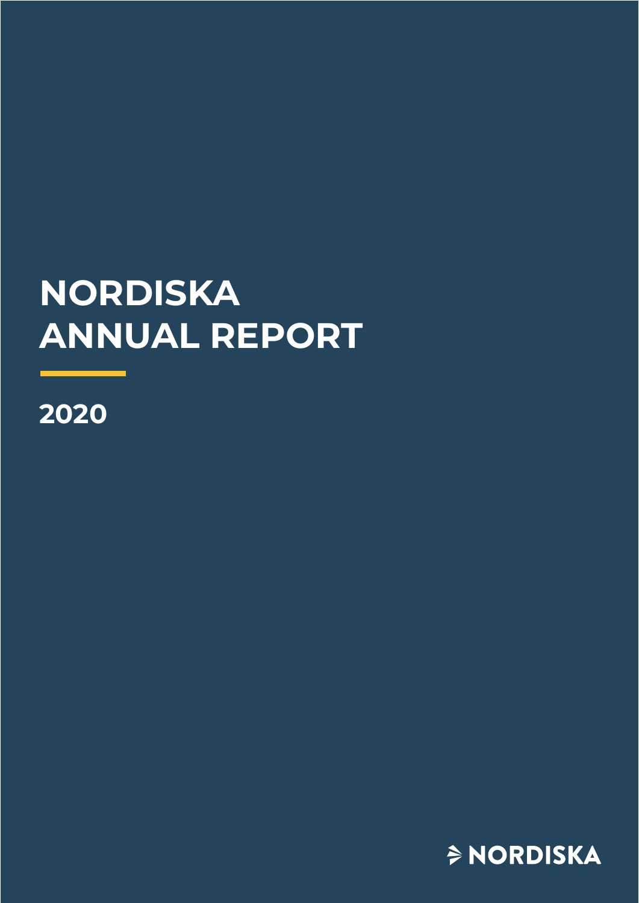# NORDISKA ANNUAL REPORT

2020

NORDISKA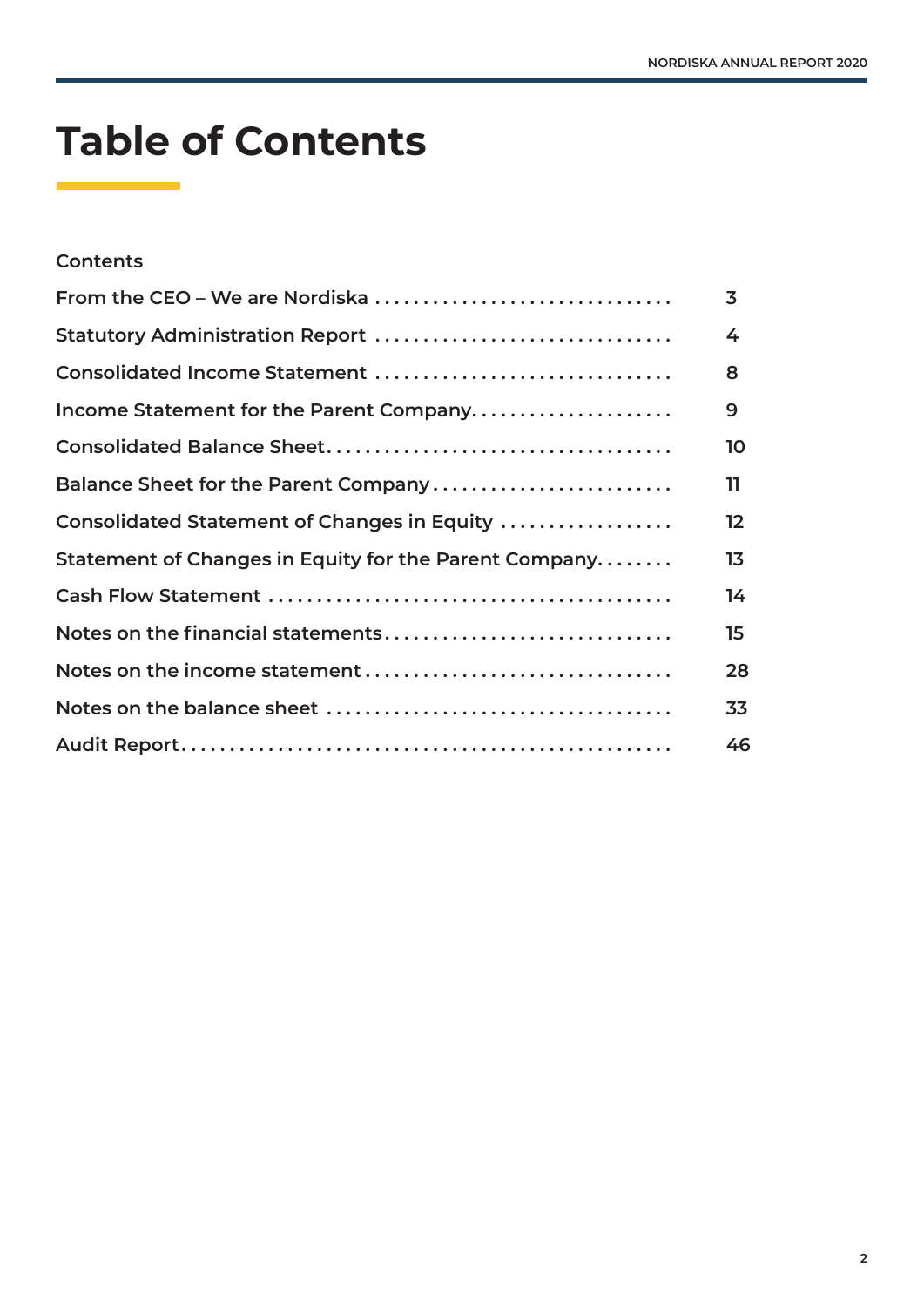# Table of Contents

**Contents**

| | |
|---|---|
| From the CEO – We are Nordiska | 3 |
| Statutory Administration Report | 4 |
| Consolidated Income Statement | 8 |
| Income Statement for the Parent Company | 9 |
| Consolidated Balance Sheet | 10 |
| Balance Sheet for the Parent Company | 11 |
| Consolidated Statement of Changes in Equity | 12 |
| Statement of Changes in Equity for the Parent Company | 13 |
| Cash Flow Statement | 14 |
| Notes on the financial statements | 15 |
| Notes on the income statement | 28 |
| Notes on the balance sheet | 33 |
| Audit Report | 46 |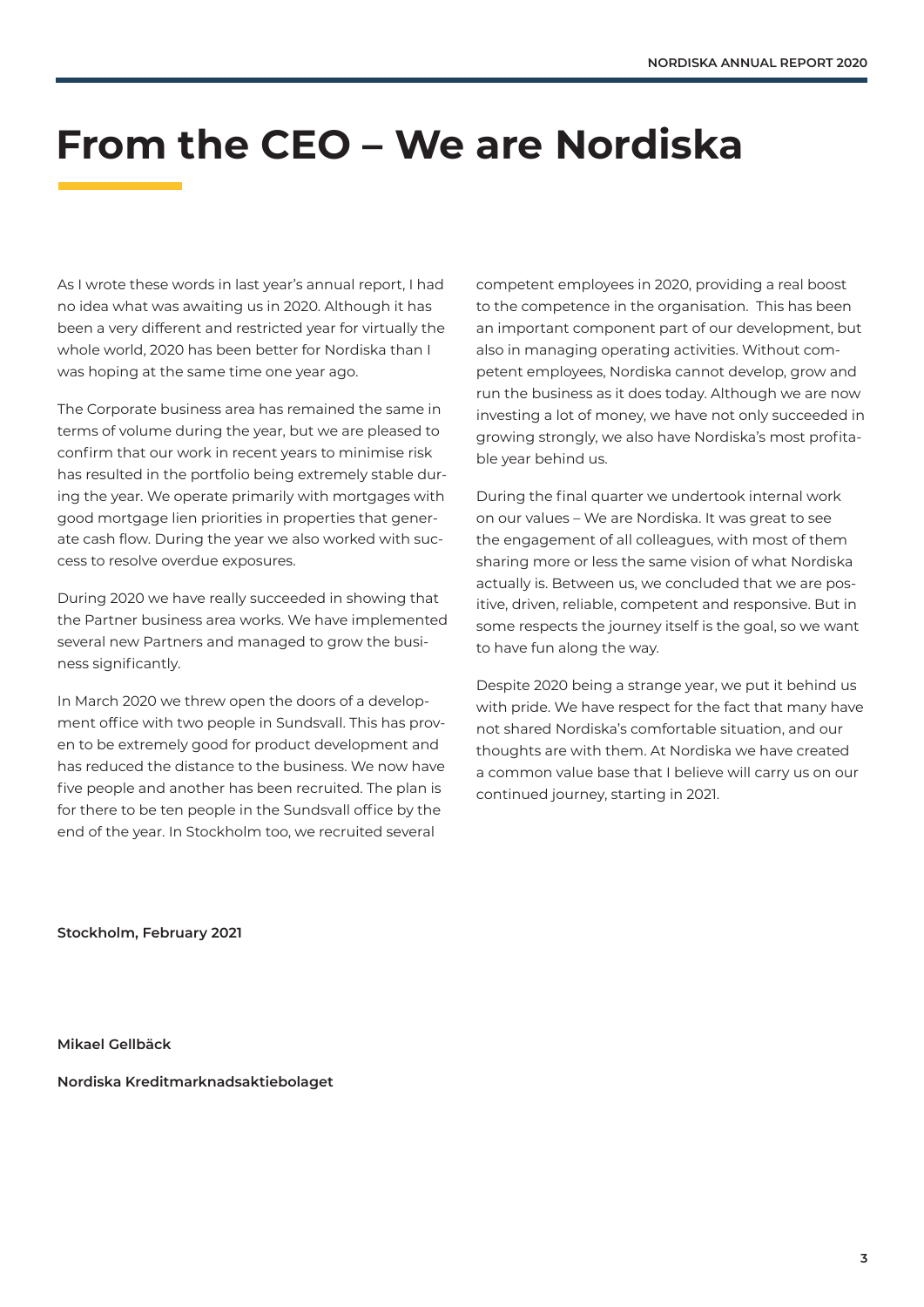# From the CEO – We are Nordiska

As I wrote these words in last year's annual report, I had no idea what was awaiting us in 2020. Although it has been a very different and restricted year for virtually the whole world, 2020 has been better for Nordiska than I was hoping at the same time one year ago.

The Corporate business area has remained the same in terms of volume during the year, but we are pleased to confirm that our work in recent years to minimise risk has resulted in the portfolio being extremely stable during the year. We operate primarily with mortgages with good mortgage lien priorities in properties that generate cash flow. During the year we also worked with success to resolve overdue exposures.

During 2020 we have really succeeded in showing that the Partner business area works. We have implemented several new Partners and managed to grow the business significantly.

In March 2020 we threw open the doors of a development office with two people in Sundsvall. This has proven to be extremely good for product development and has reduced the distance to the business. We now have five people and another has been recruited. The plan is for there to be ten people in the Sundsvall office by the end of the year. In Stockholm too, we recruited several competent employees in 2020, providing a real boost to the competence in the organisation. This has been an important component part of our development, but also in managing operating activities. Without competent employees, Nordiska cannot develop, grow and run the business as it does today. Although we are now investing a lot of money, we have not only succeeded in growing strongly, we also have Nordiska's most profitable year behind us.

During the final quarter we undertook internal work on our values – We are Nordiska. It was great to see the engagement of all colleagues, with most of them sharing more or less the same vision of what Nordiska actually is. Between us, we concluded that we are positive, driven, reliable, competent and responsive. But in some respects the journey itself is the goal, so we want to have fun along the way.

Despite 2020 being a strange year, we put it behind us with pride. We have respect for the fact that many have not shared Nordiska's comfortable situation, and our thoughts are with them. At Nordiska we have created a common value base that I believe will carry us on our continued journey, starting in 2021.

**Stockholm, February 2021**

**Mikael Gellbäck**

**Nordiska Kreditmarknadsaktiebolaget**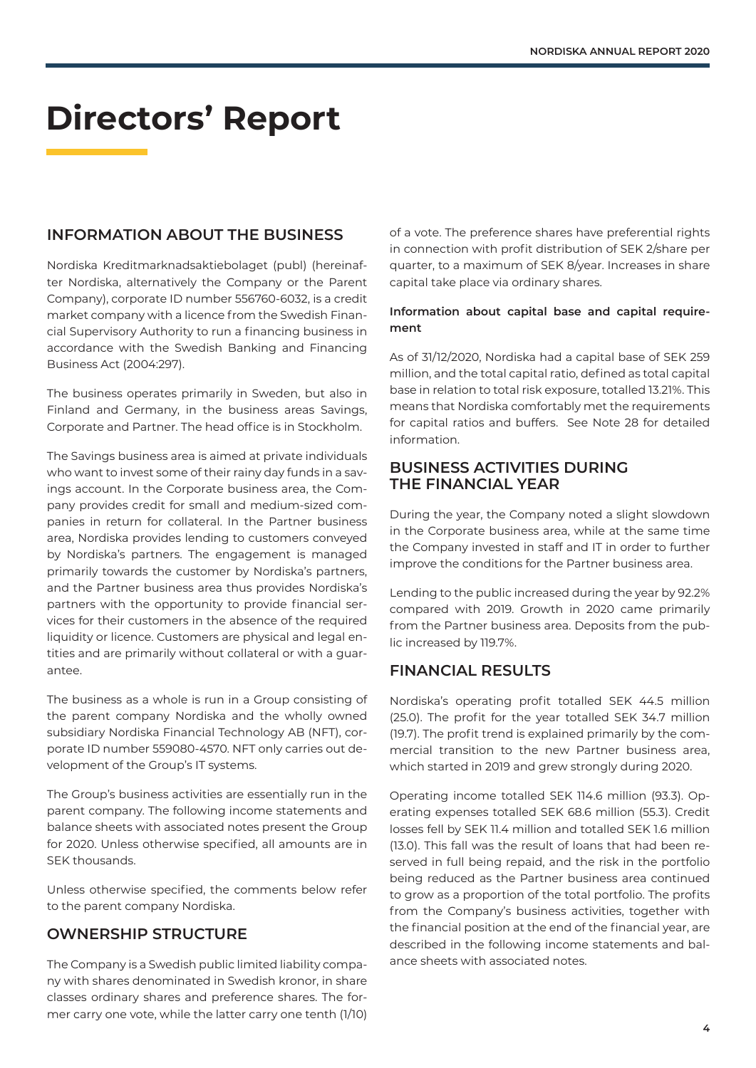# Directors' Report

## INFORMATION ABOUT THE BUSINESS

Nordiska Kreditmarknadsaktiebolaget (publ) (hereinafter Nordiska, alternatively the Company or the Parent Company), corporate ID number 556760-6032, is a credit market company with a licence from the Swedish Financial Supervisory Authority to run a financing business in accordance with the Swedish Banking and Financing Business Act (2004:297).

The business operates primarily in Sweden, but also in Finland and Germany, in the business areas Savings, Corporate and Partner. The head office is in Stockholm.

The Savings business area is aimed at private individuals who want to invest some of their rainy day funds in a savings account. In the Corporate business area, the Company provides credit for small and medium-sized companies in return for collateral. In the Partner business area, Nordiska provides lending to customers conveyed by Nordiska's partners. The engagement is managed primarily towards the customer by Nordiska's partners, and the Partner business area thus provides Nordiska's partners with the opportunity to provide financial services for their customers in the absence of the required liquidity or licence. Customers are physical and legal entities and are primarily without collateral or with a guarantee.

The business as a whole is run in a Group consisting of the parent company Nordiska and the wholly owned subsidiary Nordiska Financial Technology AB (NFT), corporate ID number 559080-4570. NFT only carries out development of the Group's IT systems.

The Group's business activities are essentially run in the parent company. The following income statements and balance sheets with associated notes present the Group for 2020. Unless otherwise specified, all amounts are in SEK thousands.

Unless otherwise specified, the comments below refer to the parent company Nordiska.

## OWNERSHIP STRUCTURE

The Company is a Swedish public limited liability company with shares denominated in Swedish kronor, in share classes ordinary shares and preference shares. The former carry one vote, while the latter carry one tenth (1/10) of a vote. The preference shares have preferential rights in connection with profit distribution of SEK 2/share per quarter, to a maximum of SEK 8/year. Increases in share capital take place via ordinary shares.

**Information about capital base and capital requirement**

As of 31/12/2020, Nordiska had a capital base of SEK 259 million, and the total capital ratio, defined as total capital base in relation to total risk exposure, totalled 13.21%. This means that Nordiska comfortably met the requirements for capital ratios and buffers. See Note 28 for detailed information.

## BUSINESS ACTIVITIES DURING THE FINANCIAL YEAR

During the year, the Company noted a slight slowdown in the Corporate business area, while at the same time the Company invested in staff and IT in order to further improve the conditions for the Partner business area.

Lending to the public increased during the year by 92.2% compared with 2019. Growth in 2020 came primarily from the Partner business area. Deposits from the public increased by 119.7%.

## FINANCIAL RESULTS

Nordiska's operating profit totalled SEK 44.5 million (25.0). The profit for the year totalled SEK 34.7 million (19.7). The profit trend is explained primarily by the commercial transition to the new Partner business area, which started in 2019 and grew strongly during 2020.

Operating income totalled SEK 114.6 million (93.3). Operating expenses totalled SEK 68.6 million (55.3). Credit losses fell by SEK 11.4 million and totalled SEK 1.6 million (13.0). This fall was the result of loans that had been reserved in full being repaid, and the risk in the portfolio being reduced as the Partner business area continued to grow as a proportion of the total portfolio. The profits from the Company's business activities, together with the financial position at the end of the financial year, are described in the following income statements and balance sheets with associated notes.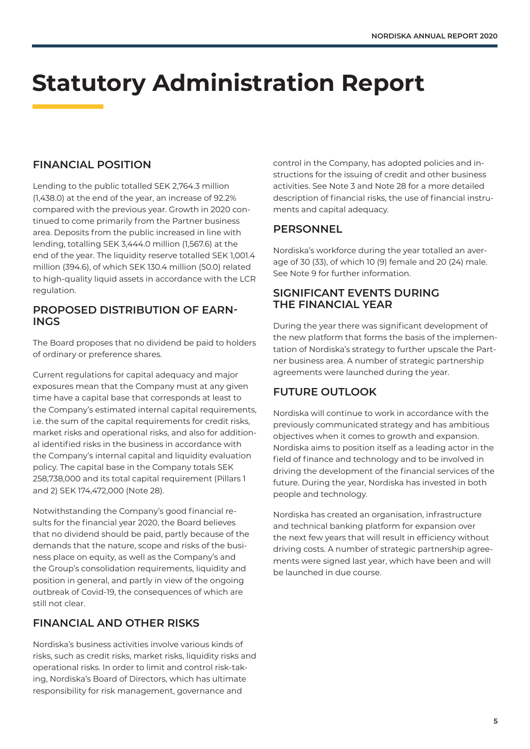# Statutory Administration Report

## FINANCIAL POSITION

Lending to the public totalled SEK 2,764.3 million (1,438.0) at the end of the year, an increase of 92.2% compared with the previous year. Growth in 2020 continued to come primarily from the Partner business area. Deposits from the public increased in line with lending, totalling SEK 3,444.0 million (1,567.6) at the end of the year. The liquidity reserve totalled SEK 1,001.4 million (394.6), of which SEK 130.4 million (50.0) related to high-quality liquid assets in accordance with the LCR regulation.

## PROPOSED DISTRIBUTION OF EARNINGS

The Board proposes that no dividend be paid to holders of ordinary or preference shares.

Current regulations for capital adequacy and major exposures mean that the Company must at any given time have a capital base that corresponds at least to the Company's estimated internal capital requirements, i.e. the sum of the capital requirements for credit risks, market risks and operational risks, and also for additional identified risks in the business in accordance with the Company's internal capital and liquidity evaluation policy. The capital base in the Company totals SEK 258,738,000 and its total capital requirement (Pillars 1 and 2) SEK 174,472,000 (Note 28).

Notwithstanding the Company's good financial results for the financial year 2020, the Board believes that no dividend should be paid, partly because of the demands that the nature, scope and risks of the business place on equity, as well as the Company's and the Group's consolidation requirements, liquidity and position in general, and partly in view of the ongoing outbreak of Covid-19, the consequences of which are still not clear.

## FINANCIAL AND OTHER RISKS

Nordiska's business activities involve various kinds of risks, such as credit risks, market risks, liquidity risks and operational risks. In order to limit and control risk-taking, Nordiska's Board of Directors, which has ultimate responsibility for risk management, governance and control in the Company, has adopted policies and instructions for the issuing of credit and other business activities. See Note 3 and Note 28 for a more detailed description of financial risks, the use of financial instruments and capital adequacy.

## PERSONNEL

Nordiska's workforce during the year totalled an average of 30 (33), of which 10 (9) female and 20 (24) male. See Note 9 for further information.

## SIGNIFICANT EVENTS DURING THE FINANCIAL YEAR

During the year there was significant development of the new platform that forms the basis of the implementation of Nordiska's strategy to further upscale the Partner business area. A number of strategic partnership agreements were launched during the year.

## FUTURE OUTLOOK

Nordiska will continue to work in accordance with the previously communicated strategy and has ambitious objectives when it comes to growth and expansion. Nordiska aims to position itself as a leading actor in the field of finance and technology and to be involved in driving the development of the financial services of the future. During the year, Nordiska has invested in both people and technology.

Nordiska has created an organisation, infrastructure and technical banking platform for expansion over the next few years that will result in efficiency without driving costs. A number of strategic partnership agreements were signed last year, which have been and will be launched in due course.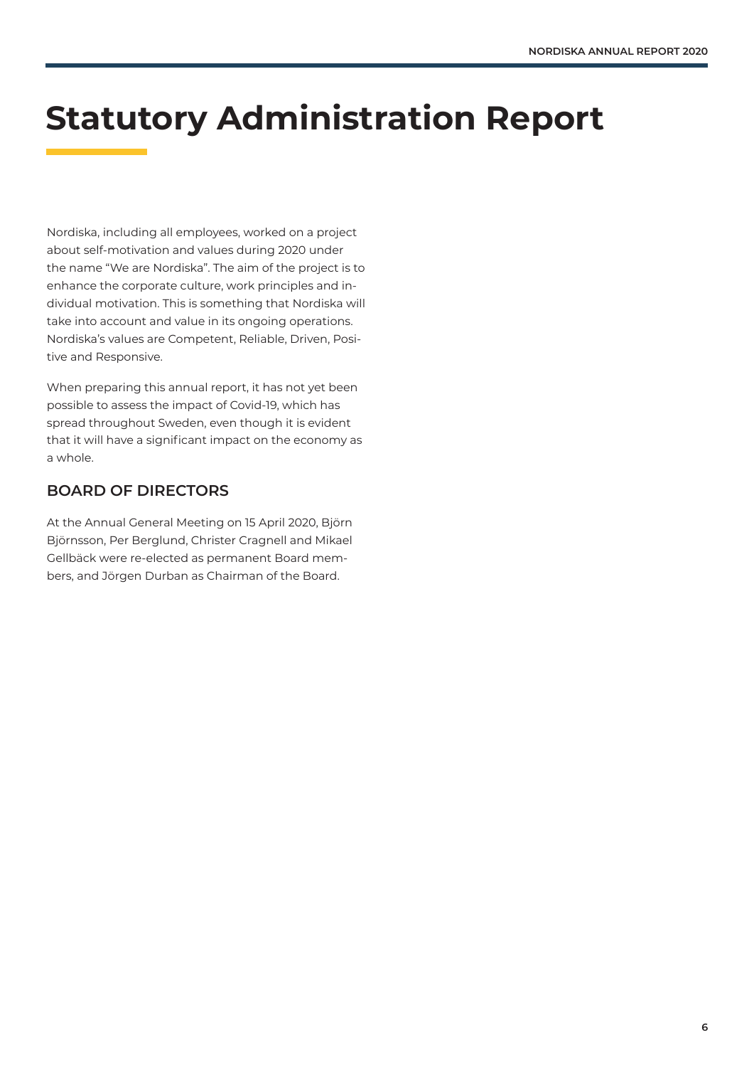# Statutory Administration Report

Nordiska, including all employees, worked on a project about self-motivation and values during 2020 under the name "We are Nordiska". The aim of the project is to enhance the corporate culture, work principles and individual motivation. This is something that Nordiska will take into account and value in its ongoing operations. Nordiska's values are Competent, Reliable, Driven, Positive and Responsive.

When preparing this annual report, it has not yet been possible to assess the impact of Covid-19, which has spread throughout Sweden, even though it is evident that it will have a significant impact on the economy as a whole.

## BOARD OF DIRECTORS

At the Annual General Meeting on 15 April 2020, Björn Björnsson, Per Berglund, Christer Cragnell and Mikael Gellbäck were re-elected as permanent Board members, and Jörgen Durban as Chairman of the Board.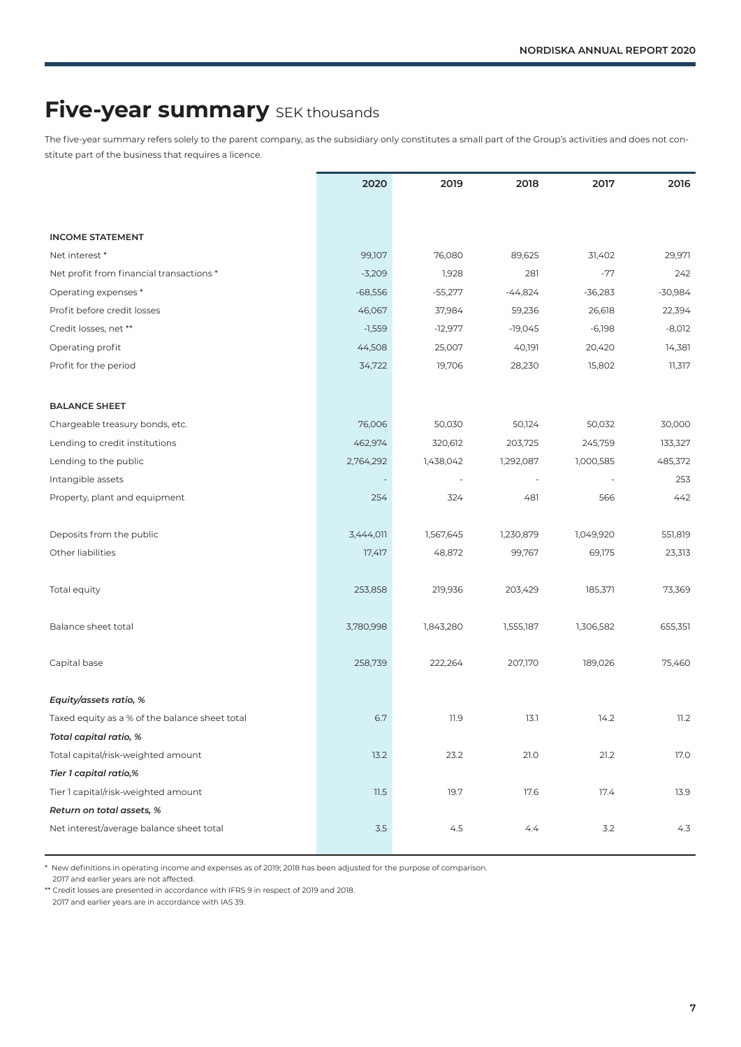# Five-year summary SEK thousands

The five-year summary refers solely to the parent company, as the subsidiary only constitutes a small part of the Group's activities and does not constitute part of the business that requires a licence.

| | 2020 | 2019 | 2018 | 2017 | 2016 |
|---|---|---|---|---|---|
| **INCOME STATEMENT** | | | | | |
| Net interest * | 99,107 | 76,080 | 89,625 | 31,402 | 29,971 |
| Net profit from financial transactions * | -3,209 | 1,928 | 281 | -77 | 242 |
| Operating expenses * | -68,556 | -55,277 | -44,824 | -36,283 | -30,984 |
| Profit before credit losses | 46,067 | 37,984 | 59,236 | 26,618 | 22,394 |
| Credit losses, net ** | -1,559 | -12,977 | -19,045 | -6,198 | -8,012 |
| Operating profit | 44,508 | 25,007 | 40,191 | 20,420 | 14,381 |
| Profit for the period | 34,722 | 19,706 | 28,230 | 15,802 | 11,317 |
| **BALANCE SHEET** | | | | | |
| Chargeable treasury bonds, etc. | 76,006 | 50,030 | 50,124 | 50,032 | 30,000 |
| Lending to credit institutions | 462,974 | 320,612 | 203,725 | 245,759 | 133,327 |
| Lending to the public | 2,764,292 | 1,438,042 | 1,292,087 | 1,000,585 | 485,372 |
| Intangible assets | - | - | - | - | 253 |
| Property, plant and equipment | 254 | 324 | 481 | 566 | 442 |
| Deposits from the public | 3,444,011 | 1,567,645 | 1,230,879 | 1,049,920 | 551,819 |
| Other liabilities | 17,417 | 48,872 | 99,767 | 69,175 | 23,313 |
| Total equity | 253,858 | 219,936 | 203,429 | 185,371 | 73,369 |
| Balance sheet total | 3,780,998 | 1,843,280 | 1,555,187 | 1,306,582 | 655,351 |
| Capital base | 258,739 | 222,264 | 207,170 | 189,026 | 75,460 |
| ***Equity/assets ratio, %*** | | | | | |
| Taxed equity as a % of the balance sheet total | 6.7 | 11.9 | 13.1 | 14.2 | 11.2 |
| ***Total capital ratio, %*** | | | | | |
| Total capital/risk-weighted amount | 13.2 | 23.2 | 21.0 | 21.2 | 17.0 |
| ***Tier 1 capital ratio,%*** | | | | | |
| Tier 1 capital/risk-weighted amount | 11.5 | 19.7 | 17.6 | 17.4 | 13.9 |
| ***Return on total assets, %*** | | | | | |
| Net interest/average balance sheet total | 3.5 | 4.5 | 4.4 | 3.2 | 4.3 |

\* New definitions in operating income and expenses as of 2019; 2018 has been adjusted for the purpose of comparison. 2017 and earlier years are not affected.

\*\* Credit losses are presented in accordance with IFRS 9 in respect of 2019 and 2018. 2017 and earlier years are in accordance with IAS 39.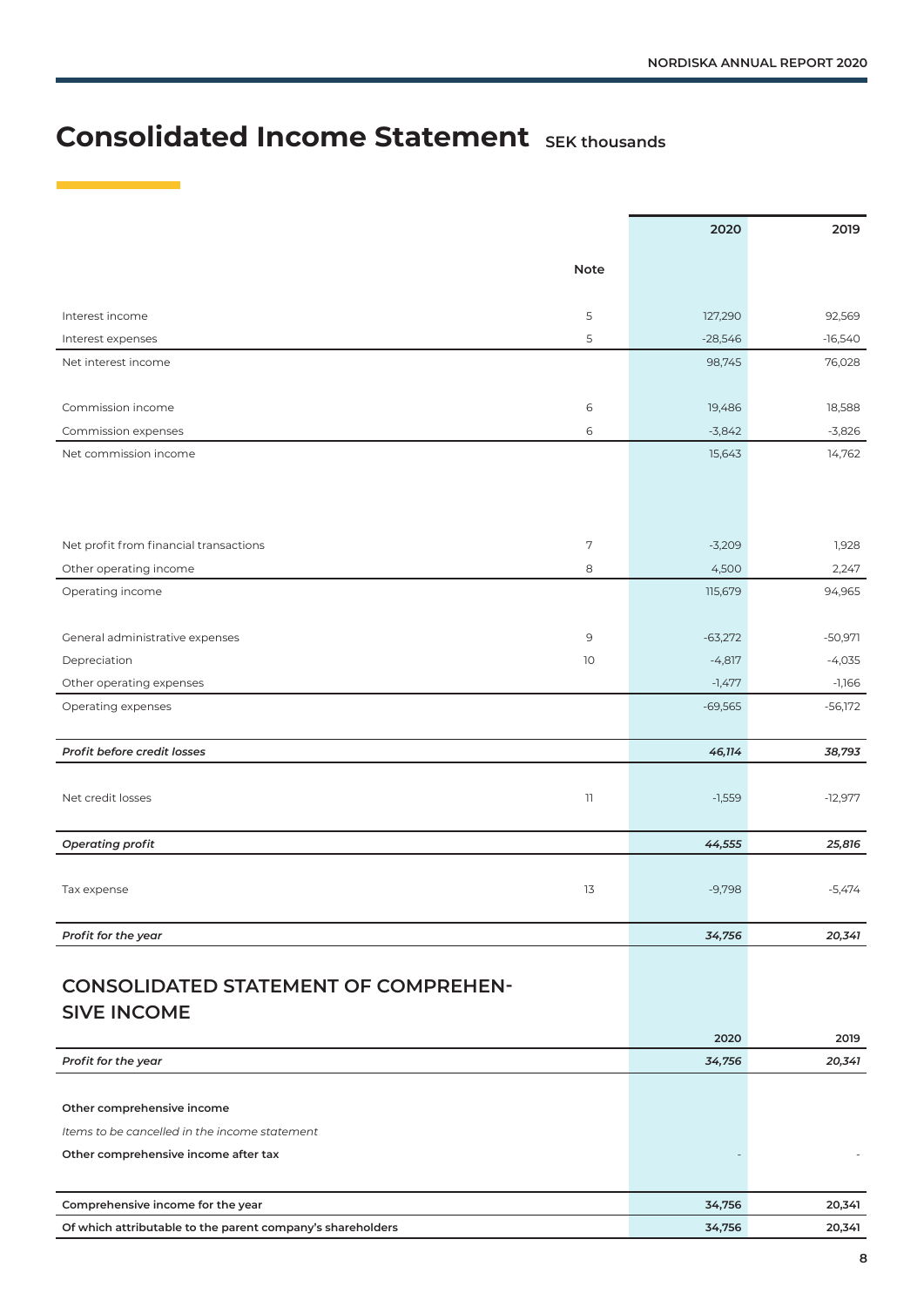# Consolidated Income Statement SEK thousands

| | Note | 2020 | 2019 |
|---|---|---|---|
| Interest income | 5 | 127,290 | 92,569 |
| Interest expenses | 5 | -28,546 | -16,540 |
| Net interest income | | 98,745 | 76,028 |
| | | | |
| Commission income | 6 | 19,486 | 18,588 |
| Commission expenses | 6 | -3,842 | -3,826 |
| Net commission income | | 15,643 | 14,762 |
| | | | |
| Net profit from financial transactions | 7 | -3,209 | 1,928 |
| Other operating income | 8 | 4,500 | 2,247 |
| Operating income | | 115,679 | 94,965 |
| | | | |
| General administrative expenses | 9 | -63,272 | -50,971 |
| Depreciation | 10 | -4,817 | -4,035 |
| Other operating expenses | | -1,477 | -1,166 |
| Operating expenses | | -69,565 | -56,172 |
| | | | |
| ***Profit before credit losses*** | | ***46,114*** | ***38,793*** |
| | | | |
| Net credit losses | 11 | -1,559 | -12,977 |
| | | | |
| ***Operating profit*** | | ***44,555*** | ***25,816*** |
| | | | |
| Tax expense | 13 | -9,798 | -5,474 |
| | | | |
| ***Profit for the year*** | | ***34,756*** | ***20,341*** |

## CONSOLIDATED STATEMENT OF COMPREHENSIVE INCOME

| | 2020 | 2019 |
|---|---|---|
| ***Profit for the year*** | ***34,756*** | ***20,341*** |
| | | |
| **Other comprehensive income** | | |
| *Items to be cancelled in the income statement* | | |
| **Other comprehensive income after tax** | - | - |
| | | |
| **Comprehensive income for the year** | **34,756** | **20,341** |
| **Of which attributable to the parent company's shareholders** | **34,756** | **20,341** |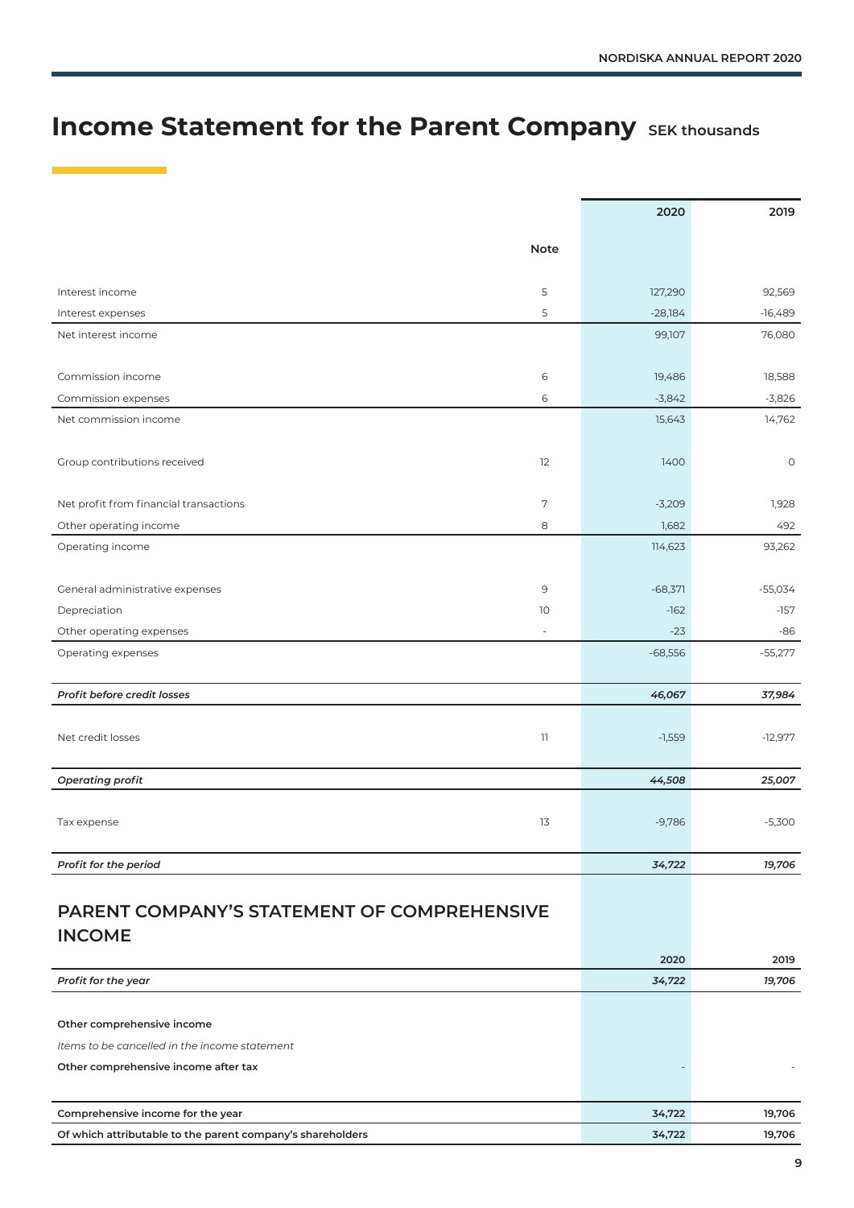# Income Statement for the Parent Company SEK thousands

| | Note | 2020 | 2019 |
|---|---|---|---|
| Interest income | 5 | 127,290 | 92,569 |
| Interest expenses | 5 | -28,184 | -16,489 |
| Net interest income | | 99,107 | 76,080 |
| | | | |
| Commission income | 6 | 19,486 | 18,588 |
| Commission expenses | 6 | -3,842 | -3,826 |
| Net commission income | | 15,643 | 14,762 |
| | | | |
| Group contributions received | 12 | 1400 | 0 |
| | | | |
| Net profit from financial transactions | 7 | -3,209 | 1,928 |
| Other operating income | 8 | 1,682 | 492 |
| Operating income | | 114,623 | 93,262 |
| | | | |
| General administrative expenses | 9 | -68,371 | -55,034 |
| Depreciation | 10 | -162 | -157 |
| Other operating expenses | - | -23 | -86 |
| Operating expenses | | -68,556 | -55,277 |
| | | | |
| ***Profit before credit losses*** | | ***46,067*** | ***37,984*** |
| | | | |
| Net credit losses | 11 | -1,559 | -12,977 |
| | | | |
| ***Operating profit*** | | ***44,508*** | ***25,007*** |
| | | | |
| Tax expense | 13 | -9,786 | -5,300 |
| | | | |
| ***Profit for the period*** | | ***34,722*** | ***19,706*** |

## PARENT COMPANY'S STATEMENT OF COMPREHENSIVE INCOME

| | 2020 | 2019 |
|---|---|---|
| ***Profit for the year*** | ***34,722*** | ***19,706*** |
| | | |
| **Other comprehensive income** | | |
| *Items to be cancelled in the income statement* | | |
| **Other comprehensive income after tax** | - | - |
| | | |
| **Comprehensive income for the year** | **34,722** | **19,706** |
| **Of which attributable to the parent company's shareholders** | **34,722** | **19,706** |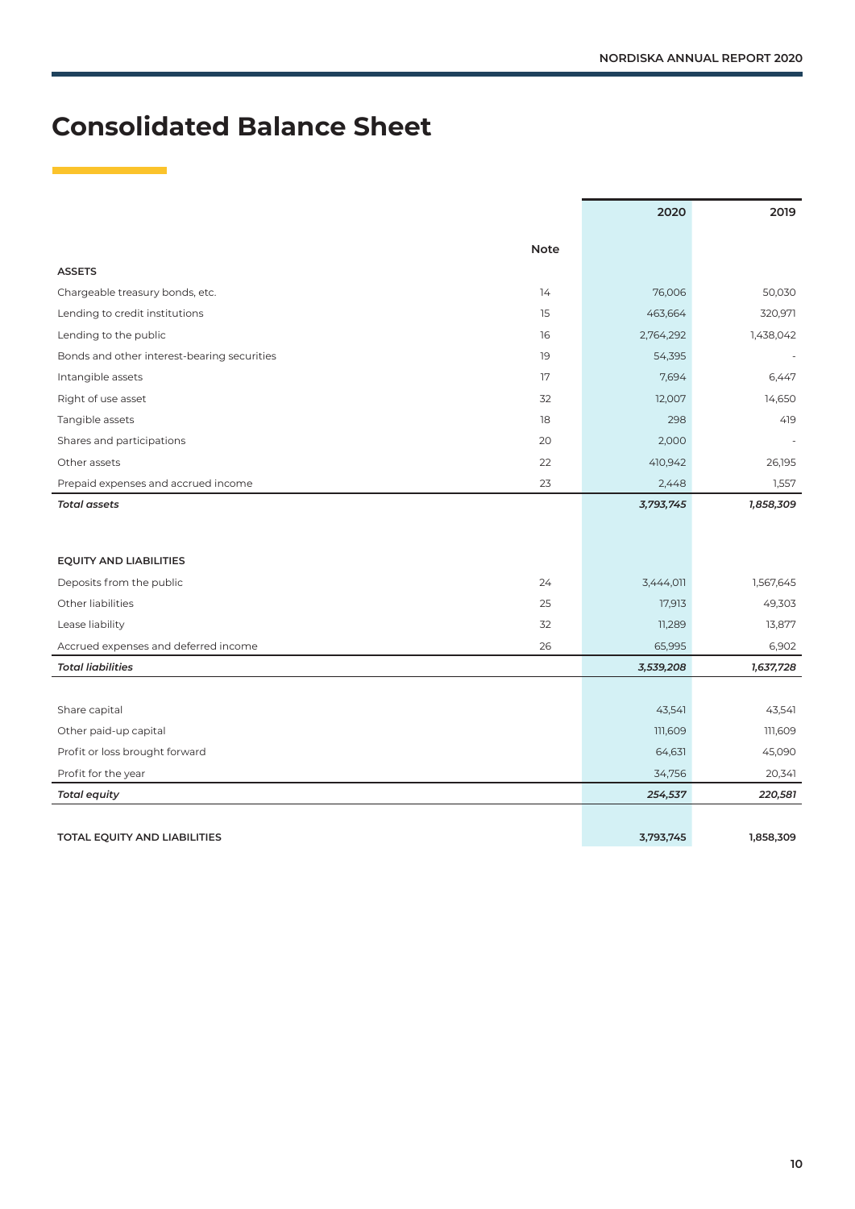# Consolidated Balance Sheet

| | Note | 2020 | 2019 |
|---|---|---|---|
| **ASSETS** | | | |
| Chargeable treasury bonds, etc. | 14 | 76,006 | 50,030 |
| Lending to credit institutions | 15 | 463,664 | 320,971 |
| Lending to the public | 16 | 2,764,292 | 1,438,042 |
| Bonds and other interest-bearing securities | 19 | 54,395 | - |
| Intangible assets | 17 | 7,694 | 6,447 |
| Right of use asset | 32 | 12,007 | 14,650 |
| Tangible assets | 18 | 298 | 419 |
| Shares and participations | 20 | 2,000 | - |
| Other assets | 22 | 410,942 | 26,195 |
| Prepaid expenses and accrued income | 23 | 2,448 | 1,557 |
| ***Total assets*** | | ***3,793,745*** | ***1,858,309*** |
| | | | |
| **EQUITY AND LIABILITIES** | | | |
| Deposits from the public | 24 | 3,444,011 | 1,567,645 |
| Other liabilities | 25 | 17,913 | 49,303 |
| Lease liability | 32 | 11,289 | 13,877 |
| Accrued expenses and deferred income | 26 | 65,995 | 6,902 |
| ***Total liabilities*** | | ***3,539,208*** | ***1,637,728*** |
| | | | |
| Share capital | | 43,541 | 43,541 |
| Other paid-up capital | | 111,609 | 111,609 |
| Profit or loss brought forward | | 64,631 | 45,090 |
| Profit for the year | | 34,756 | 20,341 |
| ***Total equity*** | | ***254,537*** | ***220,581*** |
| | | | |
| **TOTAL EQUITY AND LIABILITIES** | | **3,793,745** | **1,858,309** |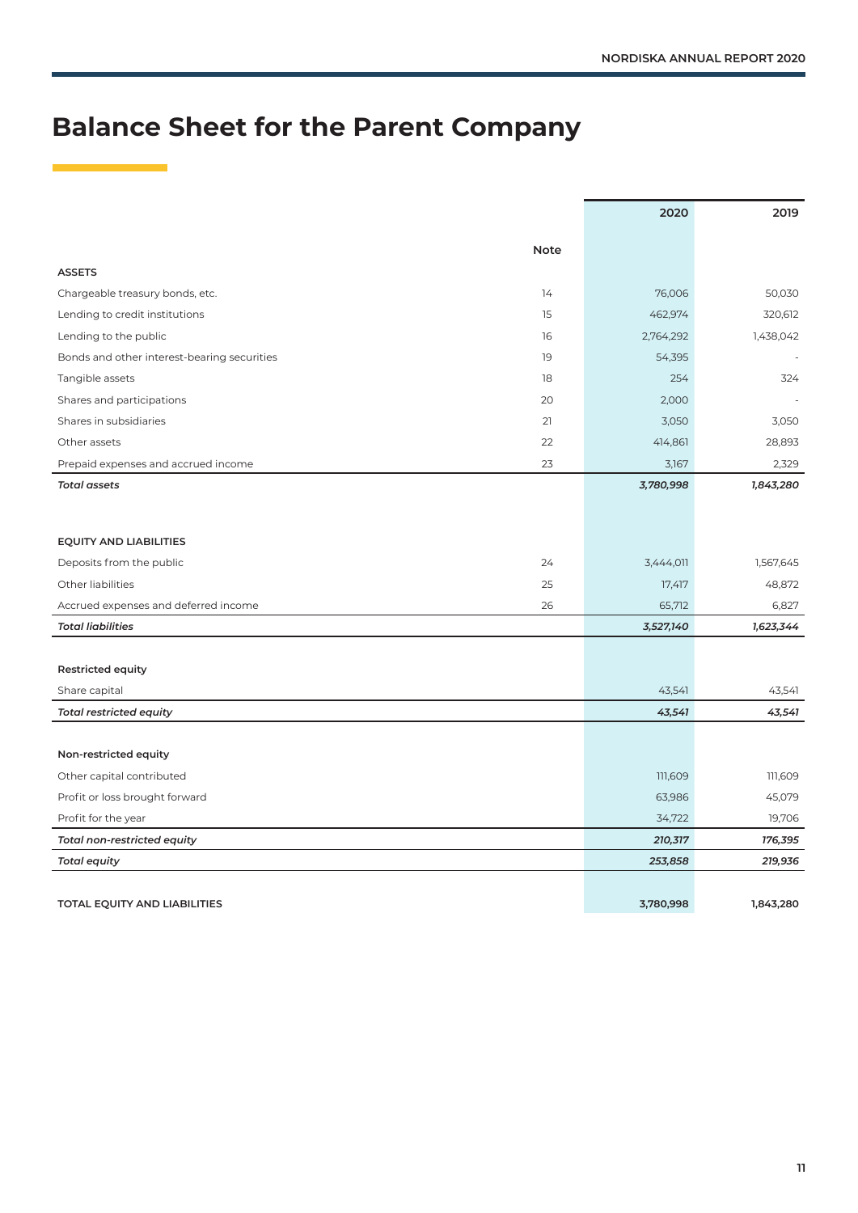# Balance Sheet for the Parent Company

| | Note | 2020 | 2019 |
|---|---|---|---|
| **ASSETS** | | | |
| Chargeable treasury bonds, etc. | 14 | 76,006 | 50,030 |
| Lending to credit institutions | 15 | 462,974 | 320,612 |
| Lending to the public | 16 | 2,764,292 | 1,438,042 |
| Bonds and other interest-bearing securities | 19 | 54,395 | - |
| Tangible assets | 18 | 254 | 324 |
| Shares and participations | 20 | 2,000 | - |
| Shares in subsidiaries | 21 | 3,050 | 3,050 |
| Other assets | 22 | 414,861 | 28,893 |
| Prepaid expenses and accrued income | 23 | 3,167 | 2,329 |
| ***Total assets*** | | ***3,780,998*** | ***1,843,280*** |
| | | | |
| **EQUITY AND LIABILITIES** | | | |
| Deposits from the public | 24 | 3,444,011 | 1,567,645 |
| Other liabilities | 25 | 17,417 | 48,872 |
| Accrued expenses and deferred income | 26 | 65,712 | 6,827 |
| ***Total liabilities*** | | ***3,527,140*** | ***1,623,344*** |
| | | | |
| **Restricted equity** | | | |
| Share capital | | 43,541 | 43,541 |
| ***Total restricted equity*** | | ***43,541*** | ***43,541*** |
| | | | |
| **Non-restricted equity** | | | |
| Other capital contributed | | 111,609 | 111,609 |
| Profit or loss brought forward | | 63,986 | 45,079 |
| Profit for the year | | 34,722 | 19,706 |
| ***Total non-restricted equity*** | | ***210,317*** | ***176,395*** |
| ***Total equity*** | | ***253,858*** | ***219,936*** |
| | | | |
| **TOTAL EQUITY AND LIABILITIES** | | **3,780,998** | **1,843,280** |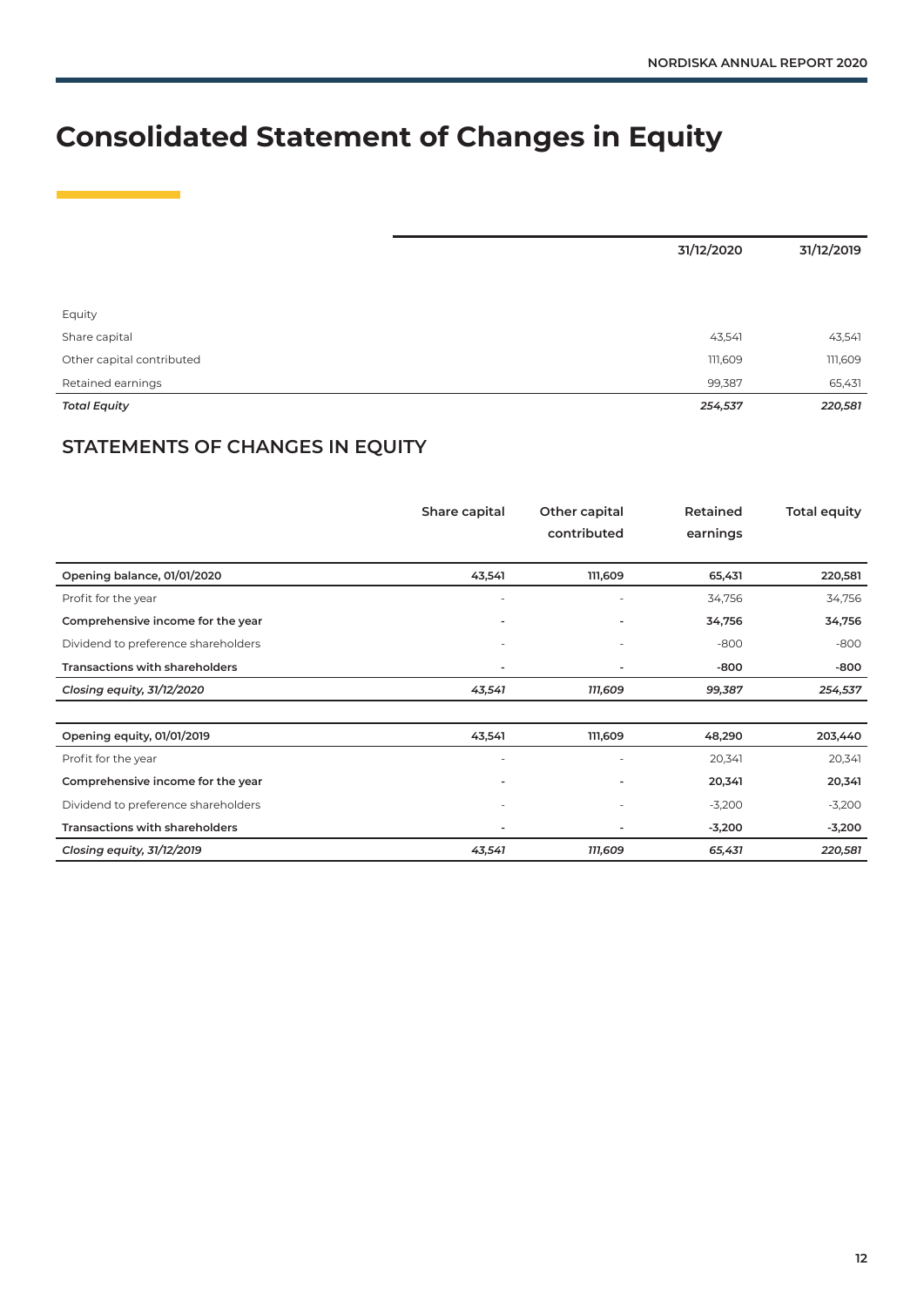# Consolidated Statement of Changes in Equity

| | 31/12/2020 | 31/12/2019 |
|---|---|---|
| Equity | | |
| Share capital | 43,541 | 43,541 |
| Other capital contributed | 111,609 | 111,609 |
| Retained earnings | 99,387 | 65,431 |
| ***Total Equity*** | ***254,537*** | ***220,581*** |

## STATEMENTS OF CHANGES IN EQUITY

| | Share capital | Other capital contributed | Retained earnings | Total equity |
|---|---|---|---|---|
| **Opening balance, 01/01/2020** | **43,541** | **111,609** | **65,431** | **220,581** |
| Profit for the year | - | - | 34,756 | 34,756 |
| **Comprehensive income for the year** | **-** | **-** | **34,756** | **34,756** |
| Dividend to preference shareholders | - | - | -800 | -800 |
| **Transactions with shareholders** | **-** | **-** | **-800** | **-800** |
| ***Closing equity, 31/12/2020*** | ***43,541*** | ***111,609*** | ***99,387*** | ***254,537*** |
| | | | | |
| **Opening equity, 01/01/2019** | **43,541** | **111,609** | **48,290** | **203,440** |
| Profit for the year | - | - | 20,341 | 20,341 |
| **Comprehensive income for the year** | **-** | **-** | **20,341** | **20,341** |
| Dividend to preference shareholders | - | - | -3,200 | -3,200 |
| **Transactions with shareholders** | **-** | **-** | **-3,200** | **-3,200** |
| ***Closing equity, 31/12/2019*** | ***43,541*** | ***111,609*** | ***65,431*** | ***220,581*** |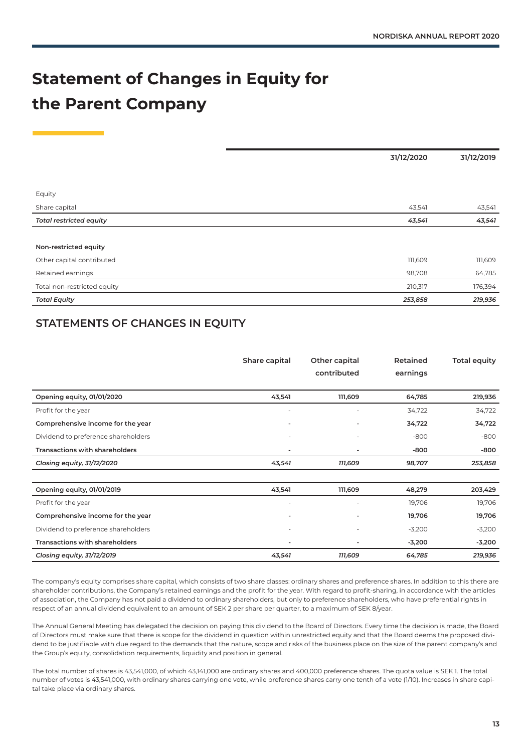# Statement of Changes in Equity for the Parent Company

| | 31/12/2020 | 31/12/2019 |
|---|---|---|
| Equity | | |
| Share capital | 43,541 | 43,541 |
| *Total restricted equity* | *43,541* | *43,541* |
| | | |
| **Non-restricted equity** | | |
| Other capital contributed | 111,609 | 111,609 |
| Retained earnings | 98,708 | 64,785 |
| Total non-restricted equity | 210,317 | 176,394 |
| ***Total Equity*** | ***253,858*** | ***219,936*** |

## STATEMENTS OF CHANGES IN EQUITY

| | Share capital | Other capital contributed | Retained earnings | Total equity |
|---|---|---|---|---|
| **Opening equity, 01/01/2020** | **43,541** | **111,609** | **64,785** | **219,936** |
| Profit for the year | - | - | 34,722 | 34,722 |
| **Comprehensive income for the year** | **-** | **-** | **34,722** | **34,722** |
| Dividend to preference shareholders | - | - | -800 | -800 |
| **Transactions with shareholders** | **-** | **-** | **-800** | **-800** |
| ***Closing equity, 31/12/2020*** | ***43,541*** | ***111,609*** | ***98,707*** | ***253,858*** |
| | | | | |
| **Opening equity, 01/01/2019** | **43,541** | **111,609** | **48,279** | **203,429** |
| Profit for the year | - | - | 19,706 | 19,706 |
| **Comprehensive income for the year** | **-** | **-** | **19,706** | **19,706** |
| Dividend to preference shareholders | - | - | -3,200 | -3,200 |
| **Transactions with shareholders** | **-** | **-** | **-3,200** | **-3,200** |
| ***Closing equity, 31/12/2019*** | ***43,541*** | ***111,609*** | ***64,785*** | ***219,936*** |

The company's equity comprises share capital, which consists of two share classes: ordinary shares and preference shares. In addition to this there are shareholder contributions, the Company's retained earnings and the profit for the year. With regard to profit-sharing, in accordance with the articles of association, the Company has not paid a dividend to ordinary shareholders, but only to preference shareholders, who have preferential rights in respect of an annual dividend equivalent to an amount of SEK 2 per share per quarter, to a maximum of SEK 8/year.

The Annual General Meeting has delegated the decision on paying this dividend to the Board of Directors. Every time the decision is made, the Board of Directors must make sure that there is scope for the dividend in question within unrestricted equity and that the Board deems the proposed dividend to be justifiable with due regard to the demands that the nature, scope and risks of the business place on the size of the parent company's and the Group's equity, consolidation requirements, liquidity and position in general.

The total number of shares is 43,541,000, of which 43,141,000 are ordinary shares and 400,000 preference shares. The quota value is SEK 1. The total number of votes is 43,541,000, with ordinary shares carrying one vote, while preference shares carry one tenth of a vote (1/10). Increases in share capital take place via ordinary shares.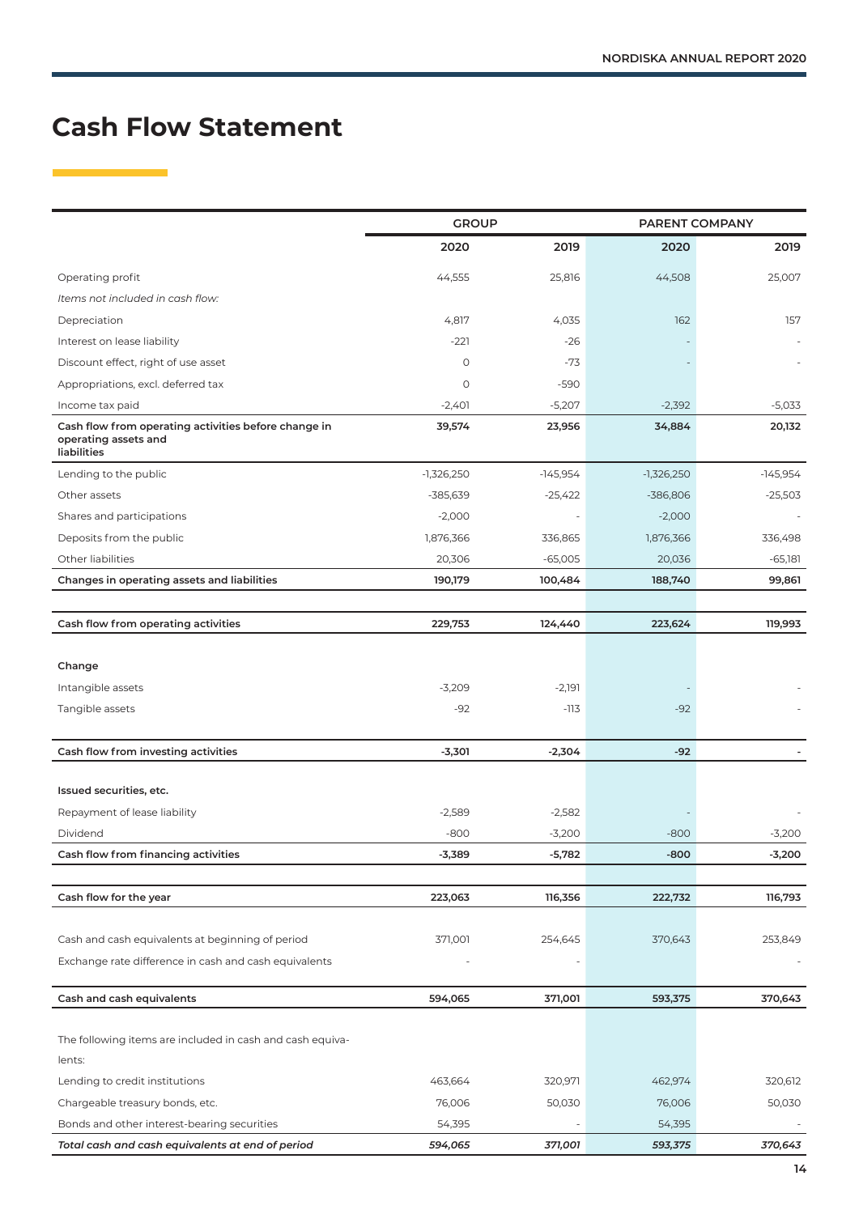# Cash Flow Statement

| | GROUP | | PARENT COMPANY | |
|---|---|---|---|---|
| | 2020 | 2019 | 2020 | 2019 |
| Operating profit | 44,555 | 25,816 | 44,508 | 25,007 |
| *Items not included in cash flow:* | | | | |
| Depreciation | 4,817 | 4,035 | 162 | 157 |
| Interest on lease liability | -221 | -26 | - | - |
| Discount effect, right of use asset | 0 | -73 | - | - |
| Appropriations, excl. deferred tax | 0 | -590 | | |
| Income tax paid | -2,401 | -5,207 | -2,392 | -5,033 |
| **Cash flow from operating activities before change in operating assets and liabilities** | **39,574** | **23,956** | **34,884** | **20,132** |
| Lending to the public | -1,326,250 | -145,954 | -1,326,250 | -145,954 |
| Other assets | -385,639 | -25,422 | -386,806 | -25,503 |
| Shares and participations | -2,000 | - | -2,000 | - |
| Deposits from the public | 1,876,366 | 336,865 | 1,876,366 | 336,498 |
| Other liabilities | 20,306 | -65,005 | 20,036 | -65,181 |
| **Changes in operating assets and liabilities** | **190,179** | **100,484** | **188,740** | **99,861** |
| **Cash flow from operating activities** | **229,753** | **124,440** | **223,624** | **119,993** |
| **Change** | | | | |
| Intangible assets | -3,209 | -2,191 | - | - |
| Tangible assets | -92 | -113 | -92 | - |
| **Cash flow from investing activities** | **-3,301** | **-2,304** | **-92** | **-** |
| **Issued securities, etc.** | | | | |
| Repayment of lease liability | -2,589 | -2,582 | - | - |
| Dividend | -800 | -3,200 | -800 | -3,200 |
| **Cash flow from financing activities** | **-3,389** | **-5,782** | **-800** | **-3,200** |
| **Cash flow for the year** | **223,063** | **116,356** | **222,732** | **116,793** |
| Cash and cash equivalents at beginning of period | 371,001 | 254,645 | 370,643 | 253,849 |
| Exchange rate difference in cash and cash equivalents | - | - | | - |
| **Cash and cash equivalents** | **594,065** | **371,001** | **593,375** | **370,643** |
| The following items are included in cash and cash equivalents: | | | | |
| Lending to credit institutions | 463,664 | 320,971 | 462,974 | 320,612 |
| Chargeable treasury bonds, etc. | 76,006 | 50,030 | 76,006 | 50,030 |
| Bonds and other interest-bearing securities | 54,395 | - | 54,395 | - |
| ***Total cash and cash equivalents at end of period*** | ***594,065*** | ***371,001*** | ***593,375*** | ***370,643*** |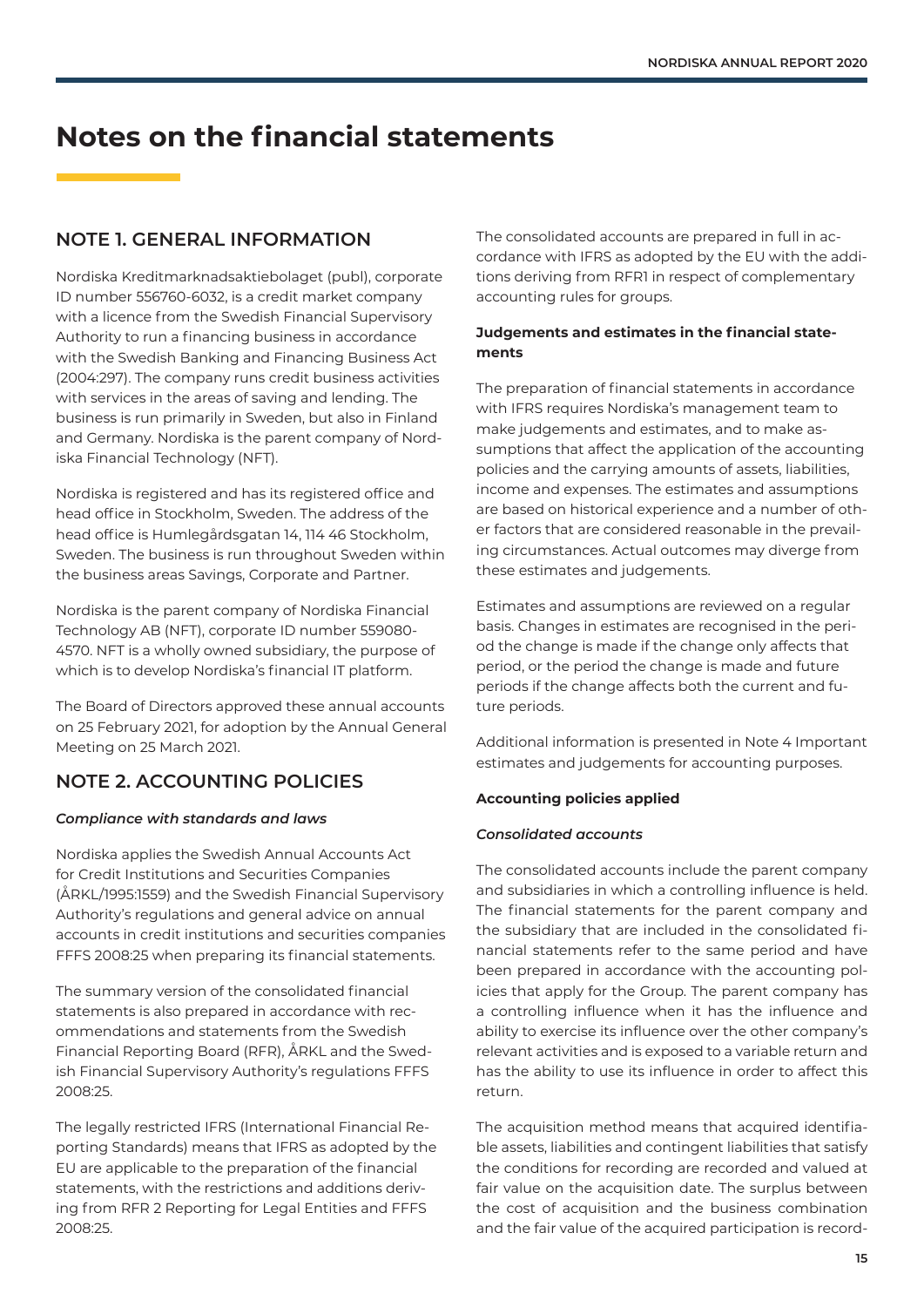# Notes on the financial statements

## NOTE 1. GENERAL INFORMATION

Nordiska Kreditmarknadsaktiebolaget (publ), corporate ID number 556760-6032, is a credit market company with a licence from the Swedish Financial Supervisory Authority to run a financing business in accordance with the Swedish Banking and Financing Business Act (2004:297). The company runs credit business activities with services in the areas of saving and lending. The business is run primarily in Sweden, but also in Finland and Germany. Nordiska is the parent company of Nordiska Financial Technology (NFT).

Nordiska is registered and has its registered office and head office in Stockholm, Sweden. The address of the head office is Humlegårdsgatan 14, 114 46 Stockholm, Sweden. The business is run throughout Sweden within the business areas Savings, Corporate and Partner.

Nordiska is the parent company of Nordiska Financial Technology AB (NFT), corporate ID number 559080-4570. NFT is a wholly owned subsidiary, the purpose of which is to develop Nordiska's financial IT platform.

The Board of Directors approved these annual accounts on 25 February 2021, for adoption by the Annual General Meeting on 25 March 2021.

## NOTE 2. ACCOUNTING POLICIES

*Compliance with standards and laws*

Nordiska applies the Swedish Annual Accounts Act for Credit Institutions and Securities Companies (ÅRKL/1995:1559) and the Swedish Financial Supervisory Authority's regulations and general advice on annual accounts in credit institutions and securities companies FFFS 2008:25 when preparing its financial statements.

The summary version of the consolidated financial statements is also prepared in accordance with recommendations and statements from the Swedish Financial Reporting Board (RFR), ÅRKL and the Swedish Financial Supervisory Authority's regulations FFFS 2008:25.

The legally restricted IFRS (International Financial Reporting Standards) means that IFRS as adopted by the EU are applicable to the preparation of the financial statements, with the restrictions and additions deriving from RFR 2 Reporting for Legal Entities and FFFS 2008:25.

The consolidated accounts are prepared in full in accordance with IFRS as adopted by the EU with the additions deriving from RFR1 in respect of complementary accounting rules for groups.

**Judgements and estimates in the financial statements**

The preparation of financial statements in accordance with IFRS requires Nordiska's management team to make judgements and estimates, and to make assumptions that affect the application of the accounting policies and the carrying amounts of assets, liabilities, income and expenses. The estimates and assumptions are based on historical experience and a number of other factors that are considered reasonable in the prevailing circumstances. Actual outcomes may diverge from these estimates and judgements.

Estimates and assumptions are reviewed on a regular basis. Changes in estimates are recognised in the period the change is made if the change only affects that period, or the period the change is made and future periods if the change affects both the current and future periods.

Additional information is presented in Note 4 Important estimates and judgements for accounting purposes.

**Accounting policies applied**

*Consolidated accounts*

The consolidated accounts include the parent company and subsidiaries in which a controlling influence is held. The financial statements for the parent company and the subsidiary that are included in the consolidated financial statements refer to the same period and have been prepared in accordance with the accounting policies that apply for the Group. The parent company has a controlling influence when it has the influence and ability to exercise its influence over the other company's relevant activities and is exposed to a variable return and has the ability to use its influence in order to affect this return.

The acquisition method means that acquired identifiable assets, liabilities and contingent liabilities that satisfy the conditions for recording are recorded and valued at fair value on the acquisition date. The surplus between the cost of acquisition and the business combination and the fair value of the acquired participation is record-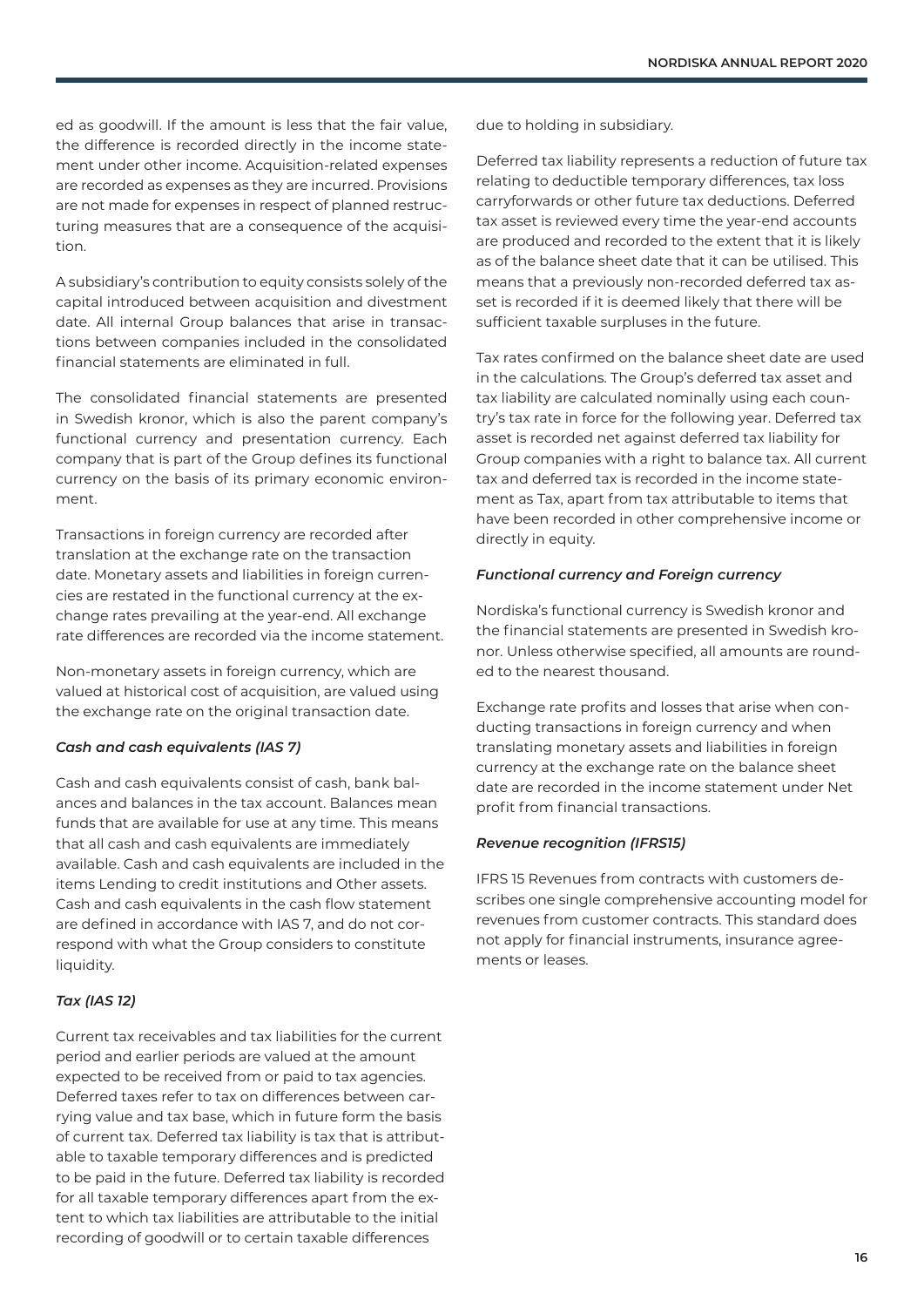ed as goodwill. If the amount is less that the fair value, the difference is recorded directly in the income statement under other income. Acquisition-related expenses are recorded as expenses as they are incurred. Provisions are not made for expenses in respect of planned restructuring measures that are a consequence of the acquisition.

A subsidiary's contribution to equity consists solely of the capital introduced between acquisition and divestment date. All internal Group balances that arise in transactions between companies included in the consolidated financial statements are eliminated in full.

The consolidated financial statements are presented in Swedish kronor, which is also the parent company's functional currency and presentation currency. Each company that is part of the Group defines its functional currency on the basis of its primary economic environment.

Transactions in foreign currency are recorded after translation at the exchange rate on the transaction date. Monetary assets and liabilities in foreign currencies are restated in the functional currency at the exchange rates prevailing at the year-end. All exchange rate differences are recorded via the income statement.

Non-monetary assets in foreign currency, which are valued at historical cost of acquisition, are valued using the exchange rate on the original transaction date.

### *Cash and cash equivalents (IAS 7)*

Cash and cash equivalents consist of cash, bank balances and balances in the tax account. Balances mean funds that are available for use at any time. This means that all cash and cash equivalents are immediately available. Cash and cash equivalents are included in the items Lending to credit institutions and Other assets. Cash and cash equivalents in the cash flow statement are defined in accordance with IAS 7, and do not correspond with what the Group considers to constitute liquidity.

### *Tax (IAS 12)*

Current tax receivables and tax liabilities for the current period and earlier periods are valued at the amount expected to be received from or paid to tax agencies. Deferred taxes refer to tax on differences between carrying value and tax base, which in future form the basis of current tax. Deferred tax liability is tax that is attributable to taxable temporary differences and is predicted to be paid in the future. Deferred tax liability is recorded for all taxable temporary differences apart from the extent to which tax liabilities are attributable to the initial recording of goodwill or to certain taxable differences due to holding in subsidiary.

Deferred tax liability represents a reduction of future tax relating to deductible temporary differences, tax loss carryforwards or other future tax deductions. Deferred tax asset is reviewed every time the year-end accounts are produced and recorded to the extent that it is likely as of the balance sheet date that it can be utilised. This means that a previously non-recorded deferred tax asset is recorded if it is deemed likely that there will be sufficient taxable surpluses in the future.

Tax rates confirmed on the balance sheet date are used in the calculations. The Group's deferred tax asset and tax liability are calculated nominally using each country's tax rate in force for the following year. Deferred tax asset is recorded net against deferred tax liability for Group companies with a right to balance tax. All current tax and deferred tax is recorded in the income statement as Tax, apart from tax attributable to items that have been recorded in other comprehensive income or directly in equity.

### *Functional currency and Foreign currency*

Nordiska's functional currency is Swedish kronor and the financial statements are presented in Swedish kronor. Unless otherwise specified, all amounts are rounded to the nearest thousand.

Exchange rate profits and losses that arise when conducting transactions in foreign currency and when translating monetary assets and liabilities in foreign currency at the exchange rate on the balance sheet date are recorded in the income statement under Net profit from financial transactions.

### *Revenue recognition (IFRS15)*

IFRS 15 Revenues from contracts with customers describes one single comprehensive accounting model for revenues from customer contracts. This standard does not apply for financial instruments, insurance agreements or leases.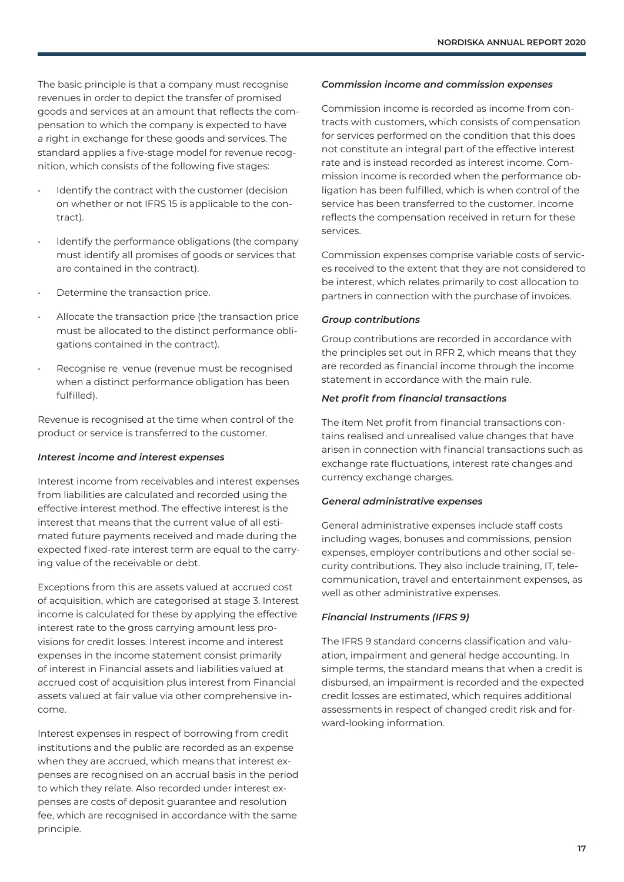The basic principle is that a company must recognise revenues in order to depict the transfer of promised goods and services at an amount that reflects the compensation to which the company is expected to have a right in exchange for these goods and services. The standard applies a five-stage model for revenue recognition, which consists of the following five stages:

- Identify the contract with the customer (decision on whether or not IFRS 15 is applicable to the contract).
- Identify the performance obligations (the company must identify all promises of goods or services that are contained in the contract).
- Determine the transaction price.
- Allocate the transaction price (the transaction price must be allocated to the distinct performance obligations contained in the contract).
- Recognise re venue (revenue must be recognised when a distinct performance obligation has been fulfilled).

Revenue is recognised at the time when control of the product or service is transferred to the customer.

### *Interest income and interest expenses*

Interest income from receivables and interest expenses from liabilities are calculated and recorded using the effective interest method. The effective interest is the interest that means that the current value of all estimated future payments received and made during the expected fixed-rate interest term are equal to the carrying value of the receivable or debt.

Exceptions from this are assets valued at accrued cost of acquisition, which are categorised at stage 3. Interest income is calculated for these by applying the effective interest rate to the gross carrying amount less provisions for credit losses. Interest income and interest expenses in the income statement consist primarily of interest in Financial assets and liabilities valued at accrued cost of acquisition plus interest from Financial assets valued at fair value via other comprehensive income.

Interest expenses in respect of borrowing from credit institutions and the public are recorded as an expense when they are accrued, which means that interest expenses are recognised on an accrual basis in the period to which they relate. Also recorded under interest expenses are costs of deposit guarantee and resolution fee, which are recognised in accordance with the same principle.

### *Commission income and commission expenses*

Commission income is recorded as income from contracts with customers, which consists of compensation for services performed on the condition that this does not constitute an integral part of the effective interest rate and is instead recorded as interest income. Commission income is recorded when the performance obligation has been fulfilled, which is when control of the service has been transferred to the customer. Income reflects the compensation received in return for these services.

Commission expenses comprise variable costs of services received to the extent that they are not considered to be interest, which relates primarily to cost allocation to partners in connection with the purchase of invoices.

### *Group contributions*

Group contributions are recorded in accordance with the principles set out in RFR 2, which means that they are recorded as financial income through the income statement in accordance with the main rule.

### *Net profit from financial transactions*

The item Net profit from financial transactions contains realised and unrealised value changes that have arisen in connection with financial transactions such as exchange rate fluctuations, interest rate changes and currency exchange charges.

### *General administrative expenses*

General administrative expenses include staff costs including wages, bonuses and commissions, pension expenses, employer contributions and other social security contributions. They also include training, IT, telecommunication, travel and entertainment expenses, as well as other administrative expenses.

### *Financial Instruments (IFRS 9)*

The IFRS 9 standard concerns classification and valuation, impairment and general hedge accounting. In simple terms, the standard means that when a credit is disbursed, an impairment is recorded and the expected credit losses are estimated, which requires additional assessments in respect of changed credit risk and forward-looking information.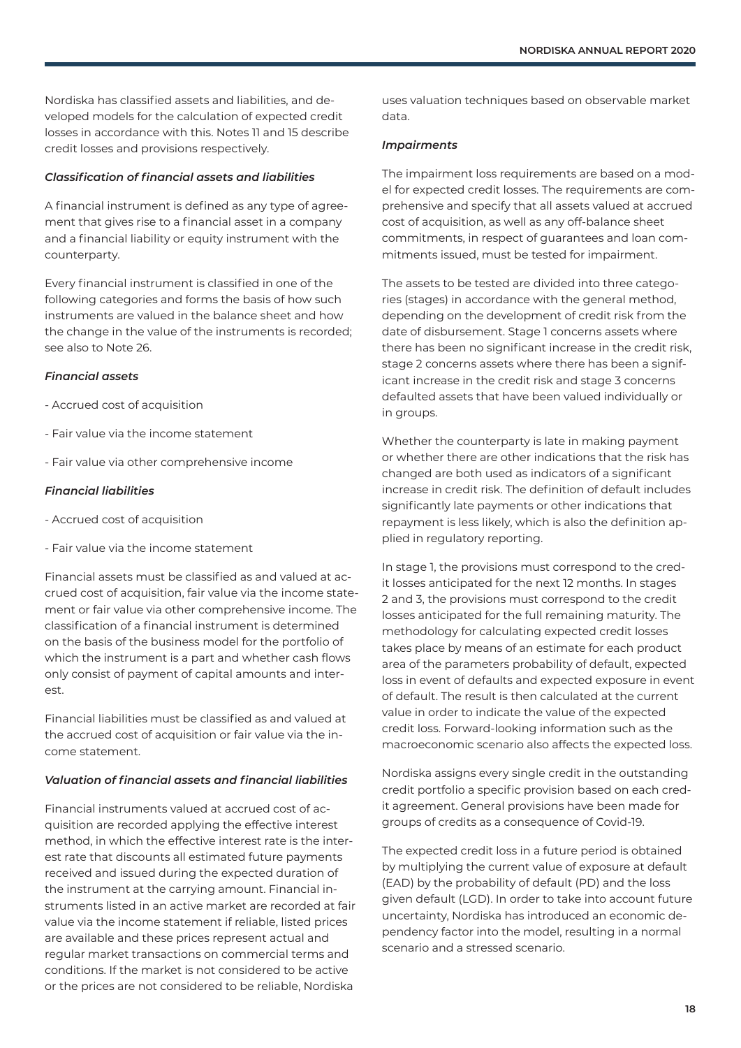Nordiska has classified assets and liabilities, and developed models for the calculation of expected credit losses in accordance with this. Notes 11 and 15 describe credit losses and provisions respectively.

***Classification of financial assets and liabilities***

A financial instrument is defined as any type of agreement that gives rise to a financial asset in a company and a financial liability or equity instrument with the counterparty.

Every financial instrument is classified in one of the following categories and forms the basis of how such instruments are valued in the balance sheet and how the change in the value of the instruments is recorded; see also to Note 26.

***Financial assets***

- Accrued cost of acquisition
- Fair value via the income statement
- Fair value via other comprehensive income

***Financial liabilities***

- Accrued cost of acquisition
- Fair value via the income statement

Financial assets must be classified as and valued at accrued cost of acquisition, fair value via the income statement or fair value via other comprehensive income. The classification of a financial instrument is determined on the basis of the business model for the portfolio of which the instrument is a part and whether cash flows only consist of payment of capital amounts and interest.

Financial liabilities must be classified as and valued at the accrued cost of acquisition or fair value via the income statement.

***Valuation of financial assets and financial liabilities***

Financial instruments valued at accrued cost of acquisition are recorded applying the effective interest method, in which the effective interest rate is the interest rate that discounts all estimated future payments received and issued during the expected duration of the instrument at the carrying amount. Financial instruments listed in an active market are recorded at fair value via the income statement if reliable, listed prices are available and these prices represent actual and regular market transactions on commercial terms and conditions. If the market is not considered to be active or the prices are not considered to be reliable, Nordiska uses valuation techniques based on observable market data.

***Impairments***

The impairment loss requirements are based on a model for expected credit losses. The requirements are comprehensive and specify that all assets valued at accrued cost of acquisition, as well as any off-balance sheet commitments, in respect of guarantees and loan commitments issued, must be tested for impairment.

The assets to be tested are divided into three categories (stages) in accordance with the general method, depending on the development of credit risk from the date of disbursement. Stage 1 concerns assets where there has been no significant increase in the credit risk, stage 2 concerns assets where there has been a significant increase in the credit risk and stage 3 concerns defaulted assets that have been valued individually or in groups.

Whether the counterparty is late in making payment or whether there are other indications that the risk has changed are both used as indicators of a significant increase in credit risk. The definition of default includes significantly late payments or other indications that repayment is less likely, which is also the definition applied in regulatory reporting.

In stage 1, the provisions must correspond to the credit losses anticipated for the next 12 months. In stages 2 and 3, the provisions must correspond to the credit losses anticipated for the full remaining maturity. The methodology for calculating expected credit losses takes place by means of an estimate for each product area of the parameters probability of default, expected loss in event of defaults and expected exposure in event of default. The result is then calculated at the current value in order to indicate the value of the expected credit loss. Forward-looking information such as the macroeconomic scenario also affects the expected loss.

Nordiska assigns every single credit in the outstanding credit portfolio a specific provision based on each credit agreement. General provisions have been made for groups of credits as a consequence of Covid-19.

The expected credit loss in a future period is obtained by multiplying the current value of exposure at default (EAD) by the probability of default (PD) and the loss given default (LGD). In order to take into account future uncertainty, Nordiska has introduced an economic dependency factor into the model, resulting in a normal scenario and a stressed scenario.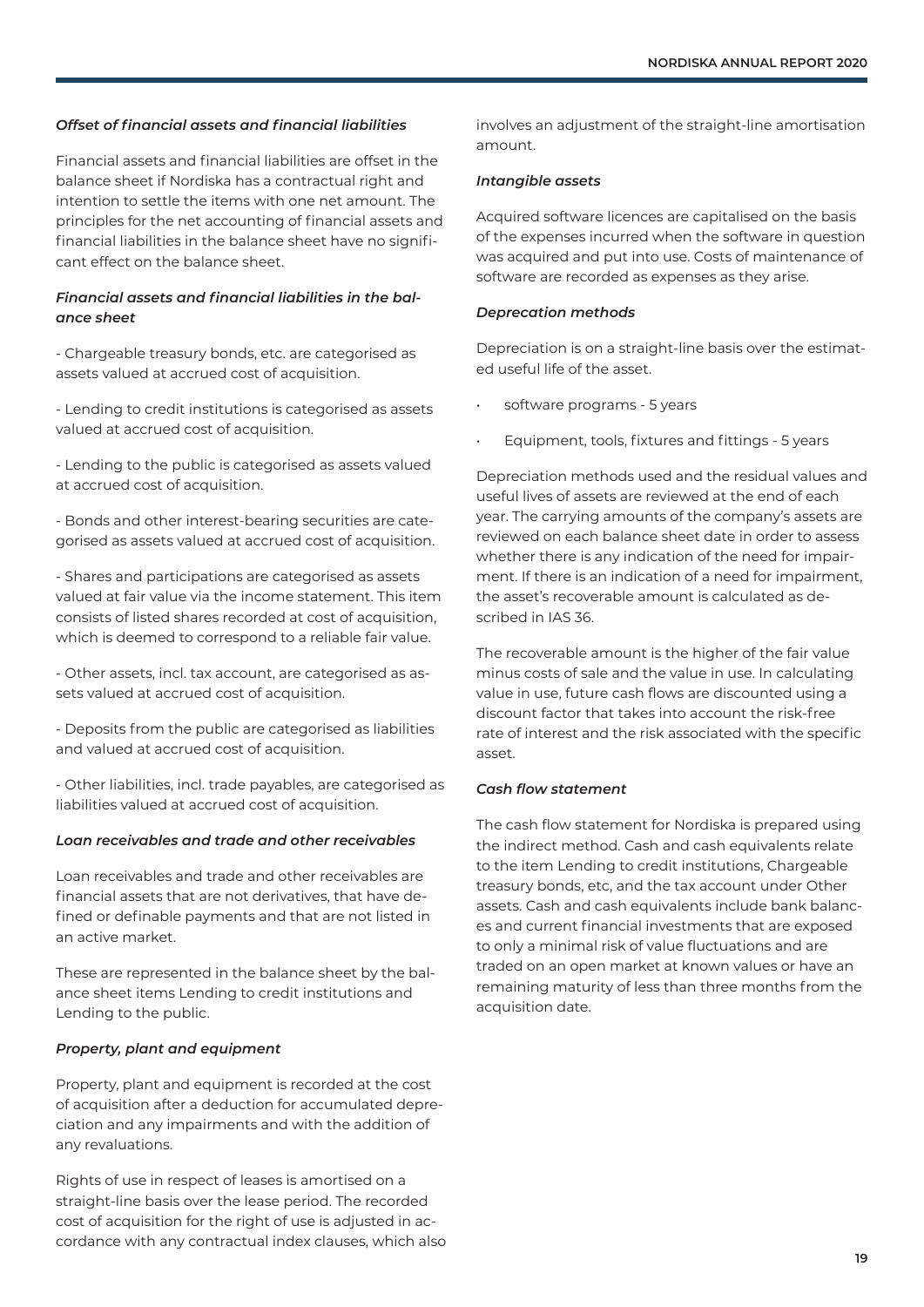### *Offset of financial assets and financial liabilities*

Financial assets and financial liabilities are offset in the balance sheet if Nordiska has a contractual right and intention to settle the items with one net amount. The principles for the net accounting of financial assets and financial liabilities in the balance sheet have no significant effect on the balance sheet.

### *Financial assets and financial liabilities in the balance sheet*

- Chargeable treasury bonds, etc. are categorised as assets valued at accrued cost of acquisition.

- Lending to credit institutions is categorised as assets valued at accrued cost of acquisition.

- Lending to the public is categorised as assets valued at accrued cost of acquisition.

- Bonds and other interest-bearing securities are categorised as assets valued at accrued cost of acquisition.

- Shares and participations are categorised as assets valued at fair value via the income statement. This item consists of listed shares recorded at cost of acquisition, which is deemed to correspond to a reliable fair value.

- Other assets, incl. tax account, are categorised as assets valued at accrued cost of acquisition.

- Deposits from the public are categorised as liabilities and valued at accrued cost of acquisition.

- Other liabilities, incl. trade payables, are categorised as liabilities valued at accrued cost of acquisition.

### *Loan receivables and trade and other receivables*

Loan receivables and trade and other receivables are financial assets that are not derivatives, that have defined or definable payments and that are not listed in an active market.

These are represented in the balance sheet by the balance sheet items Lending to credit institutions and Lending to the public.

### *Property, plant and equipment*

Property, plant and equipment is recorded at the cost of acquisition after a deduction for accumulated depreciation and any impairments and with the addition of any revaluations.

Rights of use in respect of leases is amortised on a straight-line basis over the lease period. The recorded cost of acquisition for the right of use is adjusted in accordance with any contractual index clauses, which also involves an adjustment of the straight-line amortisation amount.

### *Intangible assets*

Acquired software licences are capitalised on the basis of the expenses incurred when the software in question was acquired and put into use. Costs of maintenance of software are recorded as expenses as they arise.

### *Deprecation methods*

Depreciation is on a straight-line basis over the estimated useful life of the asset.

- software programs - 5 years
- Equipment, tools, fixtures and fittings - 5 years

Depreciation methods used and the residual values and useful lives of assets are reviewed at the end of each year. The carrying amounts of the company's assets are reviewed on each balance sheet date in order to assess whether there is any indication of the need for impairment. If there is an indication of a need for impairment, the asset's recoverable amount is calculated as described in IAS 36.

The recoverable amount is the higher of the fair value minus costs of sale and the value in use. In calculating value in use, future cash flows are discounted using a discount factor that takes into account the risk-free rate of interest and the risk associated with the specific asset.

### *Cash flow statement*

The cash flow statement for Nordiska is prepared using the indirect method. Cash and cash equivalents relate to the item Lending to credit institutions, Chargeable treasury bonds, etc, and the tax account under Other assets. Cash and cash equivalents include bank balances and current financial investments that are exposed to only a minimal risk of value fluctuations and are traded on an open market at known values or have an remaining maturity of less than three months from the acquisition date.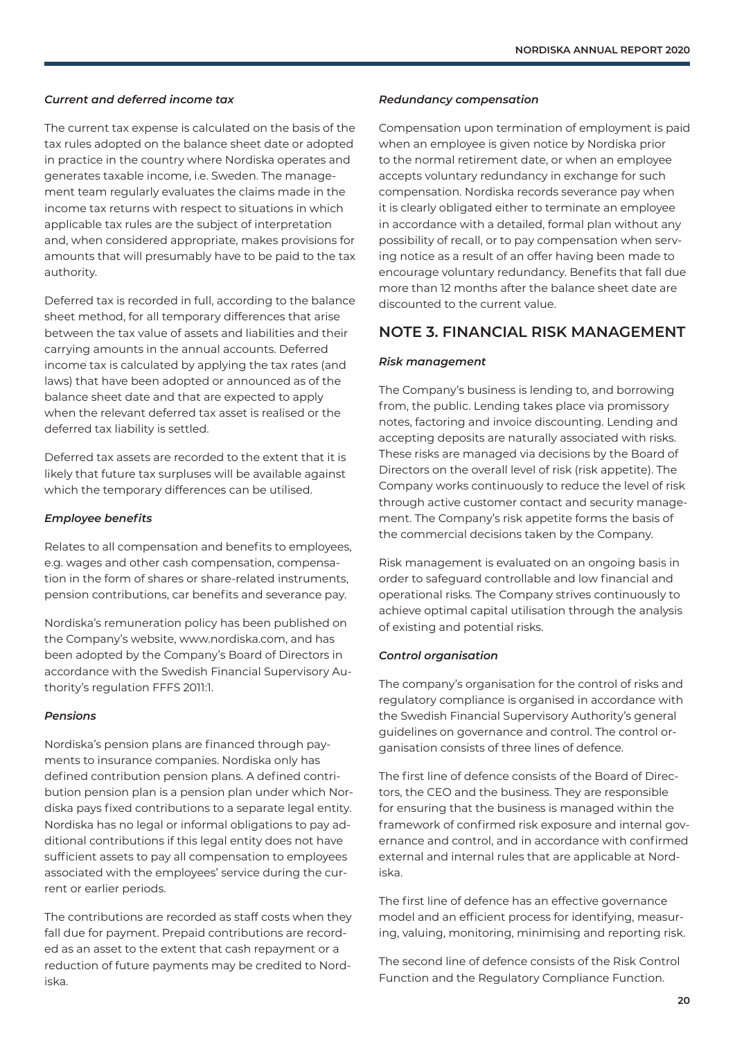### *Current and deferred income tax*

The current tax expense is calculated on the basis of the tax rules adopted on the balance sheet date or adopted in practice in the country where Nordiska operates and generates taxable income, i.e. Sweden. The management team regularly evaluates the claims made in the income tax returns with respect to situations in which applicable tax rules are the subject of interpretation and, when considered appropriate, makes provisions for amounts that will presumably have to be paid to the tax authority.

Deferred tax is recorded in full, according to the balance sheet method, for all temporary differences that arise between the tax value of assets and liabilities and their carrying amounts in the annual accounts. Deferred income tax is calculated by applying the tax rates (and laws) that have been adopted or announced as of the balance sheet date and that are expected to apply when the relevant deferred tax asset is realised or the deferred tax liability is settled.

Deferred tax assets are recorded to the extent that it is likely that future tax surpluses will be available against which the temporary differences can be utilised.

### *Employee benefits*

Relates to all compensation and benefits to employees, e.g. wages and other cash compensation, compensation in the form of shares or share-related instruments, pension contributions, car benefits and severance pay.

Nordiska's remuneration policy has been published on the Company's website, www.nordiska.com, and has been adopted by the Company's Board of Directors in accordance with the Swedish Financial Supervisory Authority's regulation FFFS 2011:1.

### *Pensions*

Nordiska's pension plans are financed through payments to insurance companies. Nordiska only has defined contribution pension plans. A defined contribution pension plan is a pension plan under which Nordiska pays fixed contributions to a separate legal entity. Nordiska has no legal or informal obligations to pay additional contributions if this legal entity does not have sufficient assets to pay all compensation to employees associated with the employees' service during the current or earlier periods.

The contributions are recorded as staff costs when they fall due for payment. Prepaid contributions are recorded as an asset to the extent that cash repayment or a reduction of future payments may be credited to Nordiska.

### *Redundancy compensation*

Compensation upon termination of employment is paid when an employee is given notice by Nordiska prior to the normal retirement date, or when an employee accepts voluntary redundancy in exchange for such compensation. Nordiska records severance pay when it is clearly obligated either to terminate an employee in accordance with a detailed, formal plan without any possibility of recall, or to pay compensation when serving notice as a result of an offer having been made to encourage voluntary redundancy. Benefits that fall due more than 12 months after the balance sheet date are discounted to the current value.

## NOTE 3. FINANCIAL RISK MANAGEMENT

### *Risk management*

The Company's business is lending to, and borrowing from, the public. Lending takes place via promissory notes, factoring and invoice discounting. Lending and accepting deposits are naturally associated with risks. These risks are managed via decisions by the Board of Directors on the overall level of risk (risk appetite). The Company works continuously to reduce the level of risk through active customer contact and security management. The Company's risk appetite forms the basis of the commercial decisions taken by the Company.

Risk management is evaluated on an ongoing basis in order to safeguard controllable and low financial and operational risks. The Company strives continuously to achieve optimal capital utilisation through the analysis of existing and potential risks.

### *Control organisation*

The company's organisation for the control of risks and regulatory compliance is organised in accordance with the Swedish Financial Supervisory Authority's general guidelines on governance and control. The control organisation consists of three lines of defence.

The first line of defence consists of the Board of Directors, the CEO and the business. They are responsible for ensuring that the business is managed within the framework of confirmed risk exposure and internal governance and control, and in accordance with confirmed external and internal rules that are applicable at Nordiska.

The first line of defence has an effective governance model and an efficient process for identifying, measuring, valuing, monitoring, minimising and reporting risk.

The second line of defence consists of the Risk Control Function and the Regulatory Compliance Function.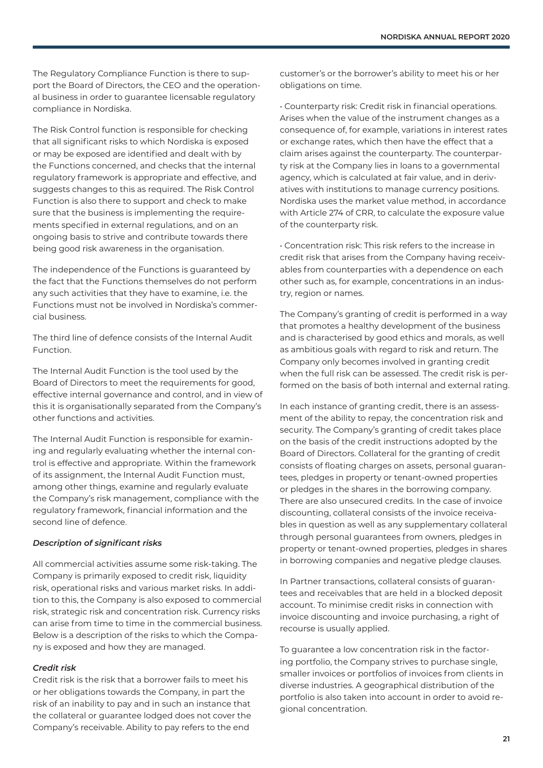The Regulatory Compliance Function is there to support the Board of Directors, the CEO and the operational business in order to guarantee licensable regulatory compliance in Nordiska.

The Risk Control function is responsible for checking that all significant risks to which Nordiska is exposed or may be exposed are identified and dealt with by the Functions concerned, and checks that the internal regulatory framework is appropriate and effective, and suggests changes to this as required. The Risk Control Function is also there to support and check to make sure that the business is implementing the requirements specified in external regulations, and on an ongoing basis to strive and contribute towards there being good risk awareness in the organisation.

The independence of the Functions is guaranteed by the fact that the Functions themselves do not perform any such activities that they have to examine, i.e. the Functions must not be involved in Nordiska's commercial business.

The third line of defence consists of the Internal Audit Function.

The Internal Audit Function is the tool used by the Board of Directors to meet the requirements for good, effective internal governance and control, and in view of this it is organisationally separated from the Company's other functions and activities.

The Internal Audit Function is responsible for examining and regularly evaluating whether the internal control is effective and appropriate. Within the framework of its assignment, the Internal Audit Function must, among other things, examine and regularly evaluate the Company's risk management, compliance with the regulatory framework, financial information and the second line of defence.

### *Description of significant risks*

All commercial activities assume some risk-taking. The Company is primarily exposed to credit risk, liquidity risk, operational risks and various market risks. In addition to this, the Company is also exposed to commercial risk, strategic risk and concentration risk. Currency risks can arise from time to time in the commercial business. Below is a description of the risks to which the Company is exposed and how they are managed.

#### *Credit risk*

Credit risk is the risk that a borrower fails to meet his or her obligations towards the Company, in part the risk of an inability to pay and in such an instance that the collateral or guarantee lodged does not cover the Company's receivable. Ability to pay refers to the end customer's or the borrower's ability to meet his or her obligations on time.

- Counterparty risk: Credit risk in financial operations. Arises when the value of the instrument changes as a consequence of, for example, variations in interest rates or exchange rates, which then have the effect that a claim arises against the counterparty. The counterparty risk at the Company lies in loans to a governmental agency, which is calculated at fair value, and in derivatives with institutions to manage currency positions. Nordiska uses the market value method, in accordance with Article 274 of CRR, to calculate the exposure value of the counterparty risk.

- Concentration risk: This risk refers to the increase in credit risk that arises from the Company having receivables from counterparties with a dependence on each other such as, for example, concentrations in an industry, region or names.

The Company's granting of credit is performed in a way that promotes a healthy development of the business and is characterised by good ethics and morals, as well as ambitious goals with regard to risk and return. The Company only becomes involved in granting credit when the full risk can be assessed. The credit risk is performed on the basis of both internal and external rating.

In each instance of granting credit, there is an assessment of the ability to repay, the concentration risk and security. The Company's granting of credit takes place on the basis of the credit instructions adopted by the Board of Directors. Collateral for the granting of credit consists of floating charges on assets, personal guarantees, pledges in property or tenant-owned properties or pledges in the shares in the borrowing company. There are also unsecured credits. In the case of invoice discounting, collateral consists of the invoice receivables in question as well as any supplementary collateral through personal guarantees from owners, pledges in property or tenant-owned properties, pledges in shares in borrowing companies and negative pledge clauses.

In Partner transactions, collateral consists of guarantees and receivables that are held in a blocked deposit account. To minimise credit risks in connection with invoice discounting and invoice purchasing, a right of recourse is usually applied.

To guarantee a low concentration risk in the factoring portfolio, the Company strives to purchase single, smaller invoices or portfolios of invoices from clients in diverse industries. A geographical distribution of the portfolio is also taken into account in order to avoid regional concentration.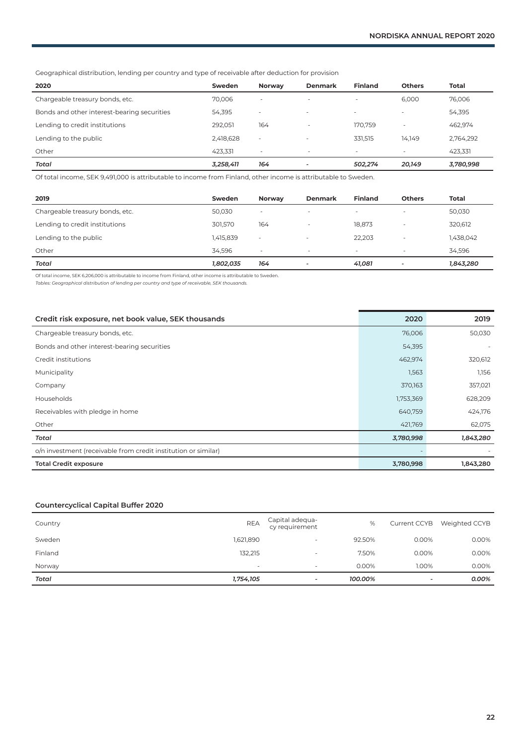Geographical distribution, lending per country and type of receivable after deduction for provision

| 2020 | Sweden | Norway | Denmark | Finland | Others | Total |
|---|---|---|---|---|---|---|
| Chargeable treasury bonds, etc. | 70,006 | - | - | - | 6,000 | 76,006 |
| Bonds and other interest-bearing securities | 54,395 | - | - | - | - | 54,395 |
| Lending to credit institutions | 292,051 | 164 | - | 170,759 | - | 462,974 |
| Lending to the public | 2,418,628 | - | - | 331,515 | 14,149 | 2,764,292 |
| Other | 423,331 | - | - | - | - | 423,331 |
| *Total* | *3,258,411* | *164* | *-* | *502,274* | *20,149* | *3,780,998* |

Of total income, SEK 9,491,000 is attributable to income from Finland, other income is attributable to Sweden.

| 2019 | Sweden | Norway | Denmark | Finland | Others | Total |
|---|---|---|---|---|---|---|
| Chargeable treasury bonds, etc. | 50,030 | - | - | - | - | 50,030 |
| Lending to credit institutions | 301,570 | 164 | - | 18,873 | - | 320,612 |
| Lending to the public | 1,415,839 | - | - | 22,203 | - | 1,438,042 |
| Other | 34,596 | - | - | - | - | 34,596 |
| *Total* | *1,802,035* | *164* | *-* | *41,081* | *-* | *1,843,280* |

Of total income, SEK 6,206,000 is attributable to income from Finland, other income is attributable to Sweden.

*Tables: Geographical distribution of lending per country and type of receivable, SEK thousands.*

| Credit risk exposure, net book value, SEK thousands | 2020 | 2019 |
|---|---|---|
| Chargeable treasury bonds, etc. | 76,006 | 50,030 |
| Bonds and other interest-bearing securities | 54,395 | - |
| Credit institutions | 462,974 | 320,612 |
| Municipality | 1,563 | 1,156 |
| Company | 370,163 | 357,021 |
| Households | 1,753,369 | 628,209 |
| Receivables with pledge in home | 640,759 | 424,176 |
| Other | 421,769 | 62,075 |
| *Total* | *3,780,998* | *1,843,280* |
| o/n investment (receivable from credit institution or similar) | - | - |
| **Total Credit exposure** | **3,780,998** | **1,843,280** |

**Countercyclical Capital Buffer 2020**

| Country | REA | Capital adequacy requirement | % | Current CCYB | Weighted CCYB |
|---|---|---|---|---|---|
| Sweden | 1,621,890 | - | 92.50% | 0.00% | 0.00% |
| Finland | 132,215 | - | 7.50% | 0.00% | 0.00% |
| Norway | - | - | 0.00% | 1.00% | 0.00% |
| *Total* | *1,754,105* | *-* | *100.00%* | *-* | *0.00%* |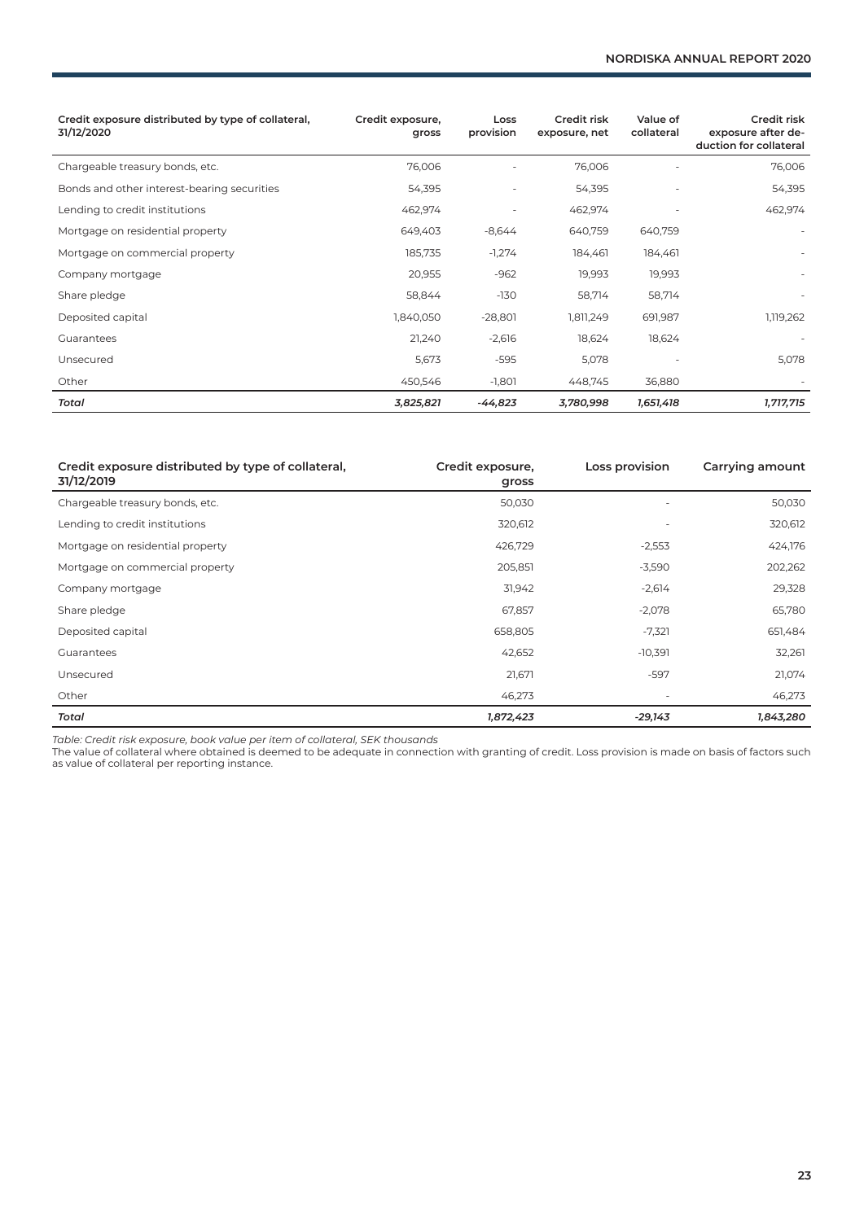| Credit exposure distributed by type of collateral, 31/12/2020 | Credit exposure, gross | Loss provision | Credit risk exposure, net | Value of collateral | Credit risk exposure after deduction for collateral |
|---|---|---|---|---|---|
| Chargeable treasury bonds, etc. | 76,006 | - | 76,006 | - | 76,006 |
| Bonds and other interest-bearing securities | 54,395 | - | 54,395 | - | 54,395 |
| Lending to credit institutions | 462,974 | - | 462,974 | - | 462,974 |
| Mortgage on residential property | 649,403 | -8,644 | 640,759 | 640,759 | - |
| Mortgage on commercial property | 185,735 | -1,274 | 184,461 | 184,461 | - |
| Company mortgage | 20,955 | -962 | 19,993 | 19,993 | - |
| Share pledge | 58,844 | -130 | 58,714 | 58,714 | - |
| Deposited capital | 1,840,050 | -28,801 | 1,811,249 | 691,987 | 1,119,262 |
| Guarantees | 21,240 | -2,616 | 18,624 | 18,624 | - |
| Unsecured | 5,673 | -595 | 5,078 | - | 5,078 |
| Other | 450,546 | -1,801 | 448,745 | 36,880 | - |
| ***Total*** | ***3,825,821*** | ***-44,823*** | ***3,780,998*** | ***1,651,418*** | ***1,717,715*** |

| Credit exposure distributed by type of collateral, 31/12/2019 | Credit exposure, gross | Loss provision | Carrying amount |
|---|---|---|---|
| Chargeable treasury bonds, etc. | 50,030 | - | 50,030 |
| Lending to credit institutions | 320,612 | - | 320,612 |
| Mortgage on residential property | 426,729 | -2,553 | 424,176 |
| Mortgage on commercial property | 205,851 | -3,590 | 202,262 |
| Company mortgage | 31,942 | -2,614 | 29,328 |
| Share pledge | 67,857 | -2,078 | 65,780 |
| Deposited capital | 658,805 | -7,321 | 651,484 |
| Guarantees | 42,652 | -10,391 | 32,261 |
| Unsecured | 21,671 | -597 | 21,074 |
| Other | 46,273 | - | 46,273 |
| ***Total*** | ***1,872,423*** | ***-29,143*** | ***1,843,280*** |

*Table: Credit risk exposure, book value per item of collateral, SEK thousands*

The value of collateral where obtained is deemed to be adequate in connection with granting of credit. Loss provision is made on basis of factors such as value of collateral per reporting instance.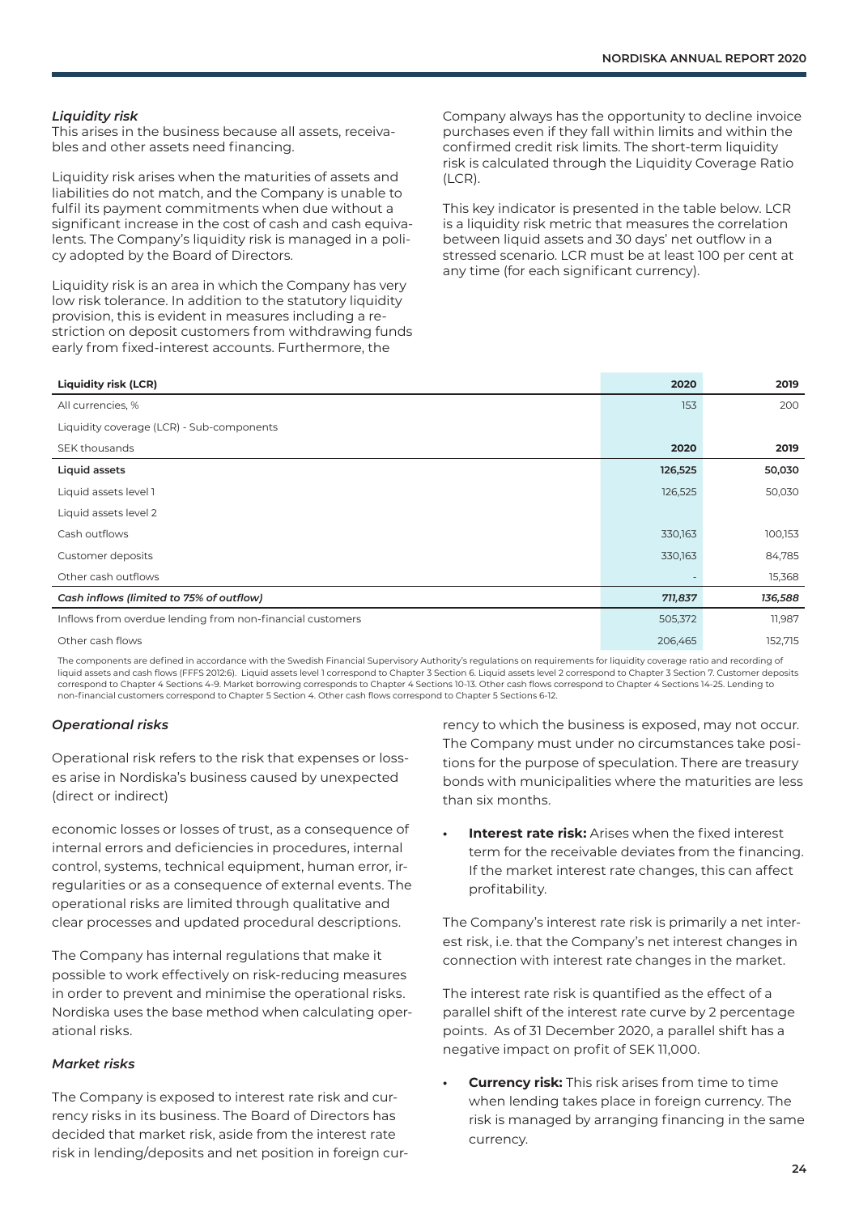### *Liquidity risk*

This arises in the business because all assets, receivables and other assets need financing.

Liquidity risk arises when the maturities of assets and liabilities do not match, and the Company is unable to fulfil its payment commitments when due without a significant increase in the cost of cash and cash equivalents. The Company's liquidity risk is managed in a policy adopted by the Board of Directors.

Liquidity risk is an area in which the Company has very low risk tolerance. In addition to the statutory liquidity provision, this is evident in measures including a restriction on deposit customers from withdrawing funds early from fixed-interest accounts. Furthermore, the Company always has the opportunity to decline invoice purchases even if they fall within limits and within the confirmed credit risk limits. The short-term liquidity risk is calculated through the Liquidity Coverage Ratio (LCR).

This key indicator is presented in the table below. LCR is a liquidity risk metric that measures the correlation between liquid assets and 30 days' net outflow in a stressed scenario. LCR must be at least 100 per cent at any time (for each significant currency).

| **Liquidity risk (LCR)** | **2020** | **2019** |
|---|---|---|
| All currencies, % | 153 | 200 |
| Liquidity coverage (LCR) - Sub-components | | |
| SEK thousands | **2020** | **2019** |
| **Liquid assets** | **126,525** | **50,030** |
| Liquid assets level 1 | 126,525 | 50,030 |
| Liquid assets level 2 | | |
| Cash outflows | 330,163 | 100,153 |
| Customer deposits | 330,163 | 84,785 |
| Other cash outflows | - | 15,368 |
| ***Cash inflows (limited to 75% of outflow)*** | ***711,837*** | ***136,588*** |
| Inflows from overdue lending from non-financial customers | 505,372 | 11,987 |
| Other cash flows | 206,465 | 152,715 |

The components are defined in accordance with the Swedish Financial Supervisory Authority's regulations on requirements for liquidity coverage ratio and recording of liquid assets and cash flows (FFFS 2012:6). Liquid assets level 1 correspond to Chapter 3 Section 6. Liquid assets level 2 correspond to Chapter 3 Section 7. Customer deposits correspond to Chapter 4 Sections 4-9. Market borrowing corresponds to Chapter 4 Sections 10-13. Other cash flows correspond to Chapter 4 Sections 14-25. Lending to non-financial customers correspond to Chapter 5 Section 4. Other cash flows correspond to Chapter 5 Sections 6-12.

### *Operational risks*

Operational risk refers to the risk that expenses or losses arise in Nordiska's business caused by unexpected (direct or indirect) economic losses or losses of trust, as a consequence of internal errors and deficiencies in procedures, internal control, systems, technical equipment, human error, irregularities or as a consequence of external events. The operational risks are limited through qualitative and clear processes and updated procedural descriptions.

The Company has internal regulations that make it possible to work effectively on risk-reducing measures in order to prevent and minimise the operational risks. Nordiska uses the base method when calculating operational risks.

### *Market risks*

The Company is exposed to interest rate risk and currency risks in its business. The Board of Directors has decided that market risk, aside from the interest rate risk in lending/deposits and net position in foreign currency to which the business is exposed, may not occur. The Company must under no circumstances take positions for the purpose of speculation. There are treasury bonds with municipalities where the maturities are less than six months.

- **Interest rate risk:** Arises when the fixed interest term for the receivable deviates from the financing. If the market interest rate changes, this can affect profitability.

The Company's interest rate risk is primarily a net interest risk, i.e. that the Company's net interest changes in connection with interest rate changes in the market.

The interest rate risk is quantified as the effect of a parallel shift of the interest rate curve by 2 percentage points. As of 31 December 2020, a parallel shift has a negative impact on profit of SEK 11,000.

- **Currency risk:** This risk arises from time to time when lending takes place in foreign currency. The risk is managed by arranging financing in the same currency.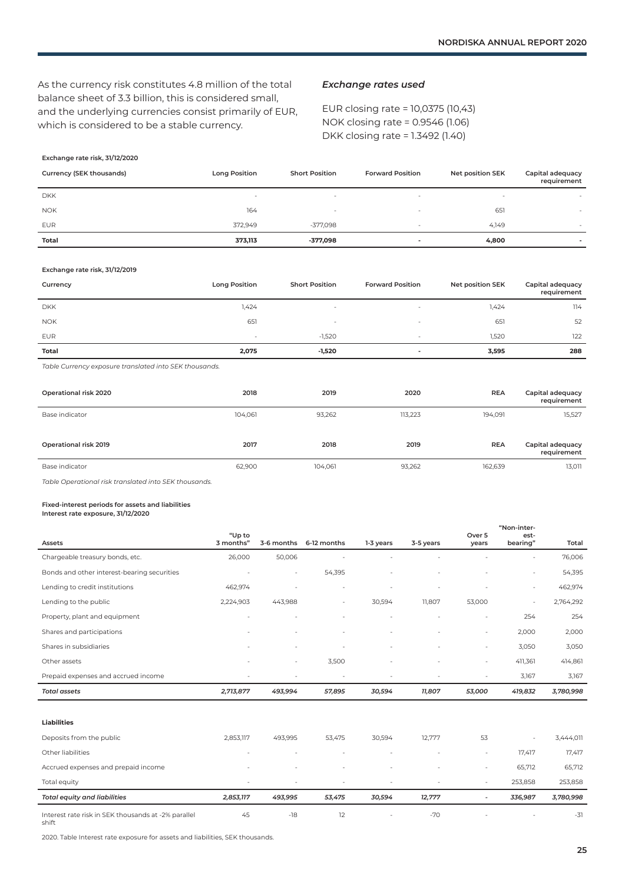As the currency risk constitutes 4.8 million of the total balance sheet of 3.3 billion, this is considered small, and the underlying currencies consist primarily of EUR, which is considered to be a stable currency.

### *Exchange rates used*

EUR closing rate = 10,0375 (10,43)
NOK closing rate = 0.9546 (1.06)
DKK closing rate = 1.3492 (1.40)

**Exchange rate risk, 31/12/2020**

| Currency (SEK thousands) | Long Position | Short Position | Forward Position | Net position SEK | Capital adequacy requirement |
|---|---|---|---|---|---|
| DKK | - | - | - | - | - |
| NOK | 164 | - | - | 651 | - |
| EUR | 372,949 | -377,098 | - | 4,149 | - |
| **Total** | **373,113** | **-377,098** | **-** | **4,800** | **-** |

**Exchange rate risk, 31/12/2019**

| Currency | Long Position | Short Position | Forward Position | Net position SEK | Capital adequacy requirement |
|---|---|---|---|---|---|
| DKK | 1,424 | - | - | 1,424 | 114 |
| NOK | 651 | - | - | 651 | 52 |
| EUR | - | -1,520 | - | 1,520 | 122 |
| **Total** | **2,075** | **-1,520** | **-** | **3,595** | **288** |

*Table Currency exposure translated into SEK thousands.*

| Operational risk 2020 | 2018 | 2019 | 2020 | REA | Capital adequacy requirement |
|---|---|---|---|---|---|
| Base indicator | 104,061 | 93,262 | 113,223 | 194,091 | 15,527 |

| Operational risk 2019 | 2017 | 2018 | 2019 | REA | Capital adequacy requirement |
|---|---|---|---|---|---|
| Base indicator | 62,900 | 104,061 | 93,262 | 162,639 | 13,011 |

*Table Operational risk translated into SEK thousands.*

**Fixed-interest periods for assets and liabilities**
**Interest rate exposure, 31/12/2020**

| Assets | "Up to 3 months" | 3-6 months | 6-12 months | 1-3 years | 3-5 years | Over 5 years | "Non-interest-bearing" | Total |
|---|---|---|---|---|---|---|---|---|
| Chargeable treasury bonds, etc. | 26,000 | 50,006 | - | - | - | - | - | 76,006 |
| Bonds and other interest-bearing securities | - | - | 54,395 | - | - | - | - | 54,395 |
| Lending to credit institutions | 462,974 | - | - | - | - | - | - | 462,974 |
| Lending to the public | 2,224,903 | 443,988 | - | 30,594 | 11,807 | 53,000 | - | 2,764,292 |
| Property, plant and equipment | - | - | - | - | - | - | 254 | 254 |
| Shares and participations | - | - | - | - | - | - | 2,000 | 2,000 |
| Shares in subsidiaries | - | - | - | - | - | - | 3,050 | 3,050 |
| Other assets | - | - | 3,500 | - | - | - | 411,361 | 414,861 |
| Prepaid expenses and accrued income | - | - | - | - | - | - | 3,167 | 3,167 |
| ***Total assets*** | ***2,713,877*** | ***493,994*** | ***57,895*** | ***30,594*** | ***11,807*** | ***53,000*** | ***419,832*** | ***3,780,998*** |
| **Liabilities** | | | | | | | | |
| Deposits from the public | 2,853,117 | 493,995 | 53,475 | 30,594 | 12,777 | 53 | - | 3,444,011 |
| Other liabilities | - | - | - | - | - | - | 17,417 | 17,417 |
| Accrued expenses and prepaid income | - | - | - | - | - | - | 65,712 | 65,712 |
| Total equity | - | - | - | - | - | - | 253,858 | 253,858 |
| ***Total equity and liabilities*** | ***2,853,117*** | ***493,995*** | ***53,475*** | ***30,594*** | ***12,777*** | ***-*** | ***336,987*** | ***3,780,998*** |
| Interest rate risk in SEK thousands at -2% parallel shift | 45 | -18 | 12 | - | -70 | - | - | -31 |

2020. Table Interest rate exposure for assets and liabilities, SEK thousands.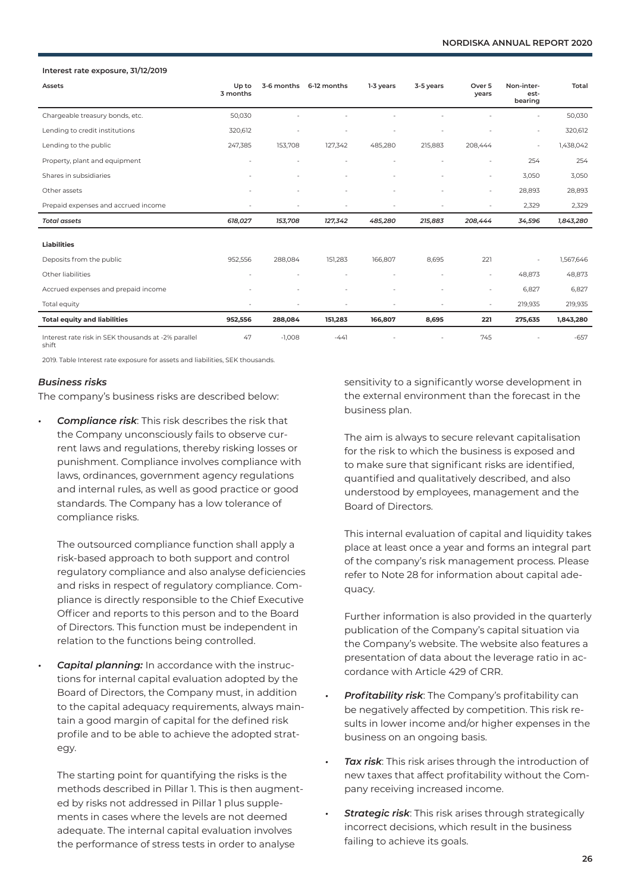**Interest rate exposure, 31/12/2019**

| Assets | Up to 3 months | 3-6 months | 6-12 months | 1-3 years | 3-5 years | Over 5 years | Non-interest-bearing | Total |
|---|---|---|---|---|---|---|---|---|
| Chargeable treasury bonds, etc. | 50,030 | - | - | - | - | - | - | 50,030 |
| Lending to credit institutions | 320,612 | - | - | - | - | - | - | 320,612 |
| Lending to the public | 247,385 | 153,708 | 127,342 | 485,280 | 215,883 | 208,444 | - | 1,438,042 |
| Property, plant and equipment | - | - | - | - | - | - | 254 | 254 |
| Shares in subsidiaries | - | - | - | - | - | - | 3,050 | 3,050 |
| Other assets | - | - | - | - | - | - | 28,893 | 28,893 |
| Prepaid expenses and accrued income | - | - | - | - | - | - | 2,329 | 2,329 |
| ***Total assets*** | ***618,027*** | ***153,708*** | ***127,342*** | ***485,280*** | ***215,883*** | ***208,444*** | ***34,596*** | ***1,843,280*** |
| **Liabilities** | | | | | | | | |
| Deposits from the public | 952,556 | 288,084 | 151,283 | 166,807 | 8,695 | 221 | - | 1,567,646 |
| Other liabilities | - | - | - | - | - | - | 48,873 | 48,873 |
| Accrued expenses and prepaid income | - | - | - | - | - | - | 6,827 | 6,827 |
| Total equity | - | - | - | - | - | - | 219,935 | 219,935 |
| **Total equity and liabilities** | **952,556** | **288,084** | **151,283** | **166,807** | **8,695** | **221** | **275,635** | **1,843,280** |
| Interest rate risk in SEK thousands at -2% parallel shift | 47 | -1,008 | -441 | - | - | 745 | - | -657 |

2019. Table Interest rate exposure for assets and liabilities, SEK thousands.

### *Business risks*

The company's business risks are described below:

- ***Compliance risk***: This risk describes the risk that the Company unconsciously fails to observe current laws and regulations, thereby risking losses or punishment. Compliance involves compliance with laws, ordinances, government agency regulations and internal rules, as well as good practice or good standards. The Company has a low tolerance of compliance risks.

  The outsourced compliance function shall apply a risk-based approach to both support and control regulatory compliance and also analyse deficiencies and risks in respect of regulatory compliance. Compliance is directly responsible to the Chief Executive Officer and reports to this person and to the Board of Directors. This function must be independent in relation to the functions being controlled.

- ***Capital planning:*** In accordance with the instructions for internal capital evaluation adopted by the Board of Directors, the Company must, in addition to the capital adequacy requirements, always maintain a good margin of capital for the defined risk profile and to be able to achieve the adopted strategy.

  The starting point for quantifying the risks is the methods described in Pillar 1. This is then augmented by risks not addressed in Pillar 1 plus supplements in cases where the levels are not deemed adequate. The internal capital evaluation involves the performance of stress tests in order to analyse sensitivity to a significantly worse development in the external environment than the forecast in the business plan.

  The aim is always to secure relevant capitalisation for the risk to which the business is exposed and to make sure that significant risks are identified, quantified and qualitatively described, and also understood by employees, management and the Board of Directors.

  This internal evaluation of capital and liquidity takes place at least once a year and forms an integral part of the company's risk management process. Please refer to Note 28 for information about capital adequacy.

  Further information is also provided in the quarterly publication of the Company's capital situation via the Company's website. The website also features a presentation of data about the leverage ratio in accordance with Article 429 of CRR.

- ***Profitability risk***: The Company's profitability can be negatively affected by competition. This risk results in lower income and/or higher expenses in the business on an ongoing basis.

- ***Tax risk***: This risk arises through the introduction of new taxes that affect profitability without the Company receiving increased income.

- ***Strategic risk***: This risk arises through strategically incorrect decisions, which result in the business failing to achieve its goals.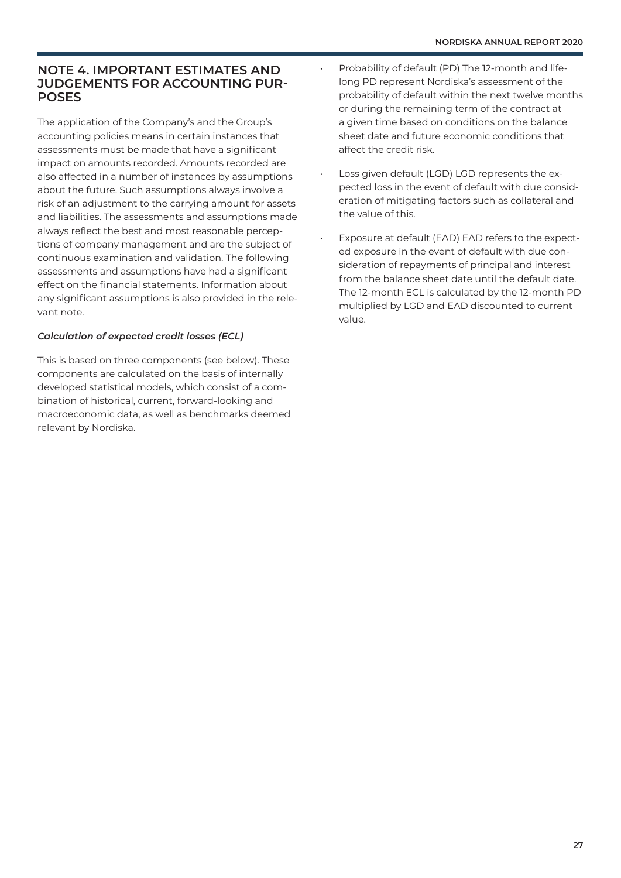## NOTE 4. IMPORTANT ESTIMATES AND JUDGEMENTS FOR ACCOUNTING PURPOSES

The application of the Company's and the Group's accounting policies means in certain instances that assessments must be made that have a significant impact on amounts recorded. Amounts recorded are also affected in a number of instances by assumptions about the future. Such assumptions always involve a risk of an adjustment to the carrying amount for assets and liabilities. The assessments and assumptions made always reflect the best and most reasonable perceptions of company management and are the subject of continuous examination and validation. The following assessments and assumptions have had a significant effect on the financial statements. Information about any significant assumptions is also provided in the relevant note.

***Calculation of expected credit losses (ECL)***

This is based on three components (see below). These components are calculated on the basis of internally developed statistical models, which consist of a combination of historical, current, forward-looking and macroeconomic data, as well as benchmarks deemed relevant by Nordiska.

- Probability of default (PD) The 12-month and lifelong PD represent Nordiska's assessment of the probability of default within the next twelve months or during the remaining term of the contract at a given time based on conditions on the balance sheet date and future economic conditions that affect the credit risk.
- Loss given default (LGD) LGD represents the expected loss in the event of default with due consideration of mitigating factors such as collateral and the value of this.
- Exposure at default (EAD) EAD refers to the expected exposure in the event of default with due consideration of repayments of principal and interest from the balance sheet date until the default date. The 12-month ECL is calculated by the 12-month PD multiplied by LGD and EAD discounted to current value.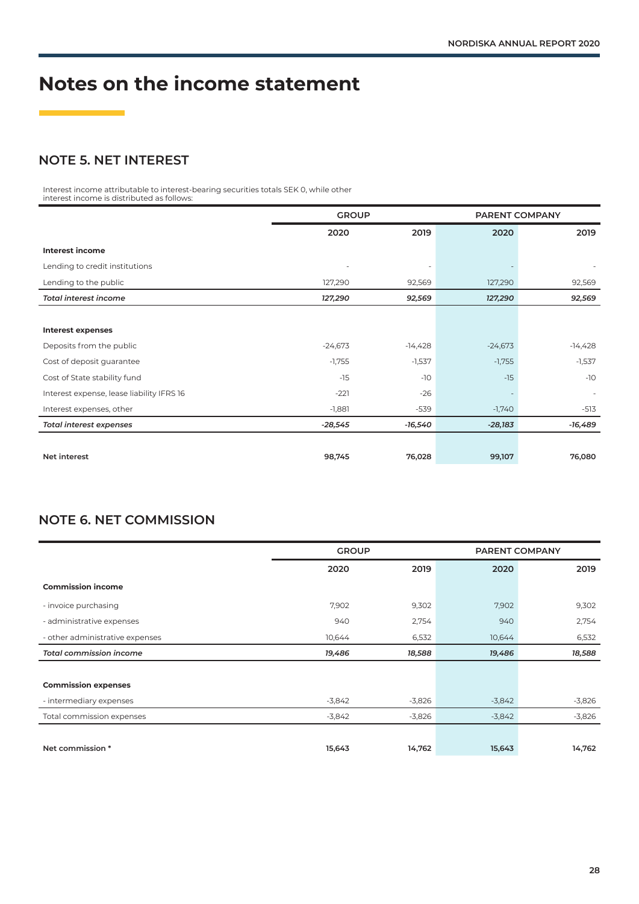# Notes on the income statement

## NOTE 5. NET INTEREST

Interest income attributable to interest-bearing securities totals SEK 0, while other interest income is distributed as follows:

| | GROUP | | PARENT COMPANY | |
|---|---|---|---|---|
| | 2020 | 2019 | 2020 | 2019 |
| **Interest income** | | | | |
| Lending to credit institutions | - | - | - | - |
| Lending to the public | 127,290 | 92,569 | 127,290 | 92,569 |
| ***Total interest income*** | ***127,290*** | ***92,569*** | ***127,290*** | ***92,569*** |
| | | | | |
| **Interest expenses** | | | | |
| Deposits from the public | -24,673 | -14,428 | -24,673 | -14,428 |
| Cost of deposit guarantee | -1,755 | -1,537 | -1,755 | -1,537 |
| Cost of State stability fund | -15 | -10 | -15 | -10 |
| Interest expense, lease liability IFRS 16 | -221 | -26 | - | - |
| Interest expenses, other | -1,881 | -539 | -1,740 | -513 |
| ***Total interest expenses*** | ***-28,545*** | ***-16,540*** | ***-28,183*** | ***-16,489*** |
| | | | | |
| **Net interest** | **98,745** | **76,028** | **99,107** | **76,080** |

## NOTE 6. NET COMMISSION

| | GROUP | | PARENT COMPANY | |
|---|---|---|---|---|
| | 2020 | 2019 | 2020 | 2019 |
| **Commission income** | | | | |
| - invoice purchasing | 7,902 | 9,302 | 7,902 | 9,302 |
| - administrative expenses | 940 | 2,754 | 940 | 2,754 |
| - other administrative expenses | 10,644 | 6,532 | 10,644 | 6,532 |
| ***Total commission income*** | ***19,486*** | ***18,588*** | ***19,486*** | ***18,588*** |
| | | | | |
| **Commission expenses** | | | | |
| - intermediary expenses | -3,842 | -3,826 | -3,842 | -3,826 |
| Total commission expenses | -3,842 | -3,826 | -3,842 | -3,826 |
| | | | | |
| **Net commission \*** | **15,643** | **14,762** | **15,643** | **14,762** |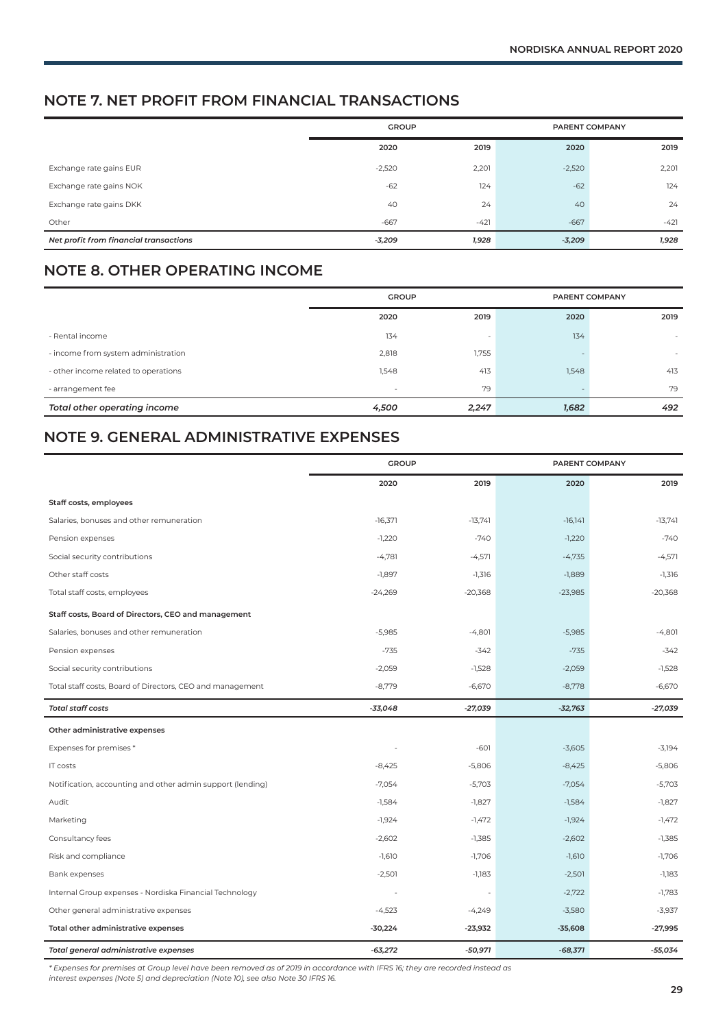## NOTE 7. NET PROFIT FROM FINANCIAL TRANSACTIONS

| | GROUP | | PARENT COMPANY | |
|---|---|---|---|---|
| | 2020 | 2019 | 2020 | 2019 |
| Exchange rate gains EUR | -2,520 | 2,201 | -2,520 | 2,201 |
| Exchange rate gains NOK | -62 | 124 | -62 | 124 |
| Exchange rate gains DKK | 40 | 24 | 40 | 24 |
| Other | -667 | -421 | -667 | -421 |
| *Net profit from financial transactions* | *-3,209* | *1,928* | *-3,209* | *1,928* |

## NOTE 8. OTHER OPERATING INCOME

| | GROUP | | PARENT COMPANY | |
|---|---|---|---|---|
| | 2020 | 2019 | 2020 | 2019 |
| - Rental income | 134 | - | 134 | - |
| - income from system administration | 2,818 | 1,755 | - | - |
| - other income related to operations | 1,548 | 413 | 1,548 | 413 |
| - arrangement fee | - | 79 | - | 79 |
| *Total other operating income* | *4,500* | *2,247* | *1,682* | *492* |

## NOTE 9. GENERAL ADMINISTRATIVE EXPENSES

| | GROUP | | PARENT COMPANY | |
|---|---|---|---|---|
| | 2020 | 2019 | 2020 | 2019 |
| **Staff costs, employees** | | | | |
| Salaries, bonuses and other remuneration | -16,371 | -13,741 | -16,141 | -13,741 |
| Pension expenses | -1,220 | -740 | -1,220 | -740 |
| Social security contributions | -4,781 | -4,571 | -4,735 | -4,571 |
| Other staff costs | -1,897 | -1,316 | -1,889 | -1,316 |
| Total staff costs, employees | -24,269 | -20,368 | -23,985 | -20,368 |
| **Staff costs, Board of Directors, CEO and management** | | | | |
| Salaries, bonuses and other remuneration | -5,985 | -4,801 | -5,985 | -4,801 |
| Pension expenses | -735 | -342 | -735 | -342 |
| Social security contributions | -2,059 | -1,528 | -2,059 | -1,528 |
| Total staff costs, Board of Directors, CEO and management | -8,779 | -6,670 | -8,778 | -6,670 |
| *Total staff costs* | *-33,048* | *-27,039* | *-32,763* | *-27,039* |
| **Other administrative expenses** | | | | |
| Expenses for premises * | - | -601 | -3,605 | -3,194 |
| IT costs | -8,425 | -5,806 | -8,425 | -5,806 |
| Notification, accounting and other admin support (lending) | -7,054 | -5,703 | -7,054 | -5,703 |
| Audit | -1,584 | -1,827 | -1,584 | -1,827 |
| Marketing | -1,924 | -1,472 | -1,924 | -1,472 |
| Consultancy fees | -2,602 | -1,385 | -2,602 | -1,385 |
| Risk and compliance | -1,610 | -1,706 | -1,610 | -1,706 |
| Bank expenses | -2,501 | -1,183 | -2,501 | -1,183 |
| Internal Group expenses - Nordiska Financial Technology | - | - | -2,722 | -1,783 |
| Other general administrative expenses | -4,523 | -4,249 | -3,580 | -3,937 |
| **Total other administrative expenses** | **-30,224** | **-23,932** | **-35,608** | **-27,995** |
| *Total general administrative expenses* | *-63,272* | *-50,971* | *-68,371* | *-55,034* |

*\* Expenses for premises at Group level have been removed as of 2019 in accordance with IFRS 16; they are recorded instead as interest expenses (Note 5) and depreciation (Note 10), see also Note 30 IFRS 16.*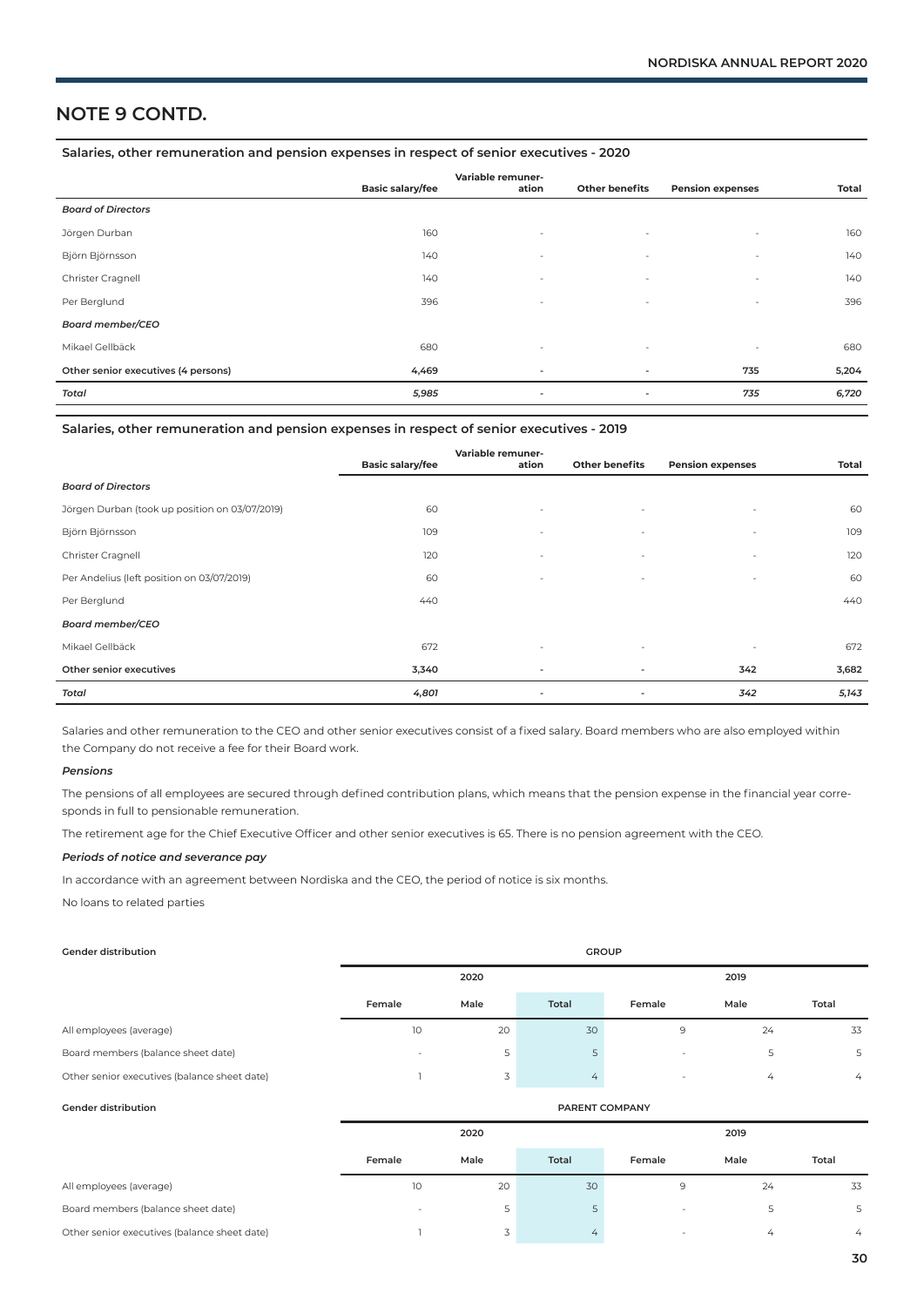# NOTE 9 CONTD.

## Salaries, other remuneration and pension expenses in respect of senior executives - 2020

| | Basic salary/fee | Variable remuneration | Other benefits | Pension expenses | Total |
|---|---|---|---|---|---|
| *Board of Directors* | | | | | |
| Jörgen Durban | 160 | - | - | - | 160 |
| Björn Björnsson | 140 | - | - | - | 140 |
| Christer Cragnell | 140 | - | - | - | 140 |
| Per Berglund | 396 | - | - | - | 396 |
| *Board member/CEO* | | | | | |
| Mikael Gellbäck | 680 | - | - | - | 680 |
| **Other senior executives (4 persons)** | **4,469** | **-** | **-** | **735** | **5,204** |
| ***Total*** | ***5,985*** | **-** | **-** | ***735*** | ***6,720*** |

## Salaries, other remuneration and pension expenses in respect of senior executives - 2019

| | Basic salary/fee | Variable remuneration | Other benefits | Pension expenses | Total |
|---|---|---|---|---|---|
| *Board of Directors* | | | | | |
| Jörgen Durban (took up position on 03/07/2019) | 60 | - | - | - | 60 |
| Björn Björnsson | 109 | - | - | - | 109 |
| Christer Cragnell | 120 | - | - | - | 120 |
| Per Andelius (left position on 03/07/2019) | 60 | - | - | - | 60 |
| Per Berglund | 440 | | | | 440 |
| *Board member/CEO* | | | | | |
| Mikael Gellbäck | 672 | - | - | - | 672 |
| **Other senior executives** | **3,340** | **-** | **-** | **342** | **3,682** |
| ***Total*** | ***4,801*** | **-** | **-** | ***342*** | ***5,143*** |

Salaries and other remuneration to the CEO and other senior executives consist of a fixed salary. Board members who are also employed within the Company do not receive a fee for their Board work.

***Pensions***

The pensions of all employees are secured through defined contribution plans, which means that the pension expense in the financial year corresponds in full to pensionable remuneration.

The retirement age for the Chief Executive Officer and other senior executives is 65. There is no pension agreement with the CEO.

***Periods of notice and severance pay***

In accordance with an agreement between Nordiska and the CEO, the period of notice is six months.

No loans to related parties

| Gender distribution | GROUP | | | | | |
|---|---|---|---|---|---|---|
| | 2020 | | | 2019 | | |
| | Female | Male | Total | Female | Male | Total |
| All employees (average) | 10 | 20 | 30 | 9 | 24 | 33 |
| Board members (balance sheet date) | - | 5 | 5 | - | 5 | 5 |
| Other senior executives (balance sheet date) | 1 | 3 | 4 | - | 4 | 4 |

| Gender distribution | PARENT COMPANY | | | | | |
|---|---|---|---|---|---|---|
| | 2020 | | | 2019 | | |
| | Female | Male | Total | Female | Male | Total |
| All employees (average) | 10 | 20 | 30 | 9 | 24 | 33 |
| Board members (balance sheet date) | - | 5 | 5 | - | 5 | 5 |
| Other senior executives (balance sheet date) | 1 | 3 | 4 | - | 4 | 4 |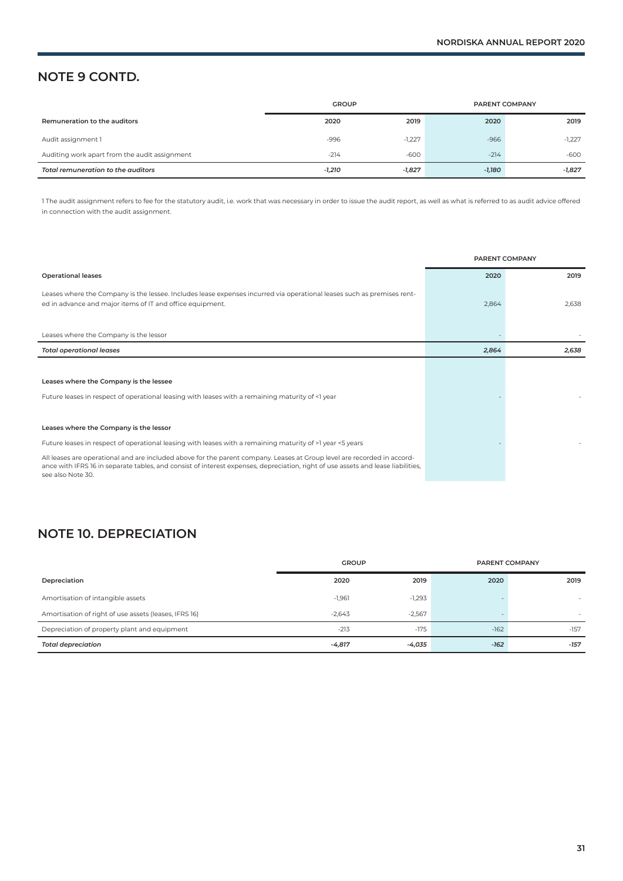## NOTE 9 CONTD.

| | GROUP | | PARENT COMPANY | |
|---|---|---|---|---|
| **Remuneration to the auditors** | **2020** | **2019** | **2020** | **2019** |
| Audit assignment 1 | -996 | -1,227 | -966 | -1,227 |
| Auditing work apart from the audit assignment | -214 | -600 | -214 | -600 |
| ***Total remuneration to the auditors*** | ***-1,210*** | ***-1,827*** | ***-1,180*** | ***-1,827*** |

1 The audit assignment refers to fee for the statutory audit, i.e. work that was necessary in order to issue the audit report, as well as what is referred to as audit advice offered in connection with the audit assignment.

| | PARENT COMPANY | |
|---|---|---|
| **Operational leases** | **2020** | **2019** |
| Leases where the Company is the lessee. Includes lease expenses incurred via operational leases such as premises rented in advance and major items of IT and office equipment. | 2,864 | 2,638 |
| Leases where the Company is the lessor | - | - |
| ***Total operational leases*** | ***2,864*** | ***2,638*** |
| **Leases where the Company is the lessee** | | |
| Future leases in respect of operational leasing with leases with a remaining maturity of <1 year | - | - |
| **Leases where the Company is the lessor** | | |
| Future leases in respect of operational leasing with leases with a remaining maturity of >1 year <5 years | - | - |

All leases are operational and are included above for the parent company. Leases at Group level are recorded in accordance with IFRS 16 in separate tables, and consist of interest expenses, depreciation, right of use assets and lease liabilities, see also Note 30.

## NOTE 10. DEPRECIATION

| | GROUP | | PARENT COMPANY | |
|---|---|---|---|---|
| **Depreciation** | **2020** | **2019** | **2020** | **2019** |
| Amortisation of intangible assets | -1,961 | -1,293 | - | - |
| Amortisation of right of use assets (leases, IFRS 16) | -2,643 | -2,567 | - | - |
| Depreciation of property plant and equipment | -213 | -175 | -162 | -157 |
| ***Total depreciation*** | ***-4,817*** | ***-4,035*** | ***-162*** | ***-157*** |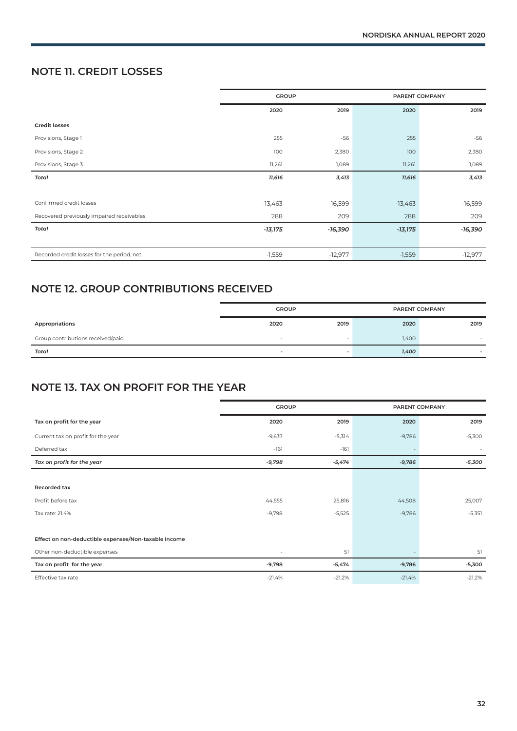## NOTE 11. CREDIT LOSSES

| | GROUP | | PARENT COMPANY | |
|---|---|---|---|---|
| | 2020 | 2019 | 2020 | 2019 |
| **Credit losses** | | | | |
| Provisions, Stage 1 | 255 | -56 | 255 | -56 |
| Provisions, Stage 2 | 100 | 2,380 | 100 | 2,380 |
| Provisions, Stage 3 | 11,261 | 1,089 | 11,261 | 1,089 |
| ***Total*** | ***11,616*** | ***3,413*** | ***11,616*** | ***3,413*** |
| | | | | |
| Confirmed credit losses | -13,463 | -16,599 | -13,463 | -16,599 |
| Recovered previously impaired receivables | 288 | 209 | 288 | 209 |
| ***Total*** | ***-13,175*** | ***-16,390*** | ***-13,175*** | ***-16,390*** |
| | | | | |
| Recorded credit losses for the period, net | -1,559 | -12,977 | -1,559 | -12,977 |

## NOTE 12. GROUP CONTRIBUTIONS RECEIVED

| | GROUP | | PARENT COMPANY | |
|---|---|---|---|---|
| **Appropriations** | 2020 | 2019 | 2020 | 2019 |
| Group contributions received/paid | - | - | 1,400 | - |
| ***Total*** | - | - | ***1,400*** | - |

## NOTE 13. TAX ON PROFIT FOR THE YEAR

| | GROUP | | PARENT COMPANY | |
|---|---|---|---|---|
| **Tax on profit for the year** | 2020 | 2019 | 2020 | 2019 |
| Current tax on profit for the year | -9,637 | -5,314 | -9,786 | -5,300 |
| Deferred tax | -161 | -161 | - | - |
| ***Tax on profit for the year*** | ***-9,798*** | ***-5,474*** | ***-9,786*** | ***-5,300*** |
| | | | | |
| **Recorded tax** | | | | |
| Profit before tax | 44,555 | 25,816 | 44,508 | 25,007 |
| Tax rate: 21.4% | -9,798 | -5,525 | -9,786 | -5,351 |
| | | | | |
| **Effect on non-deductible expenses/Non-taxable income** | | | | |
| Other non-deductible expenses | - | 51 | - | 51 |
| **Tax on profit for the year** | **-9,798** | **-5,474** | **-9,786** | **-5,300** |
| Effective tax rate | -21.4% | -21.2% | -21.4% | -21.2% |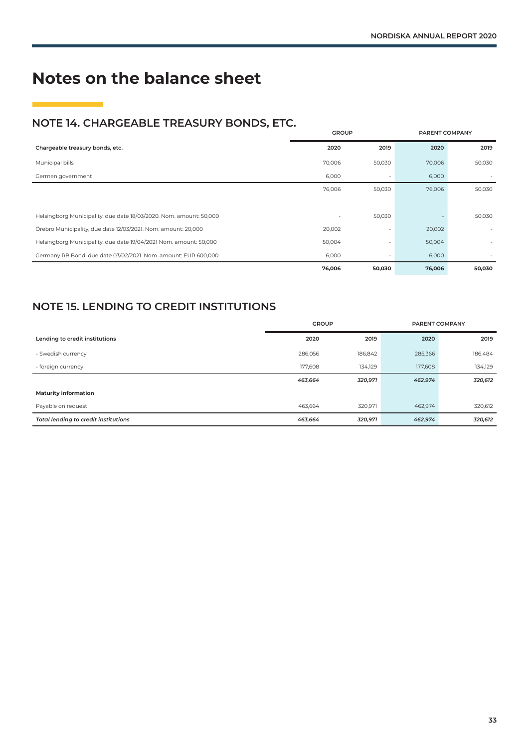# Notes on the balance sheet

## NOTE 14. CHARGEABLE TREASURY BONDS, ETC.

| | GROUP | | PARENT COMPANY | |
|---|---|---|---|---|
| **Chargeable treasury bonds, etc.** | **2020** | **2019** | **2020** | **2019** |
| Municipal bills | 70,006 | 50,030 | 70,006 | 50,030 |
| German government | 6,000 | - | 6,000 | - |
| | 76,006 | 50,030 | 76,006 | 50,030 |
| | | | | |
| Helsingborg Municipality, due date 18/03/2020. Nom. amount: 50,000 | - | 50,030 | - | 50,030 |
| Örebro Municipality, due date 12/03/2021. Nom. amount: 20,000 | 20,002 | - | 20,002 | - |
| Helsingborg Municipality, due date 19/04/2021 Nom. amount: 50,000 | 50,004 | - | 50,004 | - |
| Germany RB Bond, due date 03/02/2021. Nom. amount: EUR 600,000 | 6,000 | - | 6,000 | - |
| | **76,006** | **50,030** | **76,006** | **50,030** |

## NOTE 15. LENDING TO CREDIT INSTITUTIONS

| | GROUP | | PARENT COMPANY | |
|---|---|---|---|---|
| **Lending to credit institutions** | **2020** | **2019** | **2020** | **2019** |
| - Swedish currency | 286,056 | 186,842 | 285,366 | 186,484 |
| - foreign currency | 177,608 | 134,129 | 177,608 | 134,129 |
| | *463,664* | *320,971* | *462,974* | *320,612* |
| **Maturity information** | | | | |
| Payable on request | 463,664 | 320,971 | 462,974 | 320,612 |
| ***Total lending to credit institutions*** | ***463,664*** | ***320,971*** | ***462,974*** | ***320,612*** |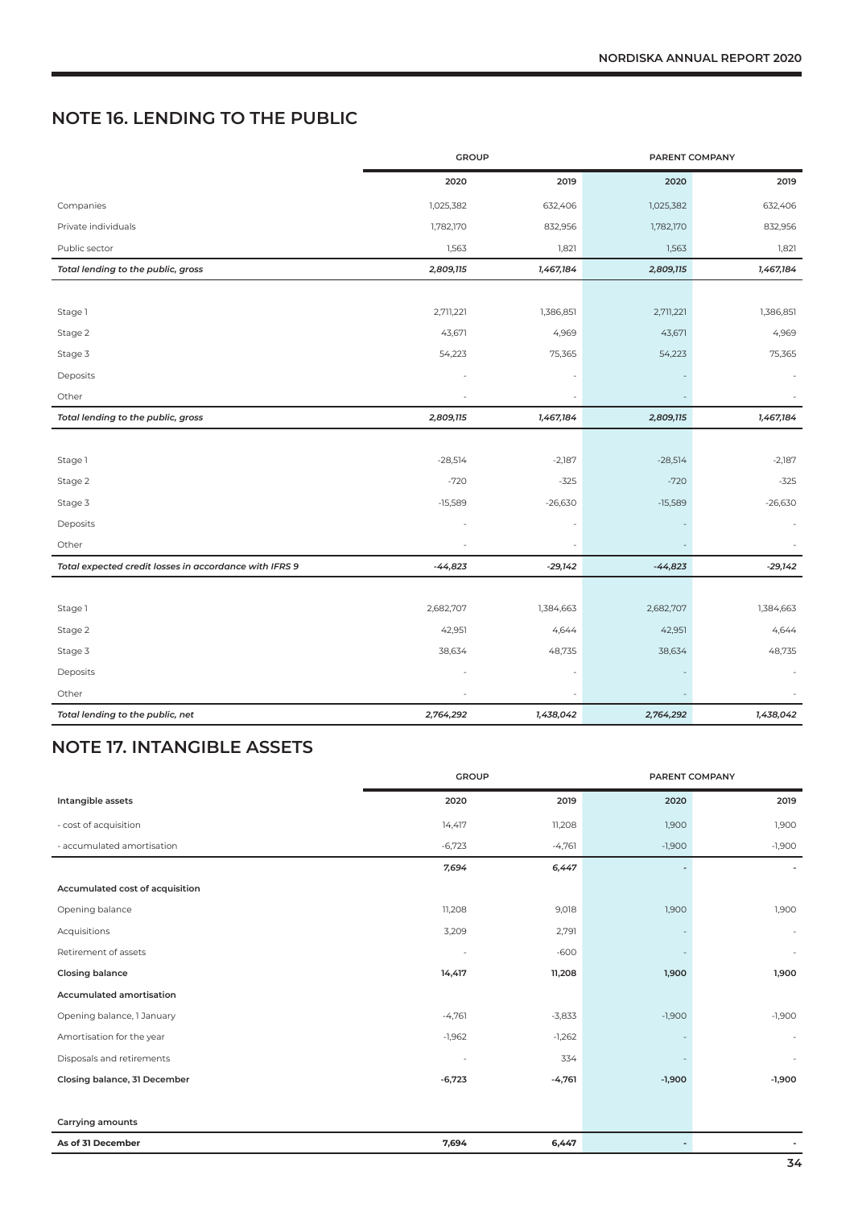## NOTE 16. LENDING TO THE PUBLIC

| | GROUP | | PARENT COMPANY | |
|---|---|---|---|---|
| | 2020 | 2019 | 2020 | 2019 |
| Companies | 1,025,382 | 632,406 | 1,025,382 | 632,406 |
| Private individuals | 1,782,170 | 832,956 | 1,782,170 | 832,956 |
| Public sector | 1,563 | 1,821 | 1,563 | 1,821 |
| ***Total lending to the public, gross*** | ***2,809,115*** | ***1,467,184*** | ***2,809,115*** | ***1,467,184*** |
| | | | | |
| Stage 1 | 2,711,221 | 1,386,851 | 2,711,221 | 1,386,851 |
| Stage 2 | 43,671 | 4,969 | 43,671 | 4,969 |
| Stage 3 | 54,223 | 75,365 | 54,223 | 75,365 |
| Deposits | - | - | - | - |
| Other | - | - | - | - |
| ***Total lending to the public, gross*** | ***2,809,115*** | ***1,467,184*** | ***2,809,115*** | ***1,467,184*** |
| | | | | |
| Stage 1 | -28,514 | -2,187 | -28,514 | -2,187 |
| Stage 2 | -720 | -325 | -720 | -325 |
| Stage 3 | -15,589 | -26,630 | -15,589 | -26,630 |
| Deposits | - | - | - | - |
| Other | - | - | - | - |
| ***Total expected credit losses in accordance with IFRS 9*** | ***-44,823*** | ***-29,142*** | ***-44,823*** | ***-29,142*** |
| | | | | |
| Stage 1 | 2,682,707 | 1,384,663 | 2,682,707 | 1,384,663 |
| Stage 2 | 42,951 | 4,644 | 42,951 | 4,644 |
| Stage 3 | 38,634 | 48,735 | 38,634 | 48,735 |
| Deposits | - | - | - | - |
| Other | - | - | - | - |
| ***Total lending to the public, net*** | ***2,764,292*** | ***1,438,042*** | ***2,764,292*** | ***1,438,042*** |

## NOTE 17. INTANGIBLE ASSETS

| | GROUP | | PARENT COMPANY | |
|---|---|---|---|---|
| **Intangible assets** | 2020 | 2019 | 2020 | 2019 |
| - cost of acquisition | 14,417 | 11,208 | 1,900 | 1,900 |
| - accumulated amortisation | -6,723 | -4,761 | -1,900 | -1,900 |
| | ***7,694*** | ***6,447*** | - | - |
| **Accumulated cost of acquisition** | | | | |
| Opening balance | 11,208 | 9,018 | 1,900 | 1,900 |
| Acquisitions | 3,209 | 2,791 | - | - |
| Retirement of assets | - | -600 | - | - |
| **Closing balance** | **14,417** | **11,208** | **1,900** | **1,900** |
| **Accumulated amortisation** | | | | |
| Opening balance, 1 January | -4,761 | -3,833 | -1,900 | -1,900 |
| Amortisation for the year | -1,962 | -1,262 | - | - |
| Disposals and retirements | - | 334 | - | - |
| **Closing balance, 31 December** | **-6,723** | **-4,761** | **-1,900** | **-1,900** |
| | | | | |
| **Carrying amounts** | | | | |
| **As of 31 December** | **7,694** | **6,447** | - | - |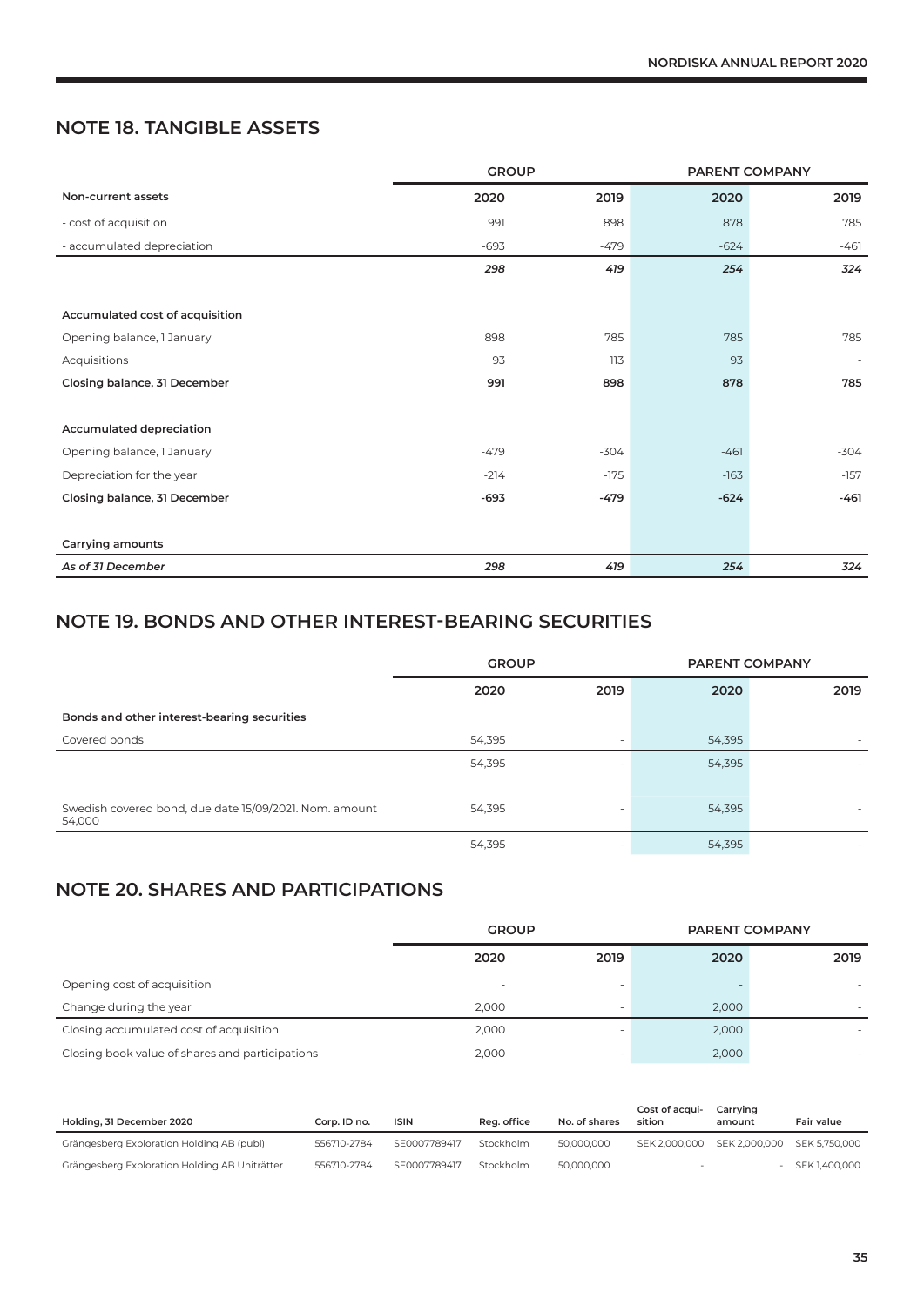## NOTE 18. TANGIBLE ASSETS

| | GROUP | | PARENT COMPANY | |
|---|---|---|---|---|
| **Non-current assets** | **2020** | **2019** | **2020** | **2019** |
| - cost of acquisition | 991 | 898 | 878 | 785 |
| - accumulated depreciation | -693 | -479 | -624 | -461 |
| | ***298*** | ***419*** | ***254*** | ***324*** |
| | | | | |
| **Accumulated cost of acquisition** | | | | |
| Opening balance, 1 January | 898 | 785 | 785 | 785 |
| Acquisitions | 93 | 113 | 93 | - |
| **Closing balance, 31 December** | **991** | **898** | **878** | **785** |
| | | | | |
| **Accumulated depreciation** | | | | |
| Opening balance, 1 January | -479 | -304 | -461 | -304 |
| Depreciation for the year | -214 | -175 | -163 | -157 |
| **Closing balance, 31 December** | **-693** | **-479** | **-624** | **-461** |
| | | | | |
| **Carrying amounts** | | | | |
| ***As of 31 December*** | ***298*** | ***419*** | ***254*** | ***324*** |

## NOTE 19. BONDS AND OTHER INTEREST-BEARING SECURITIES

| | GROUP | | PARENT COMPANY | |
|---|---|---|---|---|
| | **2020** | **2019** | **2020** | **2019** |
| **Bonds and other interest-bearing securities** | | | | |
| Covered bonds | 54,395 | - | 54,395 | - |
| | 54,395 | - | 54,395 | - |
| | | | | |
| Swedish covered bond, due date 15/09/2021. Nom. amount 54,000 | 54,395 | - | 54,395 | - |
| | 54,395 | - | 54,395 | - |

## NOTE 20. SHARES AND PARTICIPATIONS

| | GROUP | | PARENT COMPANY | |
|---|---|---|---|---|
| | **2020** | **2019** | **2020** | **2019** |
| Opening cost of acquisition | - | - | - | - |
| Change during the year | 2,000 | - | 2,000 | - |
| Closing accumulated cost of acquisition | 2,000 | - | 2,000 | - |
| Closing book value of shares and participations | 2,000 | - | 2,000 | - |

| Holding, 31 December 2020 | Corp. ID no. | ISIN | Reg. office | No. of shares | Cost of acquisition | Carrying amount | Fair value |
|---|---|---|---|---|---|---|---|
| Grängesberg Exploration Holding AB (publ) | 556710-2784 | SE0007789417 | Stockholm | 50,000,000 | SEK 2,000,000 | SEK 2,000,000 | SEK 5,750,000 |
| Grängesberg Exploration Holding AB Uniträtter | 556710-2784 | SE0007789417 | Stockholm | 50,000,000 | - | - | SEK 1,400,000 |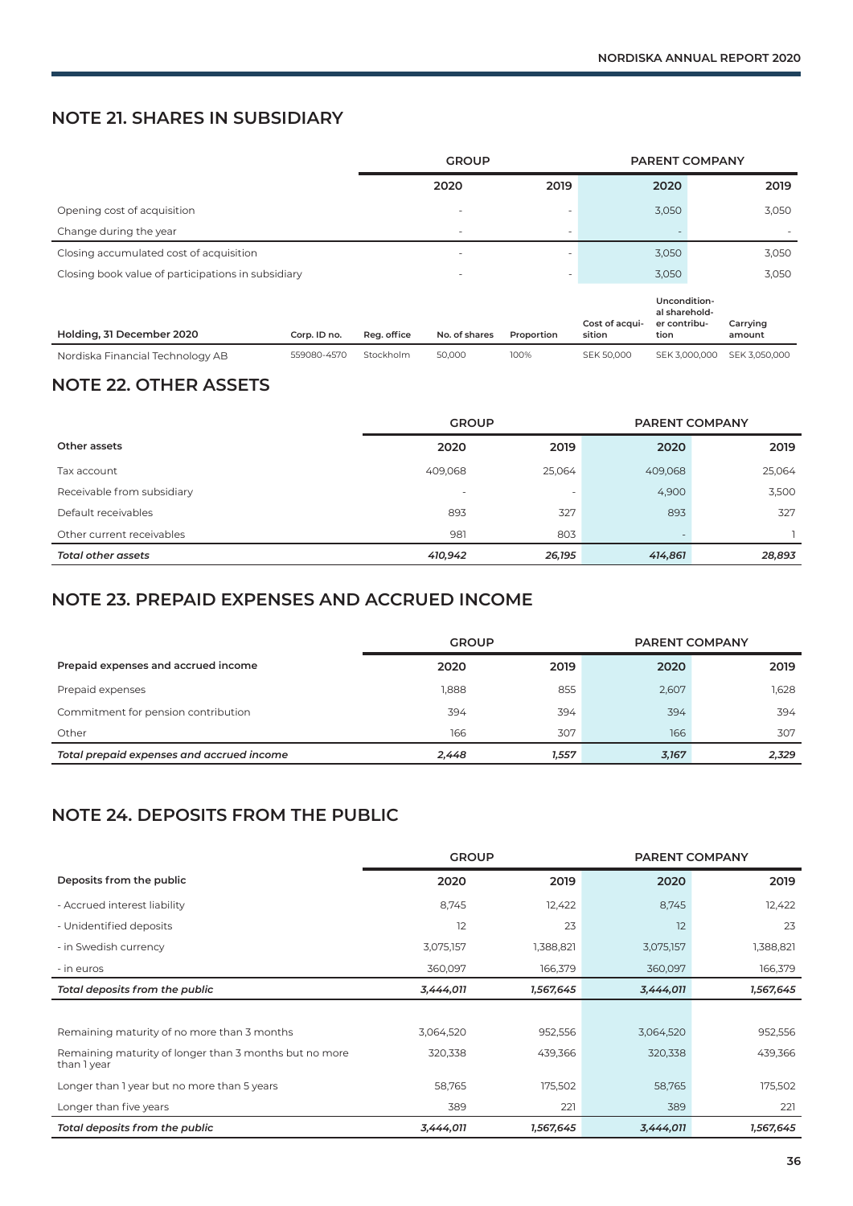## NOTE 21. SHARES IN SUBSIDIARY

| | GROUP | | PARENT COMPANY | |
|---|---|---|---|---|
| | 2020 | 2019 | 2020 | 2019 |
| Opening cost of acquisition | - | - | 3,050 | 3,050 |
| Change during the year | - | - | - | - |
| Closing accumulated cost of acquisition | - | - | 3,050 | 3,050 |
| Closing book value of participations in subsidiary | - | - | 3,050 | 3,050 |

| Holding, 31 December 2020 | Corp. ID no. | Reg. office | No. of shares | Proportion | Cost of acquisition | Unconditional shareholder contribution | Carrying amount |
|---|---|---|---|---|---|---|---|
| Nordiska Financial Technology AB | 559080-4570 | Stockholm | 50,000 | 100% | SEK 50,000 | SEK 3,000,000 | SEK 3,050,000 |

## NOTE 22. OTHER ASSETS

| | GROUP | | PARENT COMPANY | |
|---|---|---|---|---|
| **Other assets** | **2020** | **2019** | **2020** | **2019** |
| Tax account | 409,068 | 25,064 | 409,068 | 25,064 |
| Receivable from subsidiary | - | - | 4,900 | 3,500 |
| Default receivables | 893 | 327 | 893 | 327 |
| Other current receivables | 981 | 803 | - | 1 |
| ***Total other assets*** | ***410,942*** | ***26,195*** | ***414,861*** | ***28,893*** |

## NOTE 23. PREPAID EXPENSES AND ACCRUED INCOME

| | GROUP | | PARENT COMPANY | |
|---|---|---|---|---|
| **Prepaid expenses and accrued income** | **2020** | **2019** | **2020** | **2019** |
| Prepaid expenses | 1,888 | 855 | 2,607 | 1,628 |
| Commitment for pension contribution | 394 | 394 | 394 | 394 |
| Other | 166 | 307 | 166 | 307 |
| ***Total prepaid expenses and accrued income*** | ***2,448*** | ***1,557*** | ***3,167*** | ***2,329*** |

## NOTE 24. DEPOSITS FROM THE PUBLIC

| | GROUP | | PARENT COMPANY | |
|---|---|---|---|---|
| **Deposits from the public** | **2020** | **2019** | **2020** | **2019** |
| - Accrued interest liability | 8,745 | 12,422 | 8,745 | 12,422 |
| - Unidentified deposits | 12 | 23 | 12 | 23 |
| - in Swedish currency | 3,075,157 | 1,388,821 | 3,075,157 | 1,388,821 |
| - in euros | 360,097 | 166,379 | 360,097 | 166,379 |
| ***Total deposits from the public*** | ***3,444,011*** | ***1,567,645*** | ***3,444,011*** | ***1,567,645*** |
| | | | | |
| Remaining maturity of no more than 3 months | 3,064,520 | 952,556 | 3,064,520 | 952,556 |
| Remaining maturity of longer than 3 months but no more than 1 year | 320,338 | 439,366 | 320,338 | 439,366 |
| Longer than 1 year but no more than 5 years | 58,765 | 175,502 | 58,765 | 175,502 |
| Longer than five years | 389 | 221 | 389 | 221 |
| ***Total deposits from the public*** | ***3,444,011*** | ***1,567,645*** | ***3,444,011*** | ***1,567,645*** |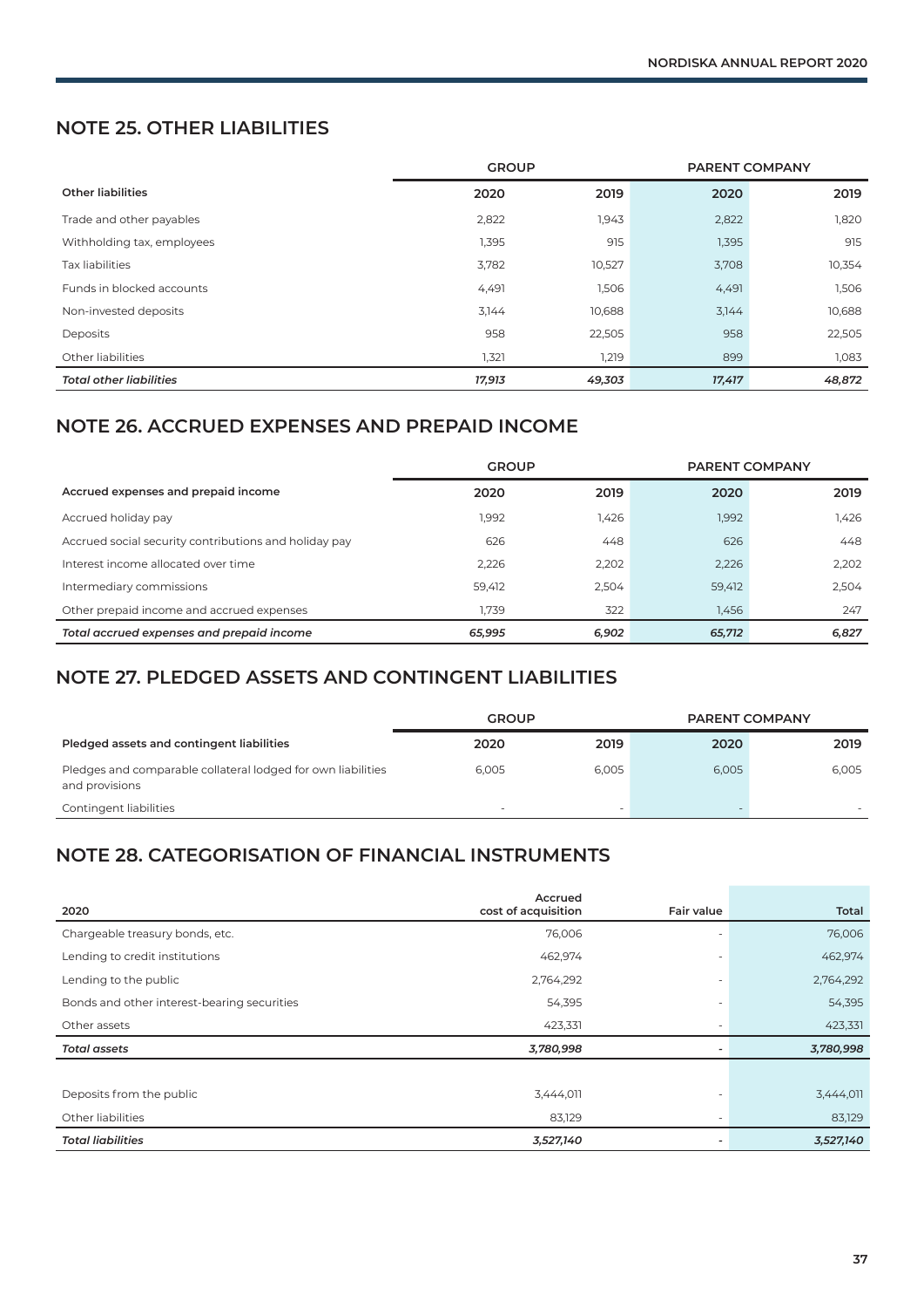## NOTE 25. OTHER LIABILITIES

| | GROUP | | PARENT COMPANY | |
|---|---|---|---|---|
| **Other liabilities** | **2020** | **2019** | **2020** | **2019** |
| Trade and other payables | 2,822 | 1,943 | 2,822 | 1,820 |
| Withholding tax, employees | 1,395 | 915 | 1,395 | 915 |
| Tax liabilities | 3,782 | 10,527 | 3,708 | 10,354 |
| Funds in blocked accounts | 4,491 | 1,506 | 4,491 | 1,506 |
| Non-invested deposits | 3,144 | 10,688 | 3,144 | 10,688 |
| Deposits | 958 | 22,505 | 958 | 22,505 |
| Other liabilities | 1,321 | 1,219 | 899 | 1,083 |
| ***Total other liabilities*** | ***17,913*** | ***49,303*** | ***17,417*** | ***48,872*** |

## NOTE 26. ACCRUED EXPENSES AND PREPAID INCOME

| | GROUP | | PARENT COMPANY | |
|---|---|---|---|---|
| **Accrued expenses and prepaid income** | **2020** | **2019** | **2020** | **2019** |
| Accrued holiday pay | 1,992 | 1,426 | 1,992 | 1,426 |
| Accrued social security contributions and holiday pay | 626 | 448 | 626 | 448 |
| Interest income allocated over time | 2,226 | 2,202 | 2,226 | 2,202 |
| Intermediary commissions | 59,412 | 2,504 | 59,412 | 2,504 |
| Other prepaid income and accrued expenses | 1,739 | 322 | 1,456 | 247 |
| ***Total accrued expenses and prepaid income*** | ***65,995*** | ***6,902*** | ***65,712*** | ***6,827*** |

## NOTE 27. PLEDGED ASSETS AND CONTINGENT LIABILITIES

| | GROUP | | PARENT COMPANY | |
|---|---|---|---|---|
| **Pledged assets and contingent liabilities** | **2020** | **2019** | **2020** | **2019** |
| Pledges and comparable collateral lodged for own liabilities and provisions | 6,005 | 6,005 | 6,005 | 6,005 |
| Contingent liabilities | - | - | - | - |

## NOTE 28. CATEGORISATION OF FINANCIAL INSTRUMENTS

| 2020 | Accrued cost of acquisition | Fair value | Total |
|---|---|---|---|
| Chargeable treasury bonds, etc. | 76,006 | - | 76,006 |
| Lending to credit institutions | 462,974 | - | 462,974 |
| Lending to the public | 2,764,292 | - | 2,764,292 |
| Bonds and other interest-bearing securities | 54,395 | - | 54,395 |
| Other assets | 423,331 | - | 423,331 |
| ***Total assets*** | ***3,780,998*** | **-** | ***3,780,998*** |
| | | | |
| Deposits from the public | 3,444,011 | - | 3,444,011 |
| Other liabilities | 83,129 | - | 83,129 |
| ***Total liabilities*** | ***3,527,140*** | **-** | ***3,527,140*** |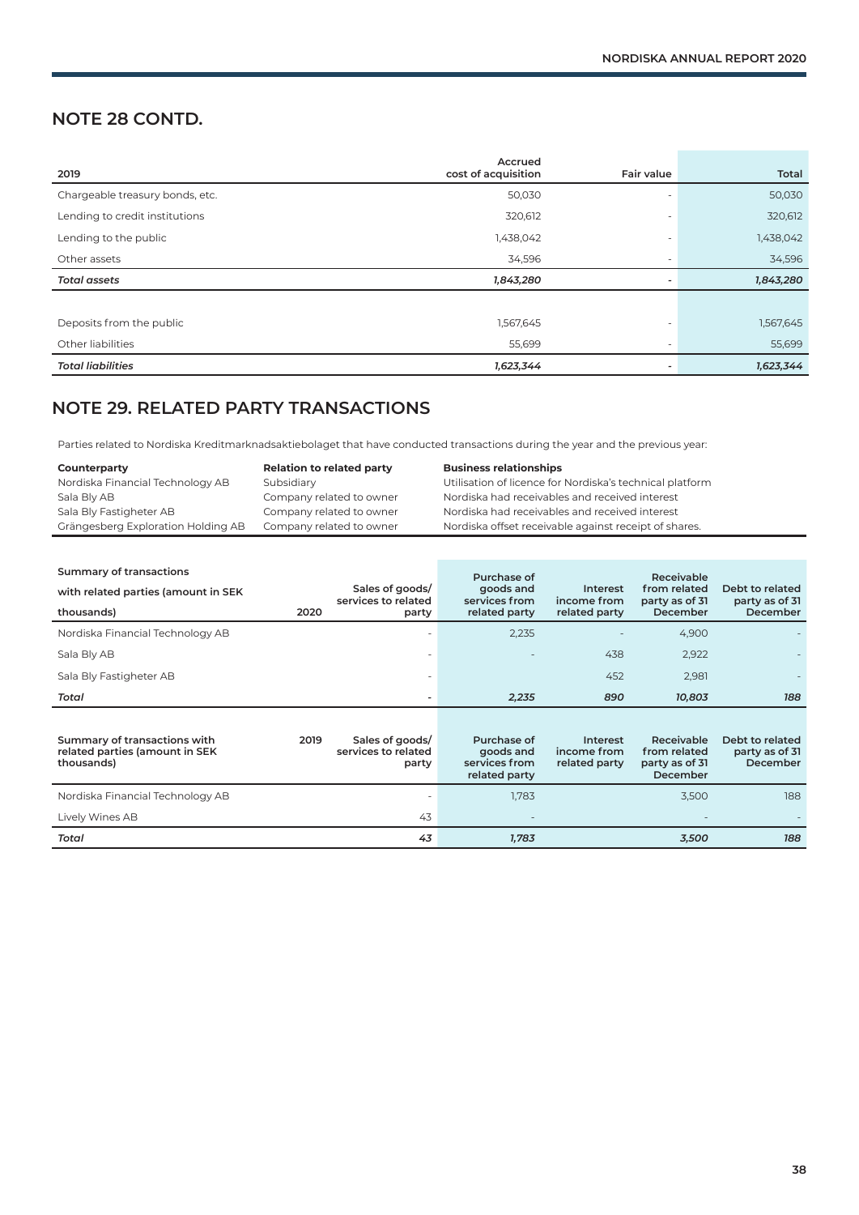## NOTE 28 CONTD.

| 2019 | Accrued cost of acquisition | Fair value | Total |
|---|---|---|---|
| Chargeable treasury bonds, etc. | 50,030 | - | 50,030 |
| Lending to credit institutions | 320,612 | - | 320,612 |
| Lending to the public | 1,438,042 | - | 1,438,042 |
| Other assets | 34,596 | - | 34,596 |
| ***Total assets*** | ***1,843,280*** | **-** | ***1,843,280*** |
| | | | |
| Deposits from the public | 1,567,645 | - | 1,567,645 |
| Other liabilities | 55,699 | - | 55,699 |
| ***Total liabilities*** | ***1,623,344*** | **-** | ***1,623,344*** |

## NOTE 29. RELATED PARTY TRANSACTIONS

Parties related to Nordiska Kreditmarknadsaktiebolaget that have conducted transactions during the year and the previous year:

| Counterparty | Relation to related party | Business relationships |
|---|---|---|
| Nordiska Financial Technology AB | Subsidiary | Utilisation of licence for Nordiska's technical platform |
| Sala Bly AB | Company related to owner | Nordiska had receivables and received interest |
| Sala Bly Fastigheter AB | Company related to owner | Nordiska had receivables and received interest |
| Grängesberg Exploration Holding AB | Company related to owner | Nordiska offset receivable against receipt of shares. |

| Summary of transactions with related parties (amount in SEK thousands) | 2020 | Sales of goods/ services to related party | Purchase of goods and services from related party | Interest income from related party | Receivable from related party as of 31 December | Debt to related party as of 31 December |
|---|---|---|---|---|---|---|
| Nordiska Financial Technology AB | | - | 2,235 | - | 4,900 | - |
| Sala Bly AB | | - | - | 438 | 2,922 | - |
| Sala Bly Fastigheter AB | | - | | 452 | 2,981 | - |
| ***Total*** | | **-** | ***2,235*** | ***890*** | ***10,803*** | ***188*** |

| Summary of transactions with related parties (amount in SEK thousands) | 2019 | Sales of goods/ services to related party | Purchase of goods and services from related party | Interest income from related party | Receivable from related party as of 31 December | Debt to related party as of 31 December |
|---|---|---|---|---|---|---|
| Nordiska Financial Technology AB | | - | 1,783 | | 3,500 | 188 |
| Lively Wines AB | | 43 | - | | - | - |
| ***Total*** | | ***43*** | ***1,783*** | | ***3,500*** | ***188*** |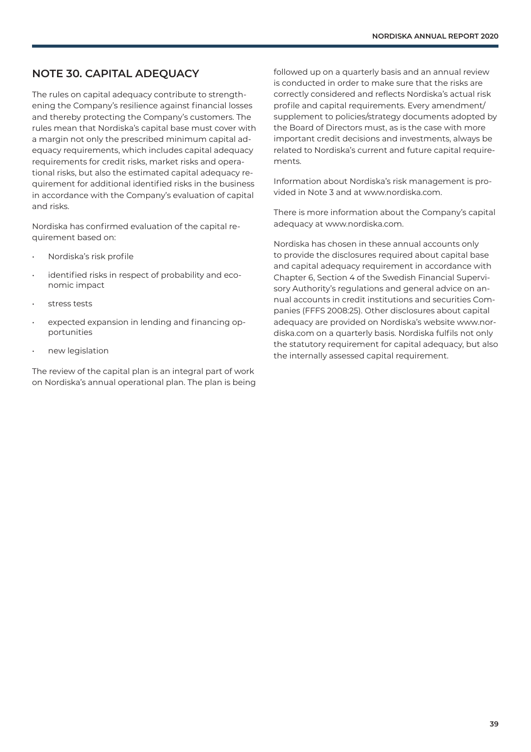## NOTE 30. CAPITAL ADEQUACY

The rules on capital adequacy contribute to strengthening the Company's resilience against financial losses and thereby protecting the Company's customers. The rules mean that Nordiska's capital base must cover with a margin not only the prescribed minimum capital adequacy requirements, which includes capital adequacy requirements for credit risks, market risks and operational risks, but also the estimated capital adequacy requirement for additional identified risks in the business in accordance with the Company's evaluation of capital and risks.

Nordiska has confirmed evaluation of the capital requirement based on:

- Nordiska's risk profile
- identified risks in respect of probability and economic impact
- stress tests
- expected expansion in lending and financing opportunities
- new legislation

The review of the capital plan is an integral part of work on Nordiska's annual operational plan. The plan is being followed up on a quarterly basis and an annual review is conducted in order to make sure that the risks are correctly considered and reflects Nordiska's actual risk profile and capital requirements. Every amendment/supplement to policies/strategy documents adopted by the Board of Directors must, as is the case with more important credit decisions and investments, always be related to Nordiska's current and future capital requirements.

Information about Nordiska's risk management is provided in Note 3 and at www.nordiska.com.

There is more information about the Company's capital adequacy at www.nordiska.com.

Nordiska has chosen in these annual accounts only to provide the disclosures required about capital base and capital adequacy requirement in accordance with Chapter 6, Section 4 of the Swedish Financial Supervisory Authority's regulations and general advice on annual accounts in credit institutions and securities Companies (FFFS 2008:25). Other disclosures about capital adequacy are provided on Nordiska's website www.nordiska.com on a quarterly basis. Nordiska fulfils not only the statutory requirement for capital adequacy, but also the internally assessed capital requirement.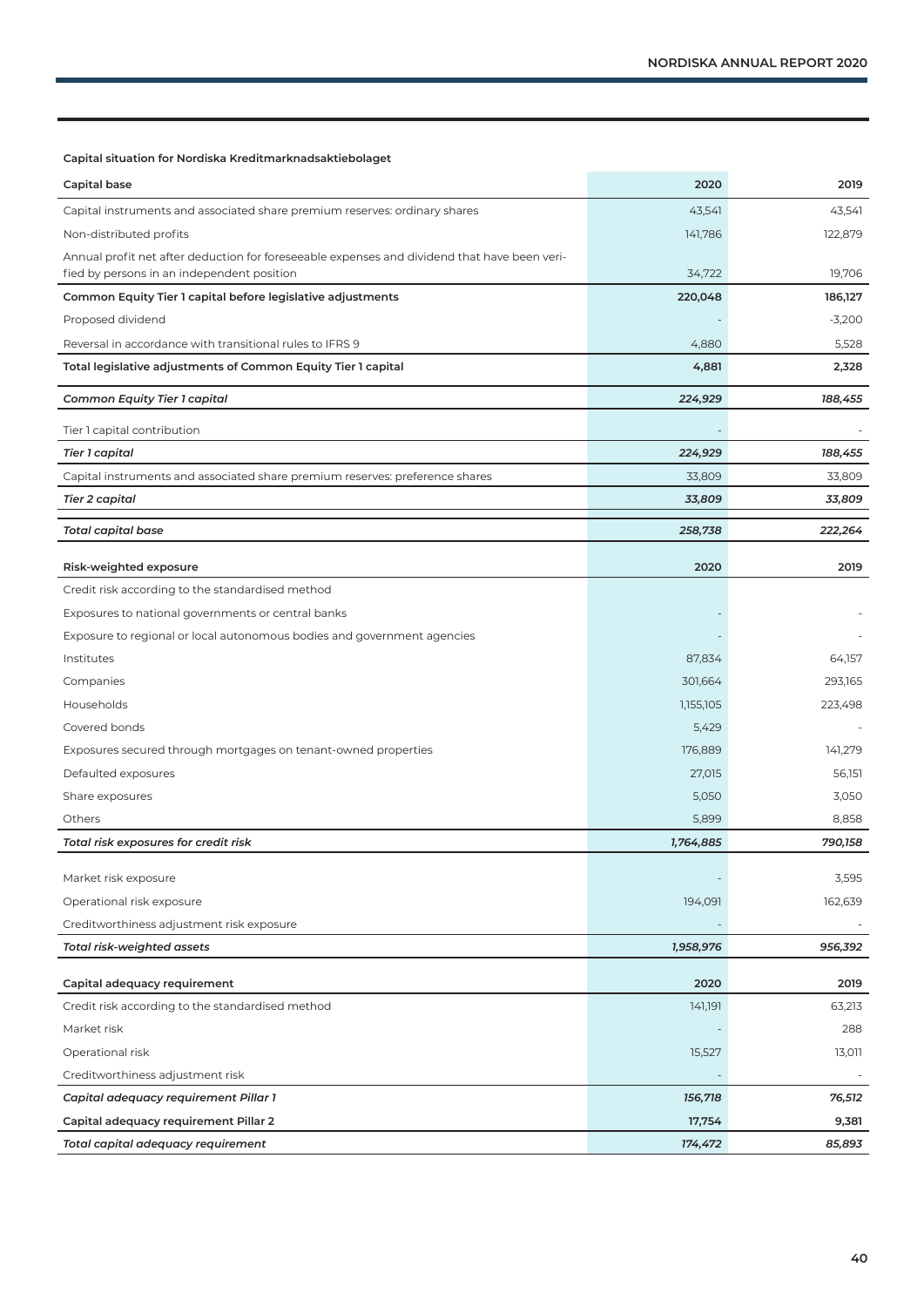**Capital situation for Nordiska Kreditmarknadsaktiebolaget**

| Capital base | 2020 | 2019 |
|---|---|---|
| Capital instruments and associated share premium reserves: ordinary shares | 43,541 | 43,541 |
| Non-distributed profits | 141,786 | 122,879 |
| Annual profit net after deduction for foreseeable expenses and dividend that have been verified by persons in an independent position | 34,722 | 19,706 |
| **Common Equity Tier 1 capital before legislative adjustments** | **220,048** | **186,127** |
| Proposed dividend | - | -3,200 |
| Reversal in accordance with transitional rules to IFRS 9 | 4,880 | 5,528 |
| **Total legislative adjustments of Common Equity Tier 1 capital** | **4,881** | **2,328** |
| ***Common Equity Tier 1 capital*** | ***224,929*** | ***188,455*** |
| Tier 1 capital contribution | - | - |
| ***Tier 1 capital*** | ***224,929*** | ***188,455*** |
| Capital instruments and associated share premium reserves: preference shares | 33,809 | 33,809 |
| ***Tier 2 capital*** | ***33,809*** | ***33,809*** |
| ***Total capital base*** | ***258,738*** | ***222,264*** |

| Risk-weighted exposure | 2020 | 2019 |
|---|---|---|
| Credit risk according to the standardised method | | |
| Exposures to national governments or central banks | - | - |
| Exposure to regional or local autonomous bodies and government agencies | - | - |
| Institutes | 87,834 | 64,157 |
| Companies | 301,664 | 293,165 |
| Households | 1,155,105 | 223,498 |
| Covered bonds | 5,429 | - |
| Exposures secured through mortgages on tenant-owned properties | 176,889 | 141,279 |
| Defaulted exposures | 27,015 | 56,151 |
| Share exposures | 5,050 | 3,050 |
| Others | 5,899 | 8,858 |
| ***Total risk exposures for credit risk*** | ***1,764,885*** | ***790,158*** |
| Market risk exposure | - | 3,595 |
| Operational risk exposure | 194,091 | 162,639 |
| Creditworthiness adjustment risk exposure | - | - |
| ***Total risk-weighted assets*** | ***1,958,976*** | ***956,392*** |

| Capital adequacy requirement | 2020 | 2019 |
|---|---|---|
| Credit risk according to the standardised method | 141,191 | 63,213 |
| Market risk | - | 288 |
| Operational risk | 15,527 | 13,011 |
| Creditworthiness adjustment risk | - | - |
| ***Capital adequacy requirement Pillar 1*** | ***156,718*** | ***76,512*** |
| **Capital adequacy requirement Pillar 2** | **17,754** | **9,381** |
| ***Total capital adequacy requirement*** | ***174,472*** | ***85,893*** |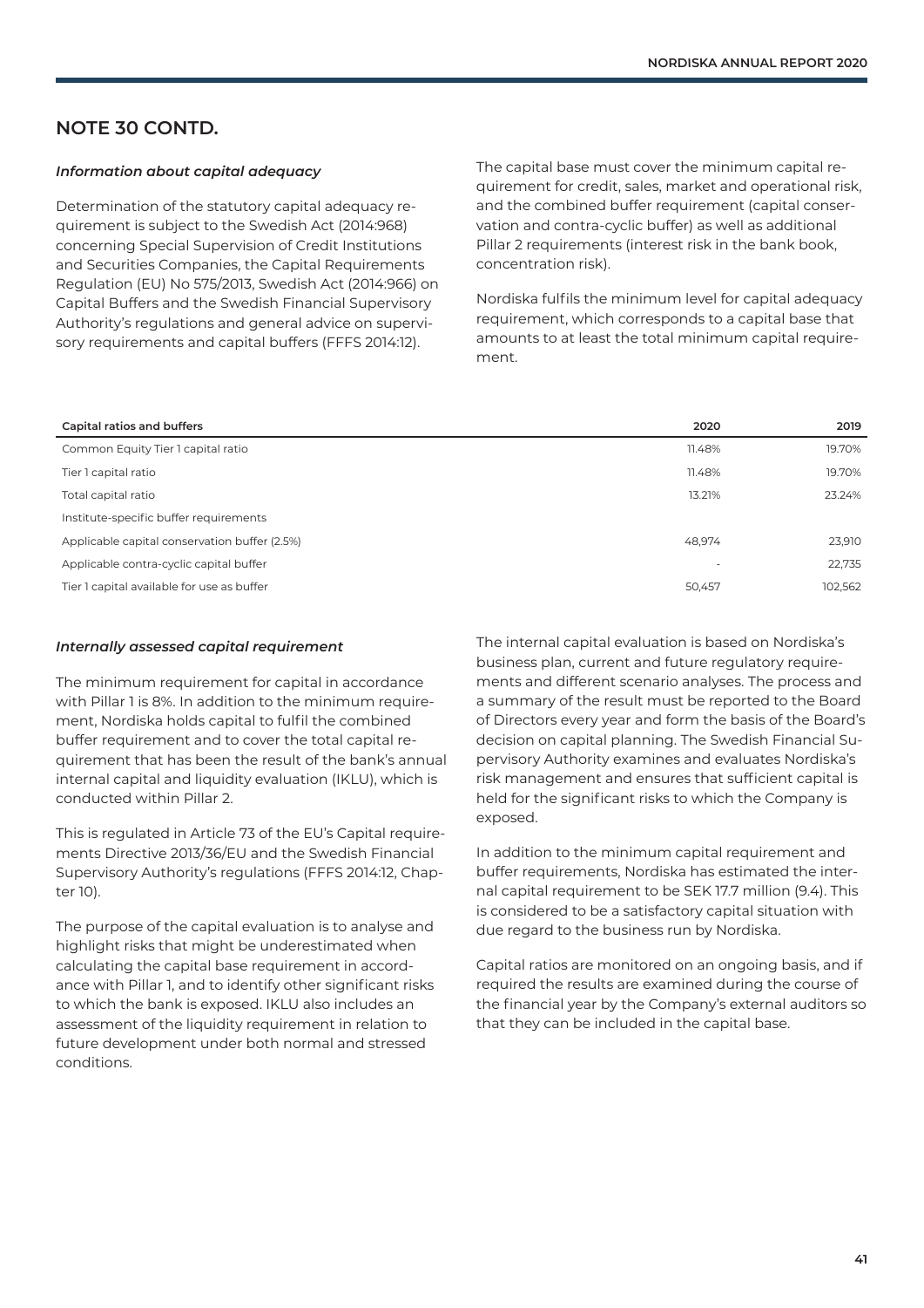## NOTE 30 CONTD.

### *Information about capital adequacy*

Determination of the statutory capital adequacy requirement is subject to the Swedish Act (2014:968) concerning Special Supervision of Credit Institutions and Securities Companies, the Capital Requirements Regulation (EU) No 575/2013, Swedish Act (2014:966) on Capital Buffers and the Swedish Financial Supervisory Authority's regulations and general advice on supervisory requirements and capital buffers (FFFS 2014:12).

The capital base must cover the minimum capital requirement for credit, sales, market and operational risk, and the combined buffer requirement (capital conservation and contra-cyclic buffer) as well as additional Pillar 2 requirements (interest risk in the bank book, concentration risk).

Nordiska fulfils the minimum level for capital adequacy requirement, which corresponds to a capital base that amounts to at least the total minimum capital requirement.

| Capital ratios and buffers | 2020 | 2019 |
|---|---|---|
| Common Equity Tier 1 capital ratio | 11.48% | 19.70% |
| Tier 1 capital ratio | 11.48% | 19.70% |
| Total capital ratio | 13.21% | 23.24% |
| Institute-specific buffer requirements | | |
| Applicable capital conservation buffer (2.5%) | 48,974 | 23,910 |
| Applicable contra-cyclic capital buffer | - | 22,735 |
| Tier 1 capital available for use as buffer | 50,457 | 102,562 |

### *Internally assessed capital requirement*

The minimum requirement for capital in accordance with Pillar 1 is 8%. In addition to the minimum requirement, Nordiska holds capital to fulfil the combined buffer requirement and to cover the total capital requirement that has been the result of the bank's annual internal capital and liquidity evaluation (IKLU), which is conducted within Pillar 2.

This is regulated in Article 73 of the EU's Capital requirements Directive 2013/36/EU and the Swedish Financial Supervisory Authority's regulations (FFFS 2014:12, Chapter 10).

The purpose of the capital evaluation is to analyse and highlight risks that might be underestimated when calculating the capital base requirement in accordance with Pillar 1, and to identify other significant risks to which the bank is exposed. IKLU also includes an assessment of the liquidity requirement in relation to future development under both normal and stressed conditions.

The internal capital evaluation is based on Nordiska's business plan, current and future regulatory requirements and different scenario analyses. The process and a summary of the result must be reported to the Board of Directors every year and form the basis of the Board's decision on capital planning. The Swedish Financial Supervisory Authority examines and evaluates Nordiska's risk management and ensures that sufficient capital is held for the significant risks to which the Company is exposed.

In addition to the minimum capital requirement and buffer requirements, Nordiska has estimated the internal capital requirement to be SEK 17.7 million (9.4). This is considered to be a satisfactory capital situation with due regard to the business run by Nordiska.

Capital ratios are monitored on an ongoing basis, and if required the results are examined during the course of the financial year by the Company's external auditors so that they can be included in the capital base.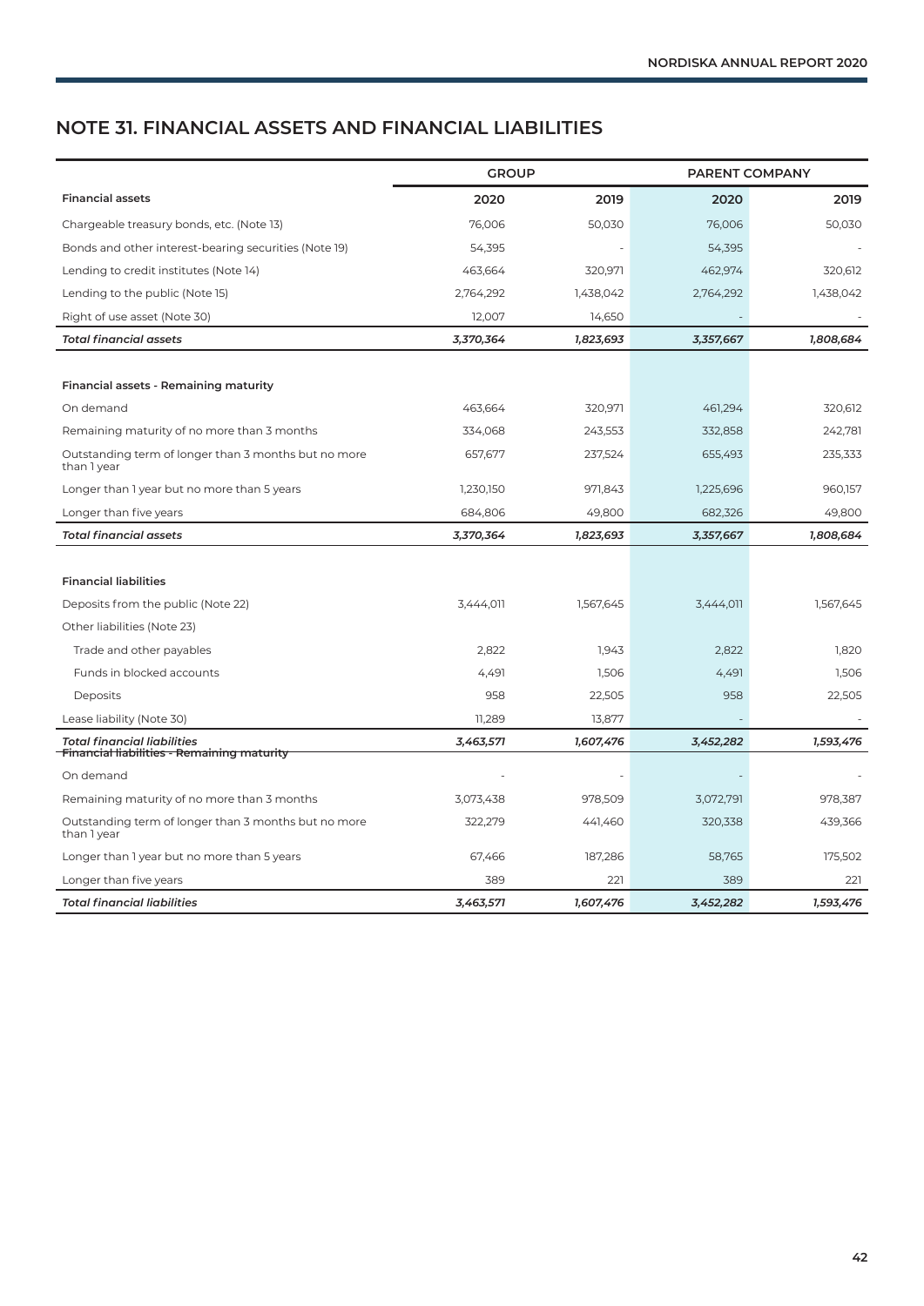## NOTE 31. FINANCIAL ASSETS AND FINANCIAL LIABILITIES

| | GROUP | | PARENT COMPANY | |
|---|---|---|---|---|
| **Financial assets** | **2020** | **2019** | **2020** | **2019** |
| Chargeable treasury bonds, etc. (Note 13) | 76,006 | 50,030 | 76,006 | 50,030 |
| Bonds and other interest-bearing securities (Note 19) | 54,395 | - | 54,395 | - |
| Lending to credit institutes (Note 14) | 463,664 | 320,971 | 462,974 | 320,612 |
| Lending to the public (Note 15) | 2,764,292 | 1,438,042 | 2,764,292 | 1,438,042 |
| Right of use asset (Note 30) | 12,007 | 14,650 | - | - |
| ***Total financial assets*** | ***3,370,364*** | ***1,823,693*** | ***3,357,667*** | ***1,808,684*** |
| | | | | |
| **Financial assets - Remaining maturity** | | | | |
| On demand | 463,664 | 320,971 | 461,294 | 320,612 |
| Remaining maturity of no more than 3 months | 334,068 | 243,553 | 332,858 | 242,781 |
| Outstanding term of longer than 3 months but no more than 1 year | 657,677 | 237,524 | 655,493 | 235,333 |
| Longer than 1 year but no more than 5 years | 1,230,150 | 971,843 | 1,225,696 | 960,157 |
| Longer than five years | 684,806 | 49,800 | 682,326 | 49,800 |
| ***Total financial assets*** | ***3,370,364*** | ***1,823,693*** | ***3,357,667*** | ***1,808,684*** |
| | | | | |
| **Financial liabilities** | | | | |
| Deposits from the public (Note 22) | 3,444,011 | 1,567,645 | 3,444,011 | 1,567,645 |
| Other liabilities (Note 23) | | | | |
| Trade and other payables | 2,822 | 1,943 | 2,822 | 1,820 |
| Funds in blocked accounts | 4,491 | 1,506 | 4,491 | 1,506 |
| Deposits | 958 | 22,505 | 958 | 22,505 |
| Lease liability (Note 30) | 11,289 | 13,877 | - | - |
| ***Total financial liabilities*** | ***3,463,571*** | ***1,607,476*** | ***3,452,282*** | ***1,593,476*** |
| **Financial liabilities - Remaining maturity** | | | | |
| On demand | - | - | - | - |
| Remaining maturity of no more than 3 months | 3,073,438 | 978,509 | 3,072,791 | 978,387 |
| Outstanding term of longer than 3 months but no more than 1 year | 322,279 | 441,460 | 320,338 | 439,366 |
| Longer than 1 year but no more than 5 years | 67,466 | 187,286 | 58,765 | 175,502 |
| Longer than five years | 389 | 221 | 389 | 221 |
| ***Total financial liabilities*** | ***3,463,571*** | ***1,607,476*** | ***3,452,282*** | ***1,593,476*** |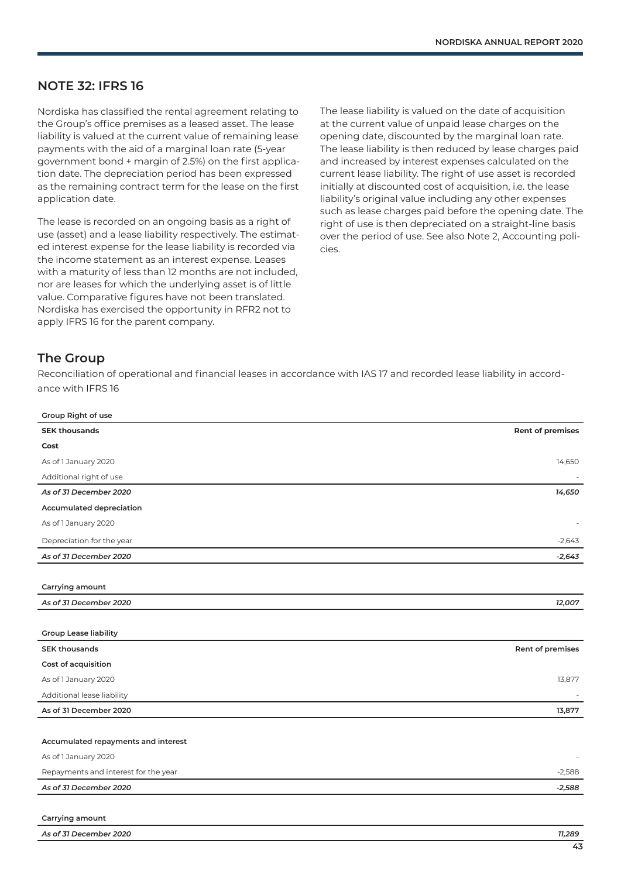## NOTE 32: IFRS 16

Nordiska has classified the rental agreement relating to the Group's office premises as a leased asset. The lease liability is valued at the current value of remaining lease payments with the aid of a marginal loan rate (5-year government bond + margin of 2.5%) on the first application date. The depreciation period has been expressed as the remaining contract term for the lease on the first application date.

The lease is recorded on an ongoing basis as a right of use (asset) and a lease liability respectively. The estimated interest expense for the lease liability is recorded via the income statement as an interest expense. Leases with a maturity of less than 12 months are not included, nor are leases for which the underlying asset is of little value. Comparative figures have not been translated. Nordiska has exercised the opportunity in RFR2 not to apply IFRS 16 for the parent company.

The lease liability is valued on the date of acquisition at the current value of unpaid lease charges on the opening date, discounted by the marginal loan rate. The lease liability is then reduced by lease charges paid and increased by interest expenses calculated on the current lease liability. The right of use asset is recorded initially at discounted cost of acquisition, i.e. the lease liability's original value including any other expenses such as lease charges paid before the opening date. The right of use is then depreciated on a straight-line basis over the period of use. See also Note 2, Accounting policies.

## The Group

Reconciliation of operational and financial leases in accordance with IAS 17 and recorded lease liability in accordance with IFRS 16

**Group Right of use**

| SEK thousands | Rent of premises |
|---|---|
| **Cost** | |
| As of 1 January 2020 | 14,650 |
| Additional right of use | - |
| ***As of 31 December 2020*** | ***14,650*** |
| **Accumulated depreciation** | |
| As of 1 January 2020 | - |
| Depreciation for the year | -2,643 |
| ***As of 31 December 2020*** | ***-2,643*** |
| | |
| **Carrying amount** | |
| ***As of 31 December 2020*** | ***12,007*** |

**Group Lease liability**

| SEK thousands | Rent of premises |
|---|---|
| **Cost of acquisition** | |
| As of 1 January 2020 | 13,877 |
| Additional lease liability | - |
| **As of 31 December 2020** | **13,877** |
| | |
| **Accumulated repayments and interest** | |
| As of 1 January 2020 | - |
| Repayments and interest for the year | -2,588 |
| ***As of 31 December 2020*** | ***-2,588*** |
| | |
| **Carrying amount** | |
| ***As of 31 December 2020*** | ***11,289*** |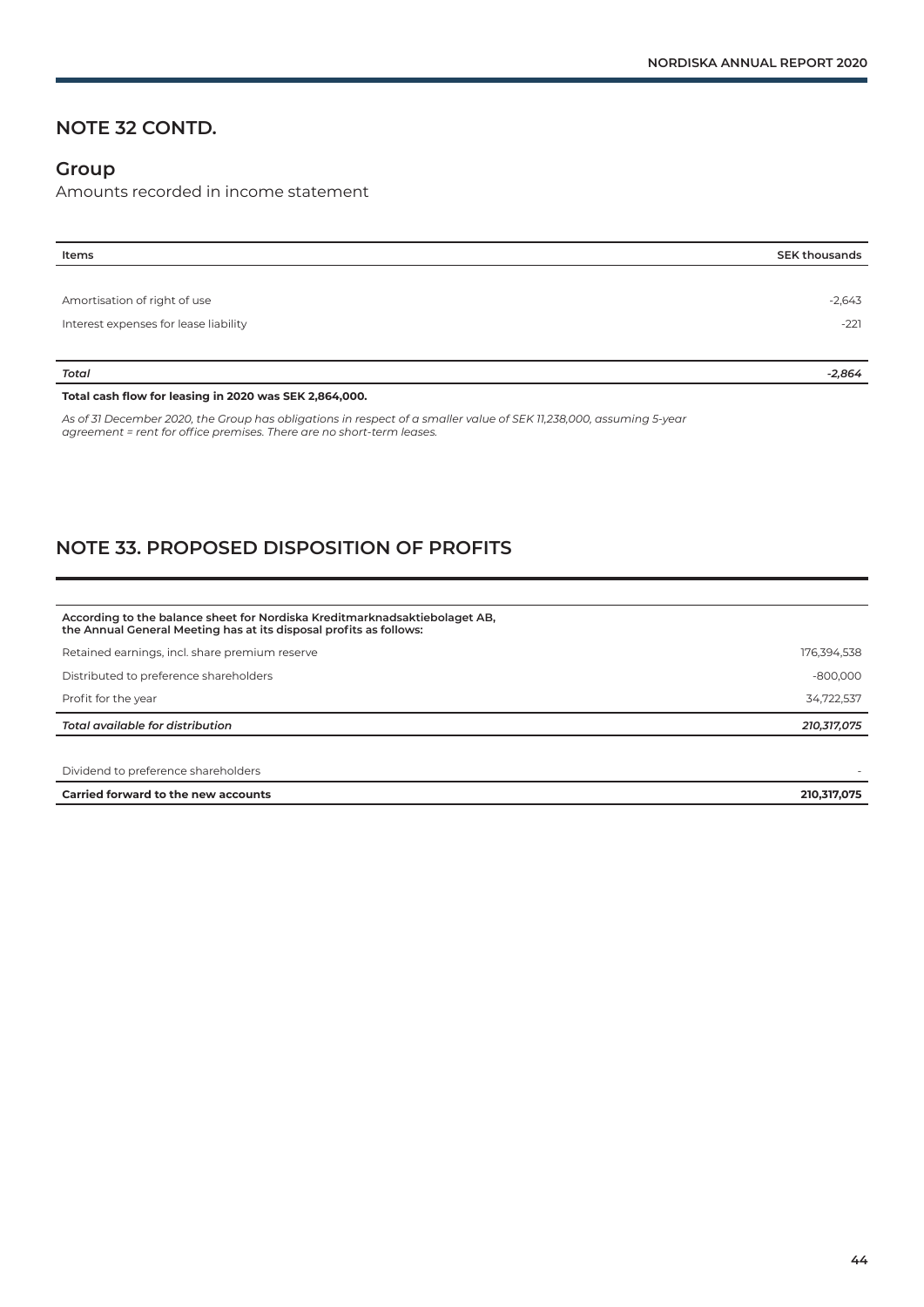## NOTE 32 CONTD.

### Group

Amounts recorded in income statement

| Items | SEK thousands |
|---|---|
| Amortisation of right of use | -2,643 |
| Interest expenses for lease liability | -221 |
| ***Total*** | ***-2,864*** |

**Total cash flow for leasing in 2020 was SEK 2,864,000.**

*As of 31 December 2020, the Group has obligations in respect of a smaller value of SEK 11,238,000, assuming 5-year agreement = rent for office premises. There are no short-term leases.*

## NOTE 33. PROPOSED DISPOSITION OF PROFITS

| **According to the balance sheet for Nordiska Kreditmarknadsaktiebolaget AB, the Annual General Meeting has at its disposal profits as follows:** | |
|---|---|
| Retained earnings, incl. share premium reserve | 176,394,538 |
| Distributed to preference shareholders | -800,000 |
| Profit for the year | 34,722,537 |
| ***Total available for distribution*** | ***210,317,075*** |
| Dividend to preference shareholders | - |
| **Carried forward to the new accounts** | **210,317,075** |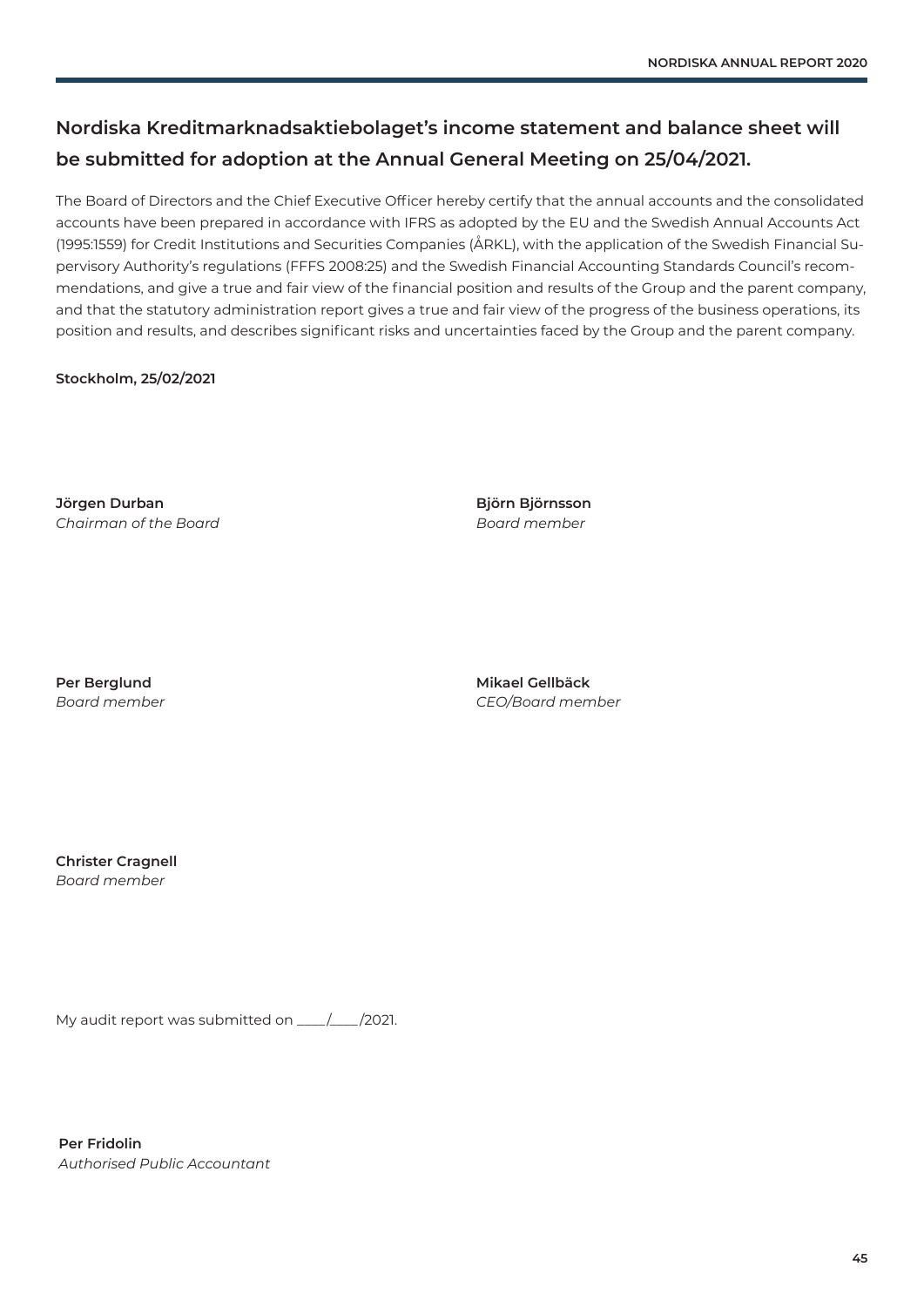## Nordiska Kreditmarknadsaktiebolaget's income statement and balance sheet will be submitted for adoption at the Annual General Meeting on 25/04/2021.

The Board of Directors and the Chief Executive Officer hereby certify that the annual accounts and the consolidated accounts have been prepared in accordance with IFRS as adopted by the EU and the Swedish Annual Accounts Act (1995:1559) for Credit Institutions and Securities Companies (ÅRKL), with the application of the Swedish Financial Supervisory Authority's regulations (FFFS 2008:25) and the Swedish Financial Accounting Standards Council's recommendations, and give a true and fair view of the financial position and results of the Group and the parent company, and that the statutory administration report gives a true and fair view of the progress of the business operations, its position and results, and describes significant risks and uncertainties faced by the Group and the parent company.

**Stockholm, 25/02/2021**

**Jörgen Durban**
*Chairman of the Board*

**Björn Björnsson**
*Board member*

**Per Berglund**
*Board member*

**Mikael Gellbäck**
*CEO/Board member*

**Christer Cragnell**
*Board member*

My audit report was submitted on ____/____/2021.

**Per Fridolin**
*Authorised Public Accountant*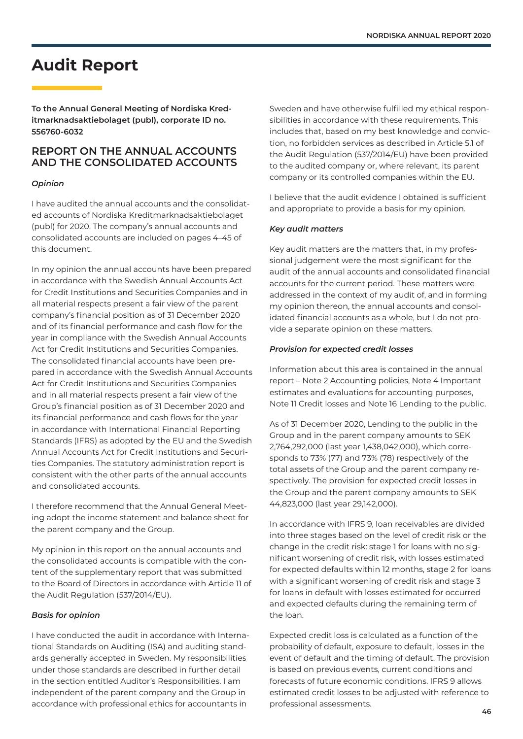# Audit Report

**To the Annual General Meeting of Nordiska Kreditmarknadsaktiebolaget (publ), corporate ID no. 556760-6032**

## REPORT ON THE ANNUAL ACCOUNTS AND THE CONSOLIDATED ACCOUNTS

### *Opinion*

I have audited the annual accounts and the consolidated accounts of Nordiska Kreditmarknadsaktiebolaget (publ) for 2020. The company's annual accounts and consolidated accounts are included on pages 4–45 of this document.

In my opinion the annual accounts have been prepared in accordance with the Swedish Annual Accounts Act for Credit Institutions and Securities Companies and in all material respects present a fair view of the parent company's financial position as of 31 December 2020 and of its financial performance and cash flow for the year in compliance with the Swedish Annual Accounts Act for Credit Institutions and Securities Companies. The consolidated financial accounts have been prepared in accordance with the Swedish Annual Accounts Act for Credit Institutions and Securities Companies and in all material respects present a fair view of the Group's financial position as of 31 December 2020 and its financial performance and cash flows for the year in accordance with International Financial Reporting Standards (IFRS) as adopted by the EU and the Swedish Annual Accounts Act for Credit Institutions and Securities Companies. The statutory administration report is consistent with the other parts of the annual accounts and consolidated accounts.

I therefore recommend that the Annual General Meeting adopt the income statement and balance sheet for the parent company and the Group.

My opinion in this report on the annual accounts and the consolidated accounts is compatible with the content of the supplementary report that was submitted to the Board of Directors in accordance with Article 11 of the Audit Regulation (537/2014/EU).

### *Basis for opinion*

I have conducted the audit in accordance with International Standards on Auditing (ISA) and auditing standards generally accepted in Sweden. My responsibilities under those standards are described in further detail in the section entitled Auditor's Responsibilities. I am independent of the parent company and the Group in accordance with professional ethics for accountants in Sweden and have otherwise fulfilled my ethical responsibilities in accordance with these requirements. This includes that, based on my best knowledge and conviction, no forbidden services as described in Article 5.1 of the Audit Regulation (537/2014/EU) have been provided to the audited company or, where relevant, its parent company or its controlled companies within the EU.

I believe that the audit evidence I obtained is sufficient and appropriate to provide a basis for my opinion.

### *Key audit matters*

Key audit matters are the matters that, in my professional judgement were the most significant for the audit of the annual accounts and consolidated financial accounts for the current period. These matters were addressed in the context of my audit of, and in forming my opinion thereon, the annual accounts and consolidated financial accounts as a whole, but I do not provide a separate opinion on these matters.

### *Provision for expected credit losses*

Information about this area is contained in the annual report – Note 2 Accounting policies, Note 4 Important estimates and evaluations for accounting purposes, Note 11 Credit losses and Note 16 Lending to the public.

As of 31 December 2020, Lending to the public in the Group and in the parent company amounts to SEK 2,764,292,000 (last year 1,438,042,000), which corresponds to 73% (77) and 73% (78) respectively of the total assets of the Group and the parent company respectively. The provision for expected credit losses in the Group and the parent company amounts to SEK 44,823,000 (last year 29,142,000).

In accordance with IFRS 9, loan receivables are divided into three stages based on the level of credit risk or the change in the credit risk: stage 1 for loans with no significant worsening of credit risk, with losses estimated for expected defaults within 12 months, stage 2 for loans with a significant worsening of credit risk and stage 3 for loans in default with losses estimated for occurred and expected defaults during the remaining term of the loan.

Expected credit loss is calculated as a function of the probability of default, exposure to default, losses in the event of default and the timing of default. The provision is based on previous events, current conditions and forecasts of future economic conditions. IFRS 9 allows estimated credit losses to be adjusted with reference to professional assessments.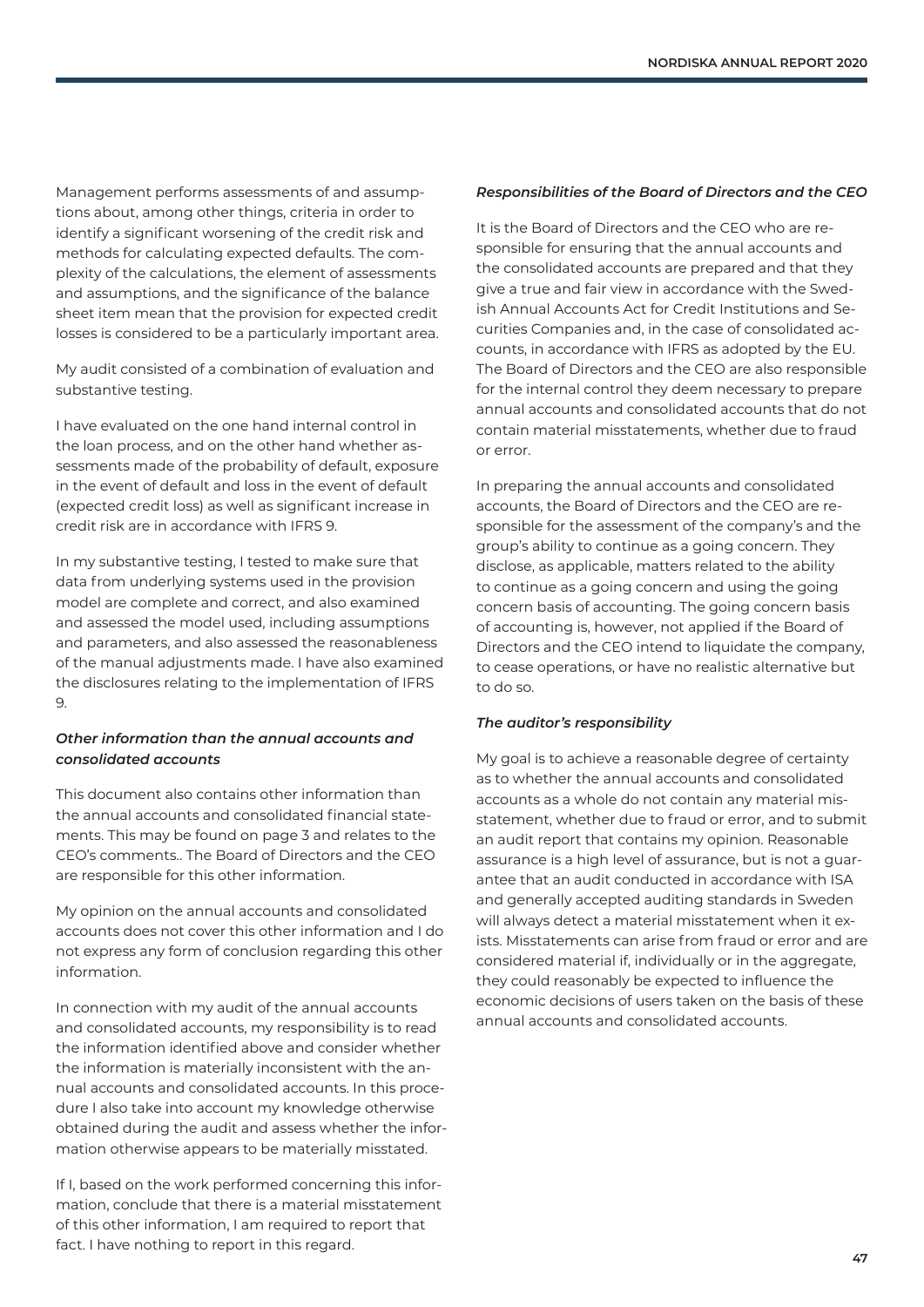Management performs assessments of and assumptions about, among other things, criteria in order to identify a significant worsening of the credit risk and methods for calculating expected defaults. The complexity of the calculations, the element of assessments and assumptions, and the significance of the balance sheet item mean that the provision for expected credit losses is considered to be a particularly important area.

My audit consisted of a combination of evaluation and substantive testing.

I have evaluated on the one hand internal control in the loan process, and on the other hand whether assessments made of the probability of default, exposure in the event of default and loss in the event of default (expected credit loss) as well as significant increase in credit risk are in accordance with IFRS 9.

In my substantive testing, I tested to make sure that data from underlying systems used in the provision model are complete and correct, and also examined and assessed the model used, including assumptions and parameters, and also assessed the reasonableness of the manual adjustments made. I have also examined the disclosures relating to the implementation of IFRS 9.

***Other information than the annual accounts and consolidated accounts***

This document also contains other information than the annual accounts and consolidated financial statements. This may be found on page 3 and relates to the CEO's comments.. The Board of Directors and the CEO are responsible for this other information.

My opinion on the annual accounts and consolidated accounts does not cover this other information and I do not express any form of conclusion regarding this other information.

In connection with my audit of the annual accounts and consolidated accounts, my responsibility is to read the information identified above and consider whether the information is materially inconsistent with the annual accounts and consolidated accounts. In this procedure I also take into account my knowledge otherwise obtained during the audit and assess whether the information otherwise appears to be materially misstated.

If I, based on the work performed concerning this information, conclude that there is a material misstatement of this other information, I am required to report that fact. I have nothing to report in this regard.

***Responsibilities of the Board of Directors and the CEO***

It is the Board of Directors and the CEO who are responsible for ensuring that the annual accounts and the consolidated accounts are prepared and that they give a true and fair view in accordance with the Swedish Annual Accounts Act for Credit Institutions and Securities Companies and, in the case of consolidated accounts, in accordance with IFRS as adopted by the EU. The Board of Directors and the CEO are also responsible for the internal control they deem necessary to prepare annual accounts and consolidated accounts that do not contain material misstatements, whether due to fraud or error.

In preparing the annual accounts and consolidated accounts, the Board of Directors and the CEO are responsible for the assessment of the company's and the group's ability to continue as a going concern. They disclose, as applicable, matters related to the ability to continue as a going concern and using the going concern basis of accounting. The going concern basis of accounting is, however, not applied if the Board of Directors and the CEO intend to liquidate the company, to cease operations, or have no realistic alternative but to do so.

***The auditor's responsibility***

My goal is to achieve a reasonable degree of certainty as to whether the annual accounts and consolidated accounts as a whole do not contain any material misstatement, whether due to fraud or error, and to submit an audit report that contains my opinion. Reasonable assurance is a high level of assurance, but is not a guarantee that an audit conducted in accordance with ISA and generally accepted auditing standards in Sweden will always detect a material misstatement when it exists. Misstatements can arise from fraud or error and are considered material if, individually or in the aggregate, they could reasonably be expected to influence the economic decisions of users taken on the basis of these annual accounts and consolidated accounts.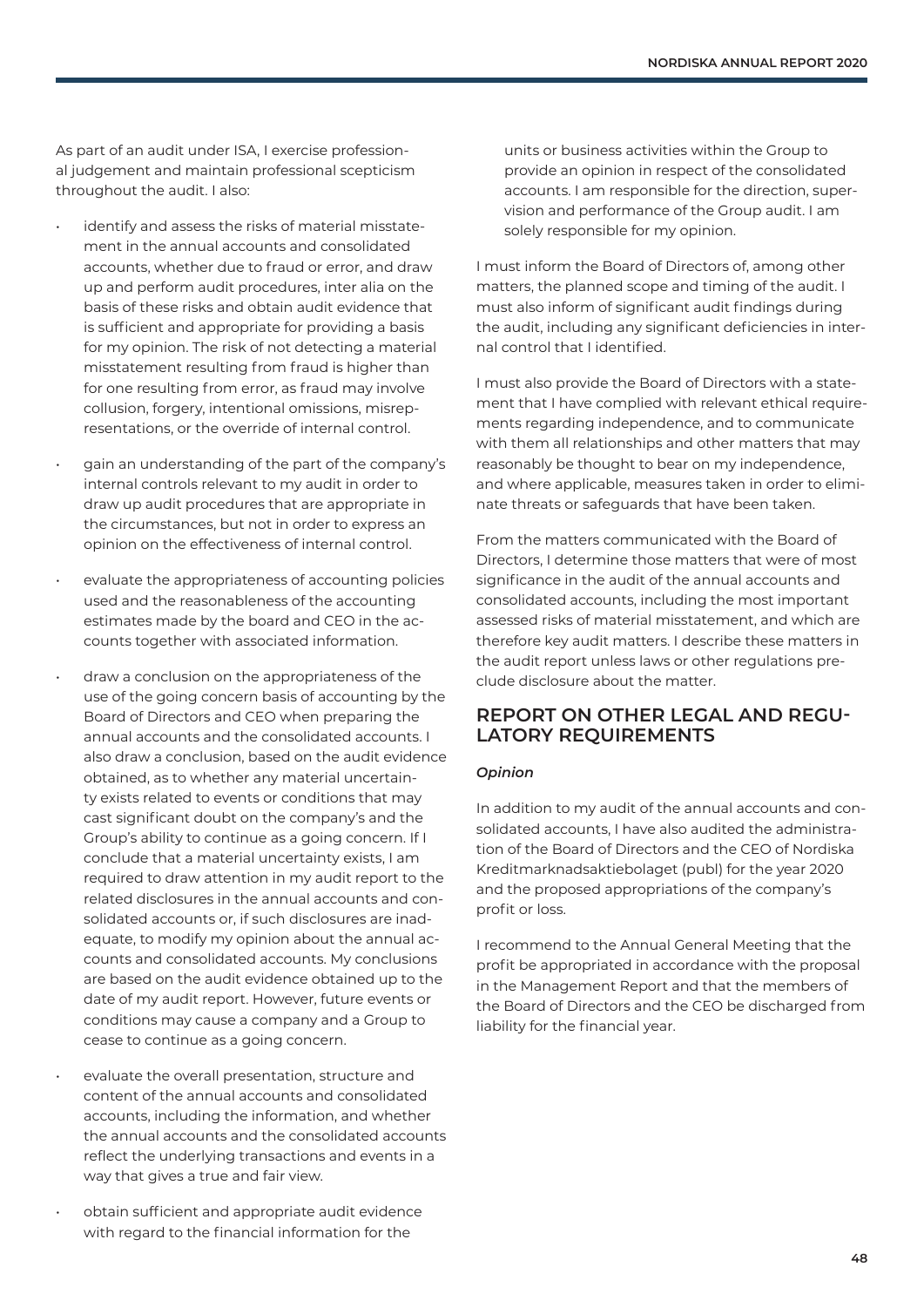As part of an audit under ISA, I exercise professional judgement and maintain professional scepticism throughout the audit. I also:

- identify and assess the risks of material misstatement in the annual accounts and consolidated accounts, whether due to fraud or error, and draw up and perform audit procedures, inter alia on the basis of these risks and obtain audit evidence that is sufficient and appropriate for providing a basis for my opinion. The risk of not detecting a material misstatement resulting from fraud is higher than for one resulting from error, as fraud may involve collusion, forgery, intentional omissions, misrepresentations, or the override of internal control.
- gain an understanding of the part of the company's internal controls relevant to my audit in order to draw up audit procedures that are appropriate in the circumstances, but not in order to express an opinion on the effectiveness of internal control.
- evaluate the appropriateness of accounting policies used and the reasonableness of the accounting estimates made by the board and CEO in the accounts together with associated information.
- draw a conclusion on the appropriateness of the use of the going concern basis of accounting by the Board of Directors and CEO when preparing the annual accounts and the consolidated accounts. I also draw a conclusion, based on the audit evidence obtained, as to whether any material uncertainty exists related to events or conditions that may cast significant doubt on the company's and the Group's ability to continue as a going concern. If I conclude that a material uncertainty exists, I am required to draw attention in my audit report to the related disclosures in the annual accounts and consolidated accounts or, if such disclosures are inadequate, to modify my opinion about the annual accounts and consolidated accounts. My conclusions are based on the audit evidence obtained up to the date of my audit report. However, future events or conditions may cause a company and a Group to cease to continue as a going concern.
- evaluate the overall presentation, structure and content of the annual accounts and consolidated accounts, including the information, and whether the annual accounts and the consolidated accounts reflect the underlying transactions and events in a way that gives a true and fair view.
- obtain sufficient and appropriate audit evidence with regard to the financial information for the units or business activities within the Group to provide an opinion in respect of the consolidated accounts. I am responsible for the direction, supervision and performance of the Group audit. I am solely responsible for my opinion.

I must inform the Board of Directors of, among other matters, the planned scope and timing of the audit. I must also inform of significant audit findings during the audit, including any significant deficiencies in internal control that I identified.

I must also provide the Board of Directors with a statement that I have complied with relevant ethical requirements regarding independence, and to communicate with them all relationships and other matters that may reasonably be thought to bear on my independence, and where applicable, measures taken in order to eliminate threats or safeguards that have been taken.

From the matters communicated with the Board of Directors, I determine those matters that were of most significance in the audit of the annual accounts and consolidated accounts, including the most important assessed risks of material misstatement, and which are therefore key audit matters. I describe these matters in the audit report unless laws or other regulations preclude disclosure about the matter.

## REPORT ON OTHER LEGAL AND REGULATORY REQUIREMENTS

***Opinion***

In addition to my audit of the annual accounts and consolidated accounts, I have also audited the administration of the Board of Directors and the CEO of Nordiska Kreditmarknadsaktiebolaget (publ) for the year 2020 and the proposed appropriations of the company's profit or loss.

I recommend to the Annual General Meeting that the profit be appropriated in accordance with the proposal in the Management Report and that the members of the Board of Directors and the CEO be discharged from liability for the financial year.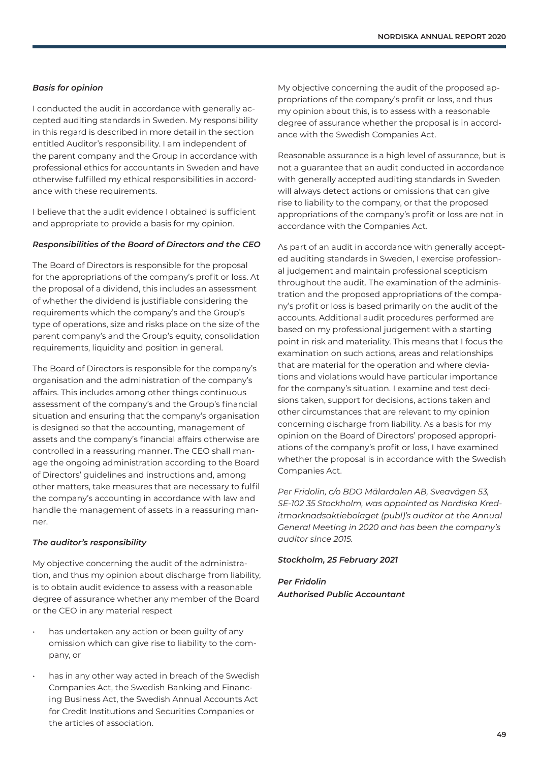### *Basis for opinion*

I conducted the audit in accordance with generally accepted auditing standards in Sweden. My responsibility in this regard is described in more detail in the section entitled Auditor's responsibility. I am independent of the parent company and the Group in accordance with professional ethics for accountants in Sweden and have otherwise fulfilled my ethical responsibilities in accordance with these requirements.

I believe that the audit evidence I obtained is sufficient and appropriate to provide a basis for my opinion.

### *Responsibilities of the Board of Directors and the CEO*

The Board of Directors is responsible for the proposal for the appropriations of the company's profit or loss. At the proposal of a dividend, this includes an assessment of whether the dividend is justifiable considering the requirements which the company's and the Group's type of operations, size and risks place on the size of the parent company's and the Group's equity, consolidation requirements, liquidity and position in general.

The Board of Directors is responsible for the company's organisation and the administration of the company's affairs. This includes among other things continuous assessment of the company's and the Group's financial situation and ensuring that the company's organisation is designed so that the accounting, management of assets and the company's financial affairs otherwise are controlled in a reassuring manner. The CEO shall manage the ongoing administration according to the Board of Directors' guidelines and instructions and, among other matters, take measures that are necessary to fulfil the company's accounting in accordance with law and handle the management of assets in a reassuring manner.

### *The auditor's responsibility*

My objective concerning the audit of the administration, and thus my opinion about discharge from liability, is to obtain audit evidence to assess with a reasonable degree of assurance whether any member of the Board or the CEO in any material respect

- has undertaken any action or been guilty of any omission which can give rise to liability to the company, or
- has in any other way acted in breach of the Swedish Companies Act, the Swedish Banking and Financing Business Act, the Swedish Annual Accounts Act for Credit Institutions and Securities Companies or the articles of association.

My objective concerning the audit of the proposed appropriations of the company's profit or loss, and thus my opinion about this, is to assess with a reasonable degree of assurance whether the proposal is in accordance with the Swedish Companies Act.

Reasonable assurance is a high level of assurance, but is not a guarantee that an audit conducted in accordance with generally accepted auditing standards in Sweden will always detect actions or omissions that can give rise to liability to the company, or that the proposed appropriations of the company's profit or loss are not in accordance with the Companies Act.

As part of an audit in accordance with generally accepted auditing standards in Sweden, I exercise professional judgement and maintain professional scepticism throughout the audit. The examination of the administration and the proposed appropriations of the company's profit or loss is based primarily on the audit of the accounts. Additional audit procedures performed are based on my professional judgement with a starting point in risk and materiality. This means that I focus the examination on such actions, areas and relationships that are material for the operation and where deviations and violations would have particular importance for the company's situation. I examine and test decisions taken, support for decisions, actions taken and other circumstances that are relevant to my opinion concerning discharge from liability. As a basis for my opinion on the Board of Directors' proposed appropriations of the company's profit or loss, I have examined whether the proposal is in accordance with the Swedish Companies Act.

*Per Fridolin, c/o BDO Mälardalen AB, Sveavägen 53, SE-102 35 Stockholm, was appointed as Nordiska Kreditmarknadsaktiebolaget (publ)'s auditor at the Annual General Meeting in 2020 and has been the company's auditor since 2015.*

***Stockholm, 25 February 2021***

***Per Fridolin***
***Authorised Public Accountant***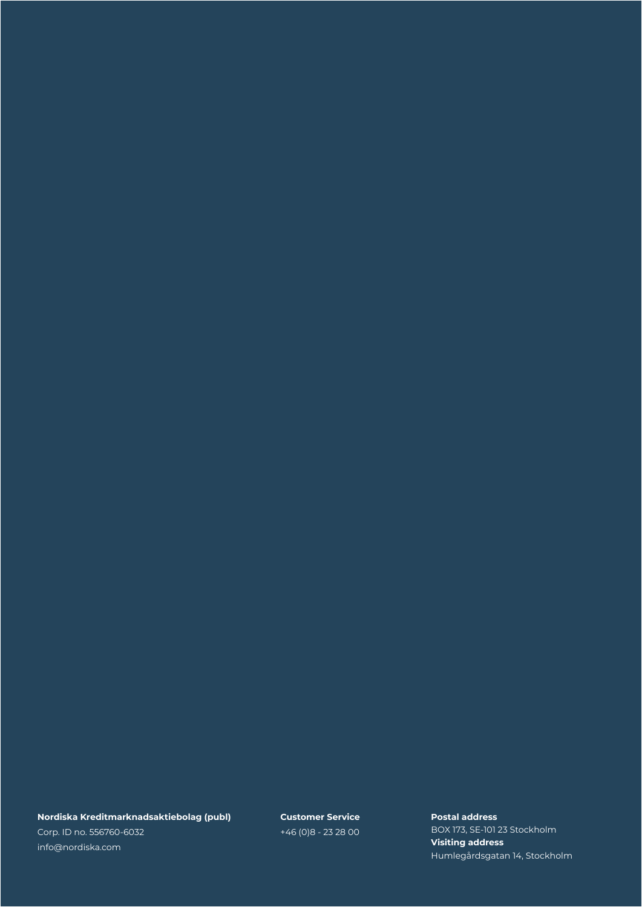**Nordiska Kreditmarknadsaktiebolag (publ)**
Corp. ID no. 556760-6032
info@nordiska.com

**Customer Service**
+46 (0)8 - 23 28 00

**Postal address**
BOX 173, SE-101 23 Stockholm
**Visiting address**
Humlegårdsgatan 14, Stockholm